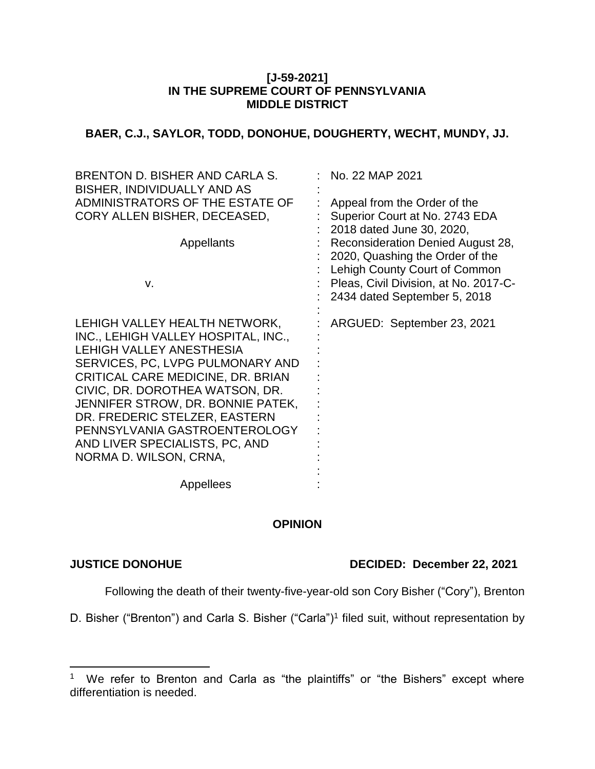**[J-59-2021]**
**IN THE SUPREME COURT OF PENNSYLVANIA**
**MIDDLE DISTRICT**

**BAER, C.J., SAYLOR, TODD, DONOHUE, DOUGHERTY, WECHT, MUNDY, JJ.**

| | |
|---|---|
| BRENTON D. BISHER AND CARLA S. BISHER, INDIVIDUALLY AND AS ADMINISTRATORS OF THE ESTATE OF CORY ALLEN BISHER, DECEASED,<br><br>Appellants<br><br>v.<br><br>LEHIGH VALLEY HEALTH NETWORK, INC., LEHIGH VALLEY HOSPITAL, INC., LEHIGH VALLEY ANESTHESIA SERVICES, PC, LVPG PULMONARY AND CRITICAL CARE MEDICINE, DR. BRIAN CIVIC, DR. DOROTHEA WATSON, DR. JENNIFER STROW, DR. BONNIE PATEK, DR. FREDERIC STELZER, EASTERN PENNSYLVANIA GASTROENTEROLOGY AND LIVER SPECIALISTS, PC, AND NORMA D. WILSON, CRNA,<br><br>Appellees | No. 22 MAP 2021<br><br>Appeal from the Order of the Superior Court at No. 2743 EDA 2018 dated June 30, 2020, Reconsideration Denied August 28, 2020, Quashing the Order of the Lehigh County Court of Common Pleas, Civil Division, at No. 2017-C-2434 dated September 5, 2018<br><br>ARGUED: September 23, 2021 |

**OPINION**

**JUSTICE DONOHUE** **DECIDED: December 22, 2021**

Following the death of their twenty-five-year-old son Cory Bisher ("Cory"), Brenton D. Bisher ("Brenton") and Carla S. Bisher ("Carla")[1] filed suit, without representation by

---

[1] We refer to Brenton and Carla as "the plaintiffs" or "the Bishers" except where differentiation is needed.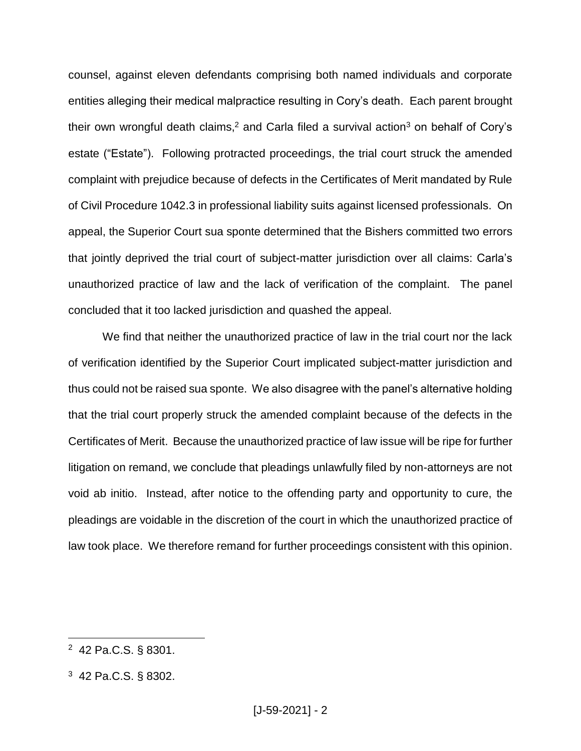counsel, against eleven defendants comprising both named individuals and corporate entities alleging their medical malpractice resulting in Cory's death. Each parent brought their own wrongful death claims,[2] and Carla filed a survival action[3] on behalf of Cory's estate ("Estate"). Following protracted proceedings, the trial court struck the amended complaint with prejudice because of defects in the Certificates of Merit mandated by Rule of Civil Procedure 1042.3 in professional liability suits against licensed professionals. On appeal, the Superior Court sua sponte determined that the Bishers committed two errors that jointly deprived the trial court of subject-matter jurisdiction over all claims: Carla's unauthorized practice of law and the lack of verification of the complaint. The panel concluded that it too lacked jurisdiction and quashed the appeal.

We find that neither the unauthorized practice of law in the trial court nor the lack of verification identified by the Superior Court implicated subject-matter jurisdiction and thus could not be raised sua sponte. We also disagree with the panel's alternative holding that the trial court properly struck the amended complaint because of the defects in the Certificates of Merit. Because the unauthorized practice of law issue will be ripe for further litigation on remand, we conclude that pleadings unlawfully filed by non-attorneys are not void ab initio. Instead, after notice to the offending party and opportunity to cure, the pleadings are voidable in the discretion of the court in which the unauthorized practice of law took place. We therefore remand for further proceedings consistent with this opinion.

[2] 42 Pa.C.S. § 8301.

[3] 42 Pa.C.S. § 8302.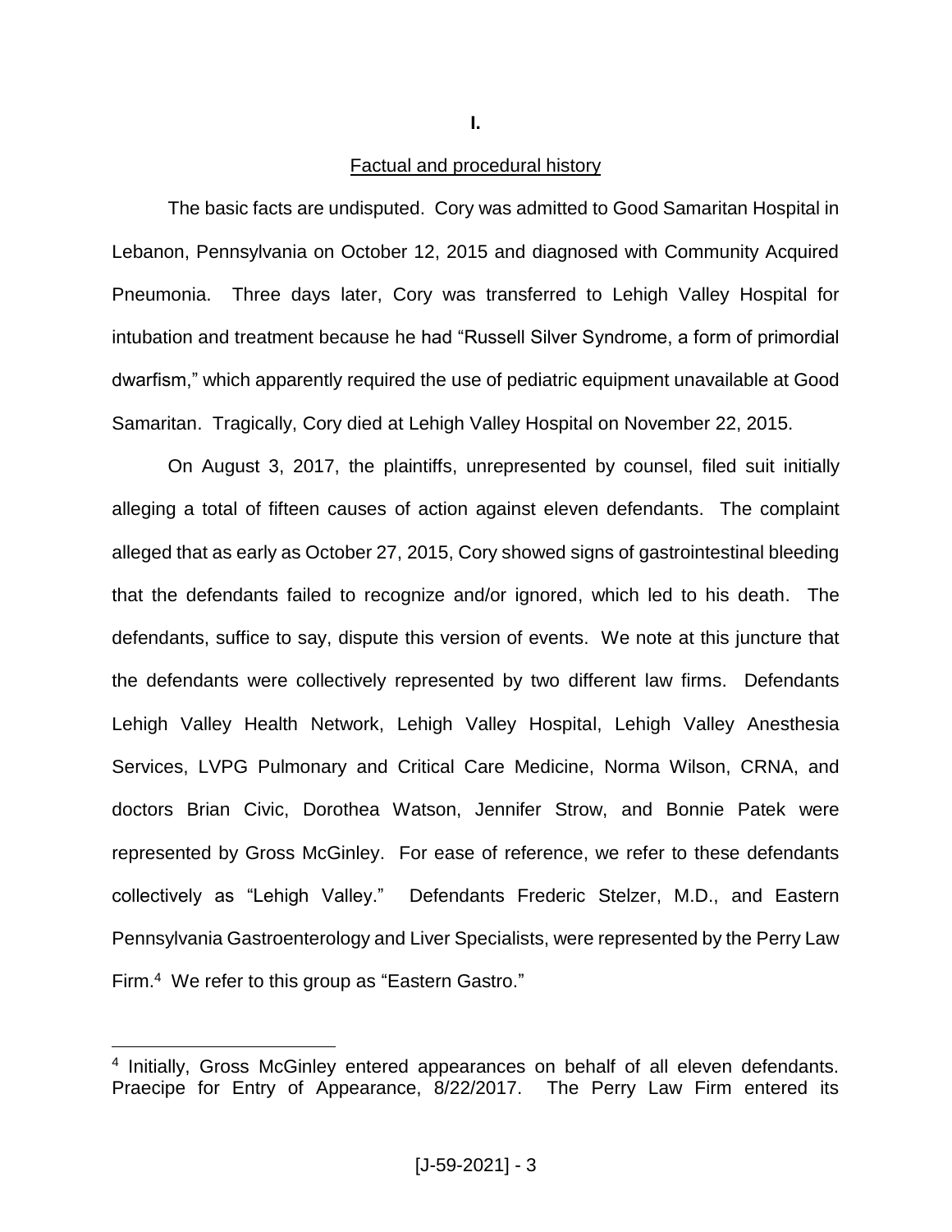# I.

## Factual and procedural history

The basic facts are undisputed. Cory was admitted to Good Samaritan Hospital in Lebanon, Pennsylvania on October 12, 2015 and diagnosed with Community Acquired Pneumonia. Three days later, Cory was transferred to Lehigh Valley Hospital for intubation and treatment because he had "Russell Silver Syndrome, a form of primordial dwarfism," which apparently required the use of pediatric equipment unavailable at Good Samaritan. Tragically, Cory died at Lehigh Valley Hospital on November 22, 2015.

On August 3, 2017, the plaintiffs, unrepresented by counsel, filed suit initially alleging a total of fifteen causes of action against eleven defendants. The complaint alleged that as early as October 27, 2015, Cory showed signs of gastrointestinal bleeding that the defendants failed to recognize and/or ignored, which led to his death. The defendants, suffice to say, dispute this version of events. We note at this juncture that the defendants were collectively represented by two different law firms. Defendants Lehigh Valley Health Network, Lehigh Valley Hospital, Lehigh Valley Anesthesia Services, LVPG Pulmonary and Critical Care Medicine, Norma Wilson, CRNA, and doctors Brian Civic, Dorothea Watson, Jennifer Strow, and Bonnie Patek were represented by Gross McGinley. For ease of reference, we refer to these defendants collectively as "Lehigh Valley." Defendants Frederic Stelzer, M.D., and Eastern Pennsylvania Gastroenterology and Liver Specialists, were represented by the Perry Law Firm.[4] We refer to this group as "Eastern Gastro."

[4] Initially, Gross McGinley entered appearances on behalf of all eleven defendants. Praecipe for Entry of Appearance, 8/22/2017. The Perry Law Firm entered its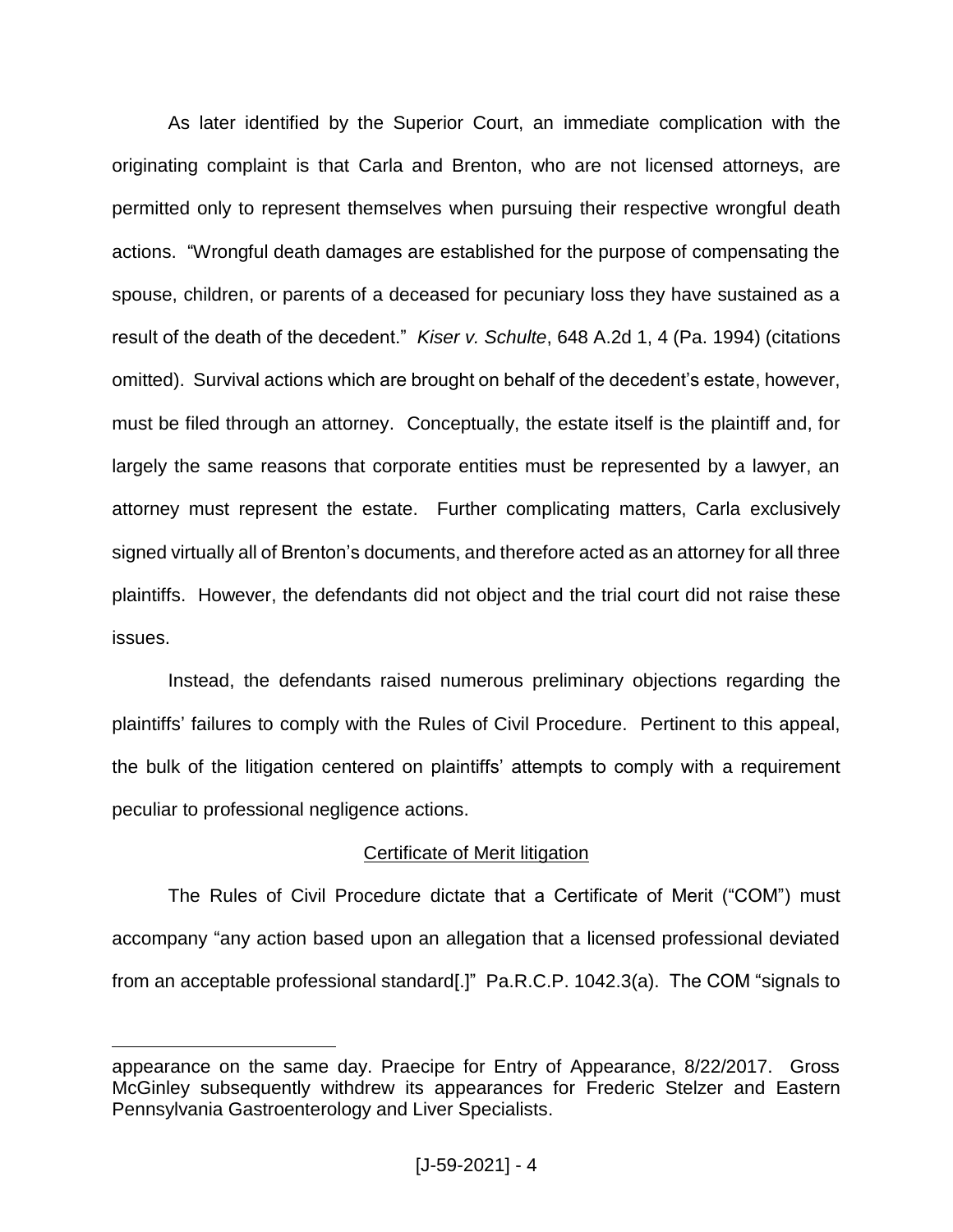As later identified by the Superior Court, an immediate complication with the originating complaint is that Carla and Brenton, who are not licensed attorneys, are permitted only to represent themselves when pursuing their respective wrongful death actions. "Wrongful death damages are established for the purpose of compensating the spouse, children, or parents of a deceased for pecuniary loss they have sustained as a result of the death of the decedent." *Kiser v. Schulte*, 648 A.2d 1, 4 (Pa. 1994) (citations omitted). Survival actions which are brought on behalf of the decedent's estate, however, must be filed through an attorney. Conceptually, the estate itself is the plaintiff and, for largely the same reasons that corporate entities must be represented by a lawyer, an attorney must represent the estate. Further complicating matters, Carla exclusively signed virtually all of Brenton's documents, and therefore acted as an attorney for all three plaintiffs. However, the defendants did not object and the trial court did not raise these issues.

Instead, the defendants raised numerous preliminary objections regarding the plaintiffs' failures to comply with the Rules of Civil Procedure. Pertinent to this appeal, the bulk of the litigation centered on plaintiffs' attempts to comply with a requirement peculiar to professional negligence actions.

### Certificate of Merit litigation

The Rules of Civil Procedure dictate that a Certificate of Merit ("COM") must accompany "any action based upon an allegation that a licensed professional deviated from an acceptable professional standard[.]" Pa.R.C.P. 1042.3(a). The COM "signals to

---

appearance on the same day. Praecipe for Entry of Appearance, 8/22/2017. Gross McGinley subsequently withdrew its appearances for Frederic Stelzer and Eastern Pennsylvania Gastroenterology and Liver Specialists.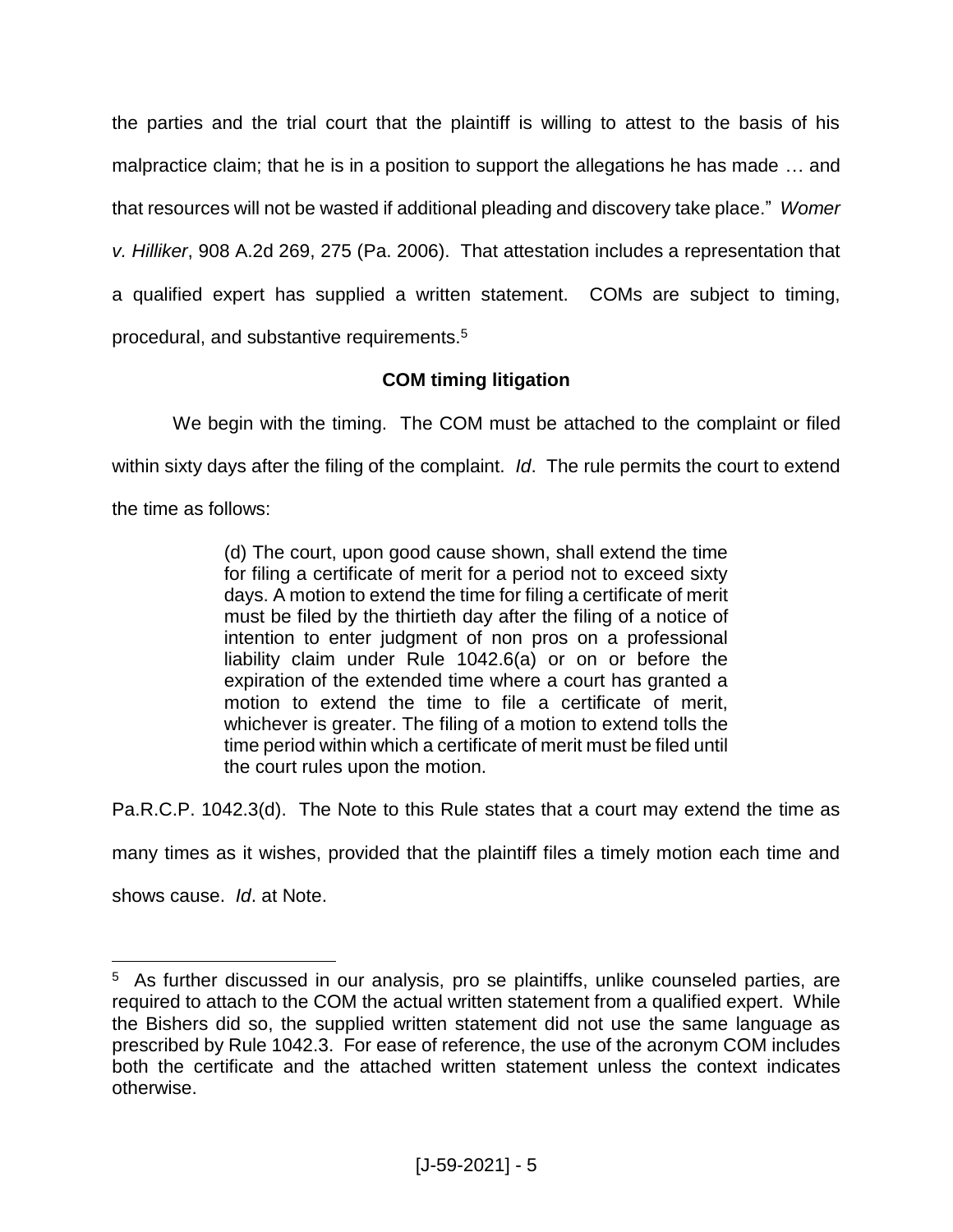the parties and the trial court that the plaintiff is willing to attest to the basis of his malpractice claim; that he is in a position to support the allegations he has made … and that resources will not be wasted if additional pleading and discovery take place." *Womer v. Hilliker*, 908 A.2d 269, 275 (Pa. 2006). That attestation includes a representation that a qualified expert has supplied a written statement. COMs are subject to timing, procedural, and substantive requirements.[5]

**COM timing litigation**

We begin with the timing. The COM must be attached to the complaint or filed within sixty days after the filing of the complaint. *Id*. The rule permits the court to extend the time as follows:

> (d) The court, upon good cause shown, shall extend the time for filing a certificate of merit for a period not to exceed sixty days. A motion to extend the time for filing a certificate of merit must be filed by the thirtieth day after the filing of a notice of intention to enter judgment of non pros on a professional liability claim under Rule 1042.6(a) or on or before the expiration of the extended time where a court has granted a motion to extend the time to file a certificate of merit, whichever is greater. The filing of a motion to extend tolls the time period within which a certificate of merit must be filed until the court rules upon the motion.

Pa.R.C.P. 1042.3(d). The Note to this Rule states that a court may extend the time as many times as it wishes, provided that the plaintiff files a timely motion each time and shows cause. *Id*. at Note.

[5] As further discussed in our analysis, pro se plaintiffs, unlike counseled parties, are required to attach to the COM the actual written statement from a qualified expert. While the Bishers did so, the supplied written statement did not use the same language as prescribed by Rule 1042.3. For ease of reference, the use of the acronym COM includes both the certificate and the attached written statement unless the context indicates otherwise.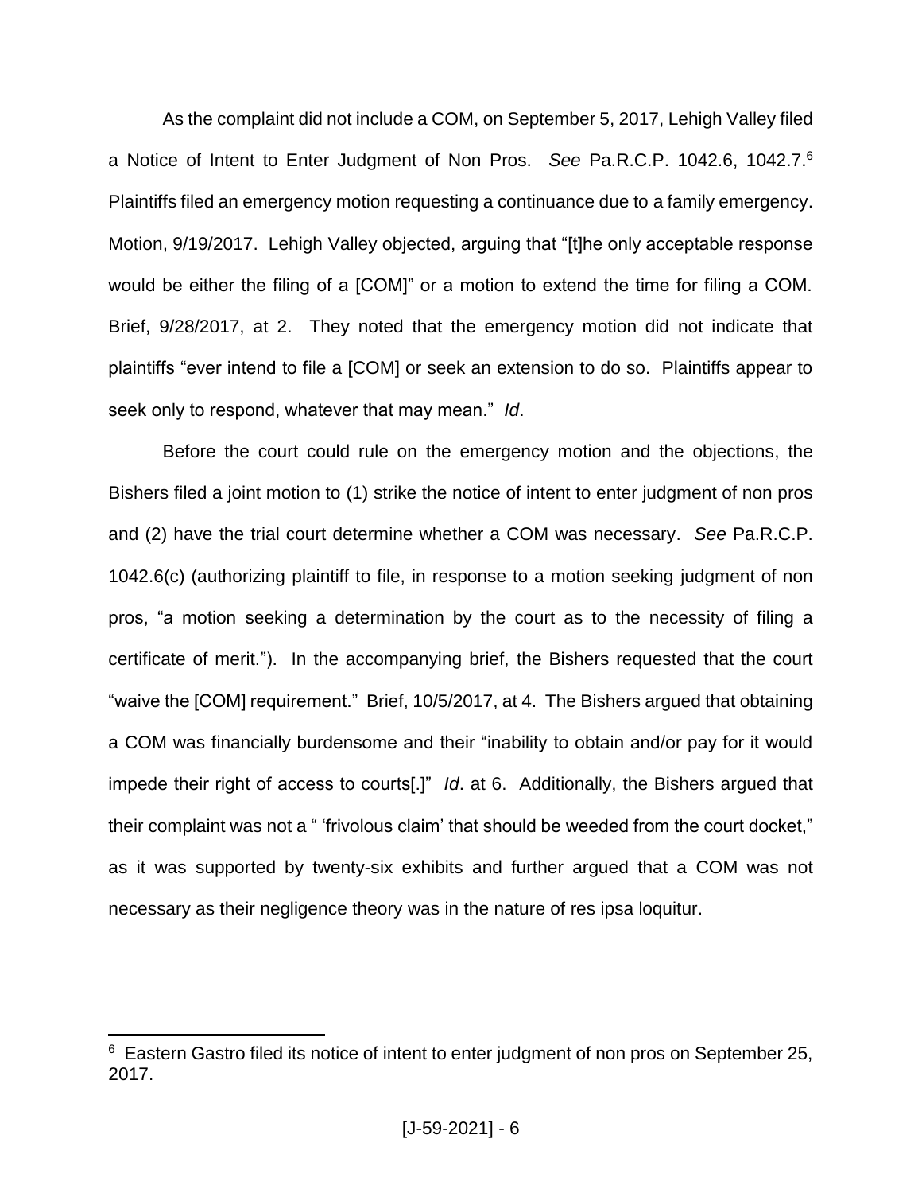As the complaint did not include a COM, on September 5, 2017, Lehigh Valley filed a Notice of Intent to Enter Judgment of Non Pros. *See* Pa.R.C.P. 1042.6, 1042.7.[6] Plaintiffs filed an emergency motion requesting a continuance due to a family emergency. Motion, 9/19/2017. Lehigh Valley objected, arguing that "[t]he only acceptable response would be either the filing of a [COM]" or a motion to extend the time for filing a COM. Brief, 9/28/2017, at 2. They noted that the emergency motion did not indicate that plaintiffs "ever intend to file a [COM] or seek an extension to do so. Plaintiffs appear to seek only to respond, whatever that may mean." *Id*.

Before the court could rule on the emergency motion and the objections, the Bishers filed a joint motion to (1) strike the notice of intent to enter judgment of non pros and (2) have the trial court determine whether a COM was necessary. *See* Pa.R.C.P. 1042.6(c) (authorizing plaintiff to file, in response to a motion seeking judgment of non pros, "a motion seeking a determination by the court as to the necessity of filing a certificate of merit."). In the accompanying brief, the Bishers requested that the court "waive the [COM] requirement." Brief, 10/5/2017, at 4. The Bishers argued that obtaining a COM was financially burdensome and their "inability to obtain and/or pay for it would impede their right of access to courts[.]" *Id*. at 6. Additionally, the Bishers argued that their complaint was not a " 'frivolous claim' that should be weeded from the court docket," as it was supported by twenty-six exhibits and further argued that a COM was not necessary as their negligence theory was in the nature of res ipsa loquitur.

---

[6] Eastern Gastro filed its notice of intent to enter judgment of non pros on September 25, 2017.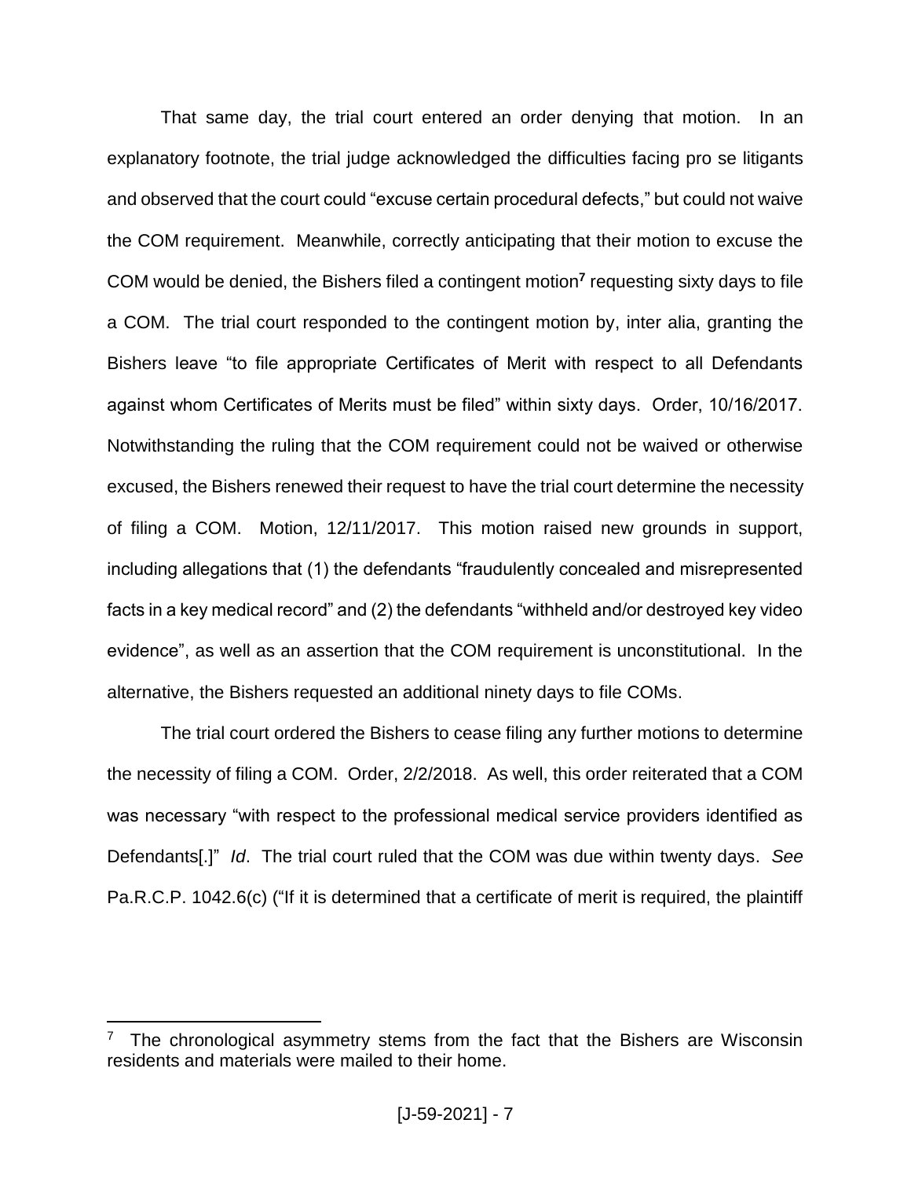That same day, the trial court entered an order denying that motion. In an explanatory footnote, the trial judge acknowledged the difficulties facing pro se litigants and observed that the court could "excuse certain procedural defects," but could not waive the COM requirement. Meanwhile, correctly anticipating that their motion to excuse the COM would be denied, the Bishers filed a contingent motion[7] requesting sixty days to file a COM. The trial court responded to the contingent motion by, inter alia, granting the Bishers leave "to file appropriate Certificates of Merit with respect to all Defendants against whom Certificates of Merits must be filed" within sixty days. Order, 10/16/2017. Notwithstanding the ruling that the COM requirement could not be waived or otherwise excused, the Bishers renewed their request to have the trial court determine the necessity of filing a COM. Motion, 12/11/2017. This motion raised new grounds in support, including allegations that (1) the defendants "fraudulently concealed and misrepresented facts in a key medical record" and (2) the defendants "withheld and/or destroyed key video evidence", as well as an assertion that the COM requirement is unconstitutional. In the alternative, the Bishers requested an additional ninety days to file COMs.

The trial court ordered the Bishers to cease filing any further motions to determine the necessity of filing a COM. Order, 2/2/2018. As well, this order reiterated that a COM was necessary "with respect to the professional medical service providers identified as Defendants[.]" *Id*. The trial court ruled that the COM was due within twenty days. *See* Pa.R.C.P. 1042.6(c) ("If it is determined that a certificate of merit is required, the plaintiff

---

[7] The chronological asymmetry stems from the fact that the Bishers are Wisconsin residents and materials were mailed to their home.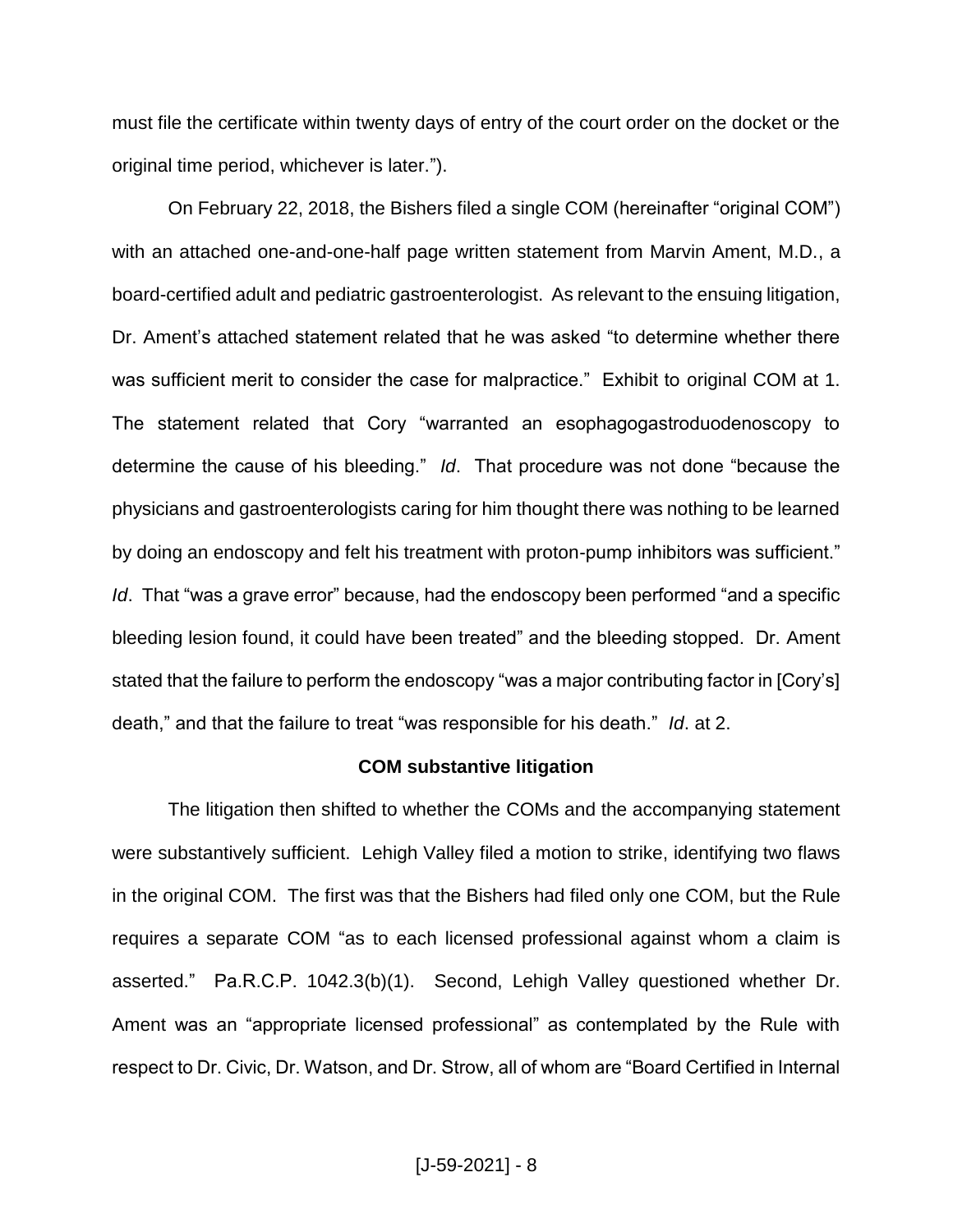must file the certificate within twenty days of entry of the court order on the docket or the original time period, whichever is later.").

On February 22, 2018, the Bishers filed a single COM (hereinafter "original COM") with an attached one-and-one-half page written statement from Marvin Ament, M.D., a board-certified adult and pediatric gastroenterologist. As relevant to the ensuing litigation, Dr. Ament's attached statement related that he was asked "to determine whether there was sufficient merit to consider the case for malpractice." Exhibit to original COM at 1. The statement related that Cory "warranted an esophagogastroduodenoscopy to determine the cause of his bleeding." *Id*. That procedure was not done "because the physicians and gastroenterologists caring for him thought there was nothing to be learned by doing an endoscopy and felt his treatment with proton-pump inhibitors was sufficient." *Id*. That "was a grave error" because, had the endoscopy been performed "and a specific bleeding lesion found, it could have been treated" and the bleeding stopped. Dr. Ament stated that the failure to perform the endoscopy "was a major contributing factor in [Cory's] death," and that the failure to treat "was responsible for his death." *Id*. at 2.

**COM substantive litigation**

The litigation then shifted to whether the COMs and the accompanying statement were substantively sufficient. Lehigh Valley filed a motion to strike, identifying two flaws in the original COM. The first was that the Bishers had filed only one COM, but the Rule requires a separate COM "as to each licensed professional against whom a claim is asserted." Pa.R.C.P. 1042.3(b)(1). Second, Lehigh Valley questioned whether Dr. Ament was an "appropriate licensed professional" as contemplated by the Rule with respect to Dr. Civic, Dr. Watson, and Dr. Strow, all of whom are "Board Certified in Internal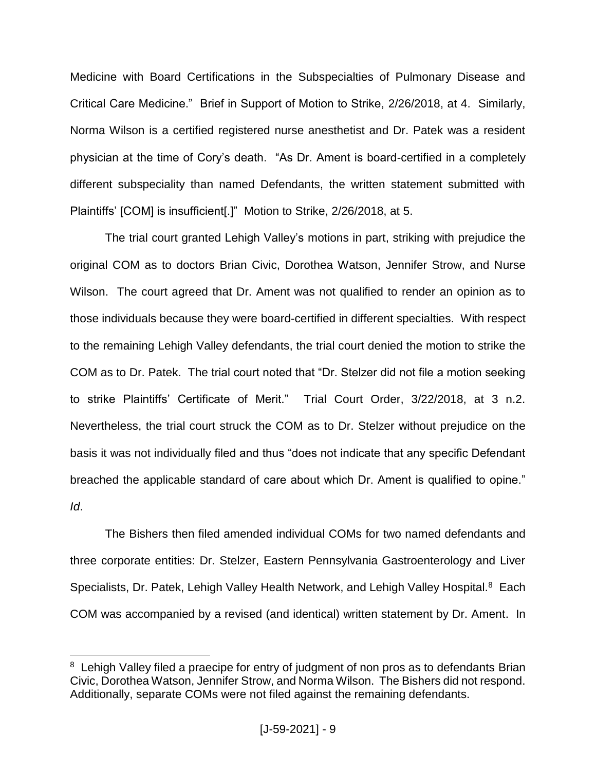Medicine with Board Certifications in the Subspecialties of Pulmonary Disease and Critical Care Medicine." Brief in Support of Motion to Strike, 2/26/2018, at 4. Similarly, Norma Wilson is a certified registered nurse anesthetist and Dr. Patek was a resident physician at the time of Cory's death. "As Dr. Ament is board-certified in a completely different subspeciality than named Defendants, the written statement submitted with Plaintiffs' [COM] is insufficient[.]" Motion to Strike, 2/26/2018, at 5.

The trial court granted Lehigh Valley's motions in part, striking with prejudice the original COM as to doctors Brian Civic, Dorothea Watson, Jennifer Strow, and Nurse Wilson. The court agreed that Dr. Ament was not qualified to render an opinion as to those individuals because they were board-certified in different specialties. With respect to the remaining Lehigh Valley defendants, the trial court denied the motion to strike the COM as to Dr. Patek. The trial court noted that "Dr. Stelzer did not file a motion seeking to strike Plaintiffs' Certificate of Merit." Trial Court Order, 3/22/2018, at 3 n.2. Nevertheless, the trial court struck the COM as to Dr. Stelzer without prejudice on the basis it was not individually filed and thus "does not indicate that any specific Defendant breached the applicable standard of care about which Dr. Ament is qualified to opine." *Id*.

The Bishers then filed amended individual COMs for two named defendants and three corporate entities: Dr. Stelzer, Eastern Pennsylvania Gastroenterology and Liver Specialists, Dr. Patek, Lehigh Valley Health Network, and Lehigh Valley Hospital.[8] Each COM was accompanied by a revised (and identical) written statement by Dr. Ament. In

[8] Lehigh Valley filed a praecipe for entry of judgment of non pros as to defendants Brian Civic, Dorothea Watson, Jennifer Strow, and Norma Wilson. The Bishers did not respond. Additionally, separate COMs were not filed against the remaining defendants.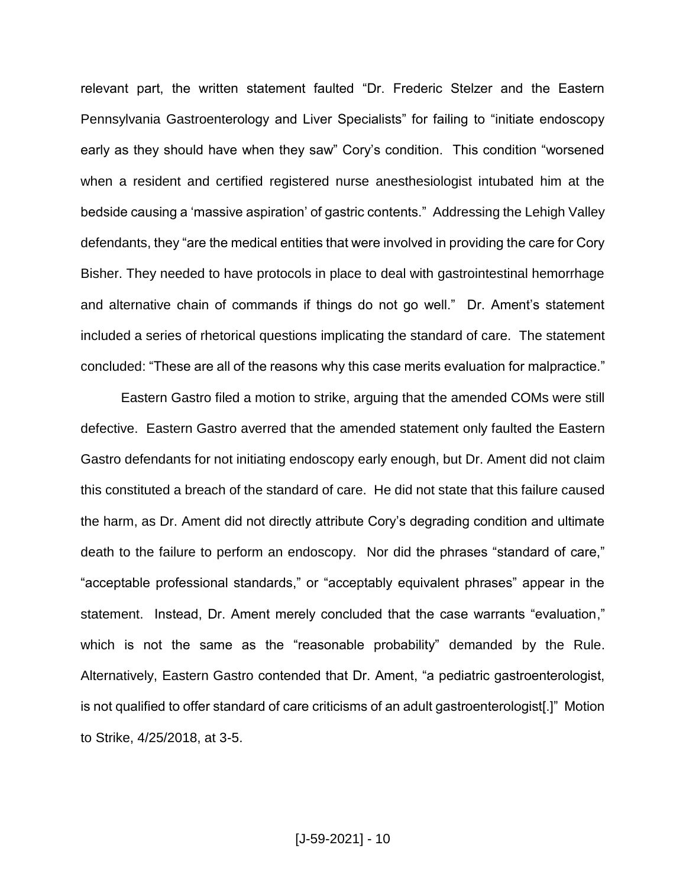relevant part, the written statement faulted "Dr. Frederic Stelzer and the Eastern Pennsylvania Gastroenterology and Liver Specialists" for failing to "initiate endoscopy early as they should have when they saw" Cory's condition. This condition "worsened when a resident and certified registered nurse anesthesiologist intubated him at the bedside causing a 'massive aspiration' of gastric contents." Addressing the Lehigh Valley defendants, they "are the medical entities that were involved in providing the care for Cory Bisher. They needed to have protocols in place to deal with gastrointestinal hemorrhage and alternative chain of commands if things do not go well." Dr. Ament's statement included a series of rhetorical questions implicating the standard of care. The statement concluded: "These are all of the reasons why this case merits evaluation for malpractice."

Eastern Gastro filed a motion to strike, arguing that the amended COMs were still defective. Eastern Gastro averred that the amended statement only faulted the Eastern Gastro defendants for not initiating endoscopy early enough, but Dr. Ament did not claim this constituted a breach of the standard of care. He did not state that this failure caused the harm, as Dr. Ament did not directly attribute Cory's degrading condition and ultimate death to the failure to perform an endoscopy. Nor did the phrases "standard of care," "acceptable professional standards," or "acceptably equivalent phrases" appear in the statement. Instead, Dr. Ament merely concluded that the case warrants "evaluation," which is not the same as the "reasonable probability" demanded by the Rule. Alternatively, Eastern Gastro contended that Dr. Ament, "a pediatric gastroenterologist, is not qualified to offer standard of care criticisms of an adult gastroenterologist[.]" Motion to Strike, 4/25/2018, at 3-5.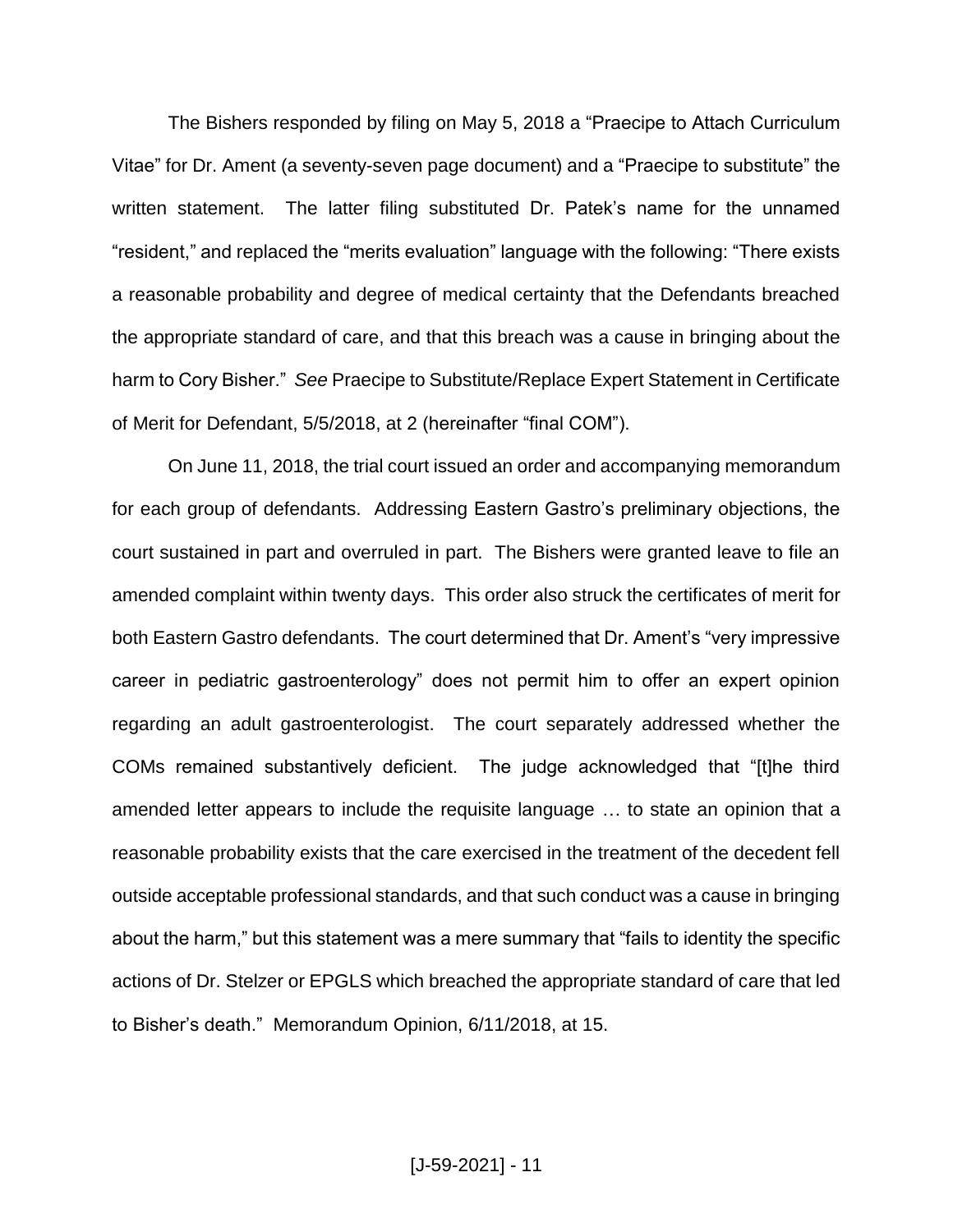The Bishers responded by filing on May 5, 2018 a "Praecipe to Attach Curriculum Vitae" for Dr. Ament (a seventy-seven page document) and a "Praecipe to substitute" the written statement. The latter filing substituted Dr. Patek's name for the unnamed "resident," and replaced the "merits evaluation" language with the following: "There exists a reasonable probability and degree of medical certainty that the Defendants breached the appropriate standard of care, and that this breach was a cause in bringing about the harm to Cory Bisher." *See* Praecipe to Substitute/Replace Expert Statement in Certificate of Merit for Defendant, 5/5/2018, at 2 (hereinafter "final COM").

On June 11, 2018, the trial court issued an order and accompanying memorandum for each group of defendants. Addressing Eastern Gastro's preliminary objections, the court sustained in part and overruled in part. The Bishers were granted leave to file an amended complaint within twenty days. This order also struck the certificates of merit for both Eastern Gastro defendants. The court determined that Dr. Ament's "very impressive career in pediatric gastroenterology" does not permit him to offer an expert opinion regarding an adult gastroenterologist. The court separately addressed whether the COMs remained substantively deficient. The judge acknowledged that "[t]he third amended letter appears to include the requisite language … to state an opinion that a reasonable probability exists that the care exercised in the treatment of the decedent fell outside acceptable professional standards, and that such conduct was a cause in bringing about the harm," but this statement was a mere summary that "fails to identity the specific actions of Dr. Stelzer or EPGLS which breached the appropriate standard of care that led to Bisher's death." Memorandum Opinion, 6/11/2018, at 15.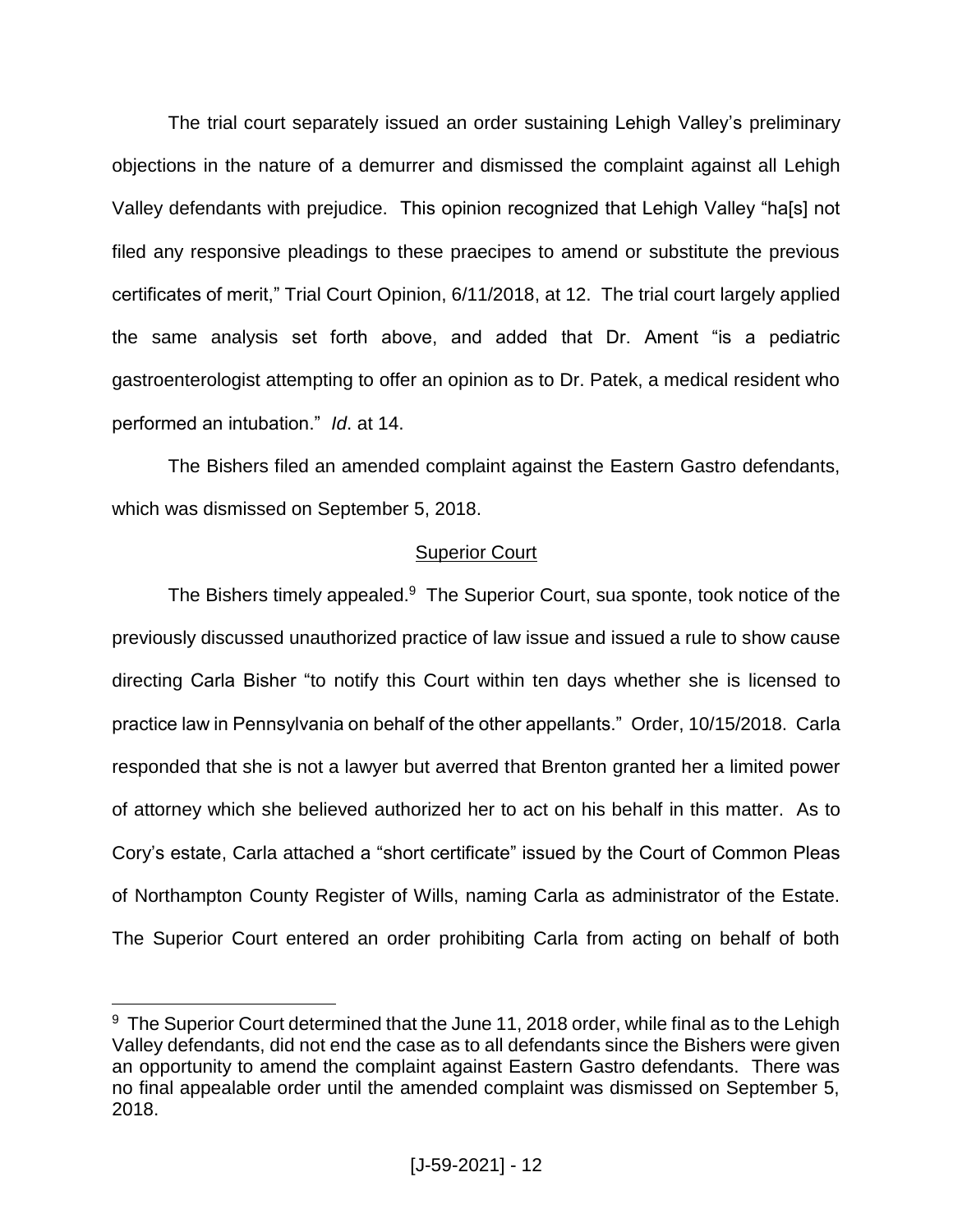The trial court separately issued an order sustaining Lehigh Valley's preliminary objections in the nature of a demurrer and dismissed the complaint against all Lehigh Valley defendants with prejudice. This opinion recognized that Lehigh Valley "ha[s] not filed any responsive pleadings to these praecipes to amend or substitute the previous certificates of merit," Trial Court Opinion, 6/11/2018, at 12. The trial court largely applied the same analysis set forth above, and added that Dr. Ament "is a pediatric gastroenterologist attempting to offer an opinion as to Dr. Patek, a medical resident who performed an intubation." *Id*. at 14.

The Bishers filed an amended complaint against the Eastern Gastro defendants, which was dismissed on September 5, 2018.

## Superior Court

The Bishers timely appealed.[9] The Superior Court, sua sponte, took notice of the previously discussed unauthorized practice of law issue and issued a rule to show cause directing Carla Bisher "to notify this Court within ten days whether she is licensed to practice law in Pennsylvania on behalf of the other appellants." Order, 10/15/2018. Carla responded that she is not a lawyer but averred that Brenton granted her a limited power of attorney which she believed authorized her to act on his behalf in this matter. As to Cory's estate, Carla attached a "short certificate" issued by the Court of Common Pleas of Northampton County Register of Wills, naming Carla as administrator of the Estate. The Superior Court entered an order prohibiting Carla from acting on behalf of both

---

[9] The Superior Court determined that the June 11, 2018 order, while final as to the Lehigh Valley defendants, did not end the case as to all defendants since the Bishers were given an opportunity to amend the complaint against Eastern Gastro defendants. There was no final appealable order until the amended complaint was dismissed on September 5, 2018.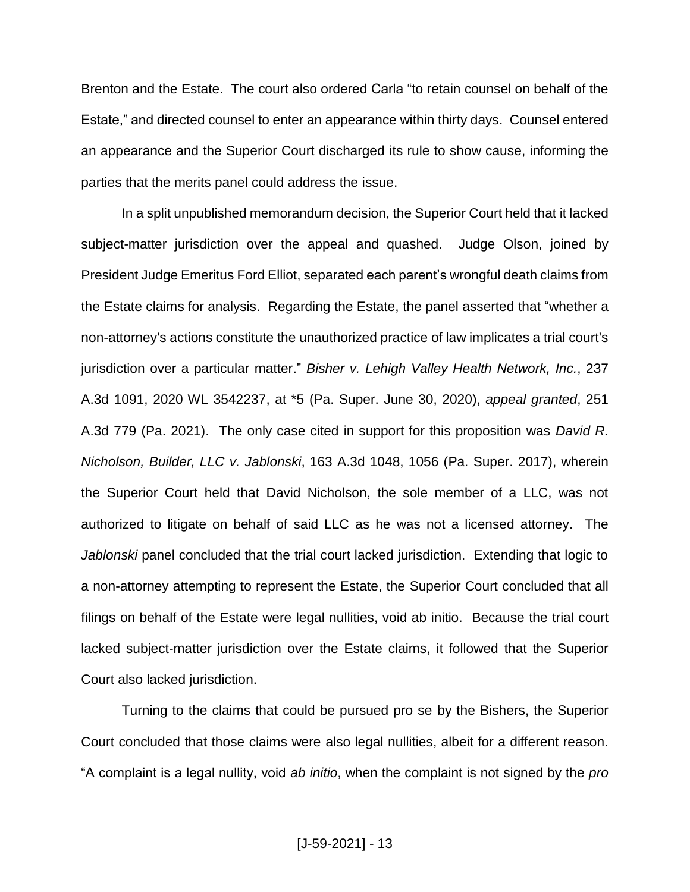Brenton and the Estate. The court also ordered Carla "to retain counsel on behalf of the Estate," and directed counsel to enter an appearance within thirty days. Counsel entered an appearance and the Superior Court discharged its rule to show cause, informing the parties that the merits panel could address the issue.

In a split unpublished memorandum decision, the Superior Court held that it lacked subject-matter jurisdiction over the appeal and quashed. Judge Olson, joined by President Judge Emeritus Ford Elliot, separated each parent's wrongful death claims from the Estate claims for analysis. Regarding the Estate, the panel asserted that "whether a non-attorney's actions constitute the unauthorized practice of law implicates a trial court's jurisdiction over a particular matter." *Bisher v. Lehigh Valley Health Network, Inc.*, 237 A.3d 1091, 2020 WL 3542237, at *5 (Pa. Super. June 30, 2020), *appeal granted*, 251 A.3d 779 (Pa. 2021). The only case cited in support for this proposition was *David R. Nicholson, Builder, LLC v. Jablonski*, 163 A.3d 1048, 1056 (Pa. Super. 2017), wherein the Superior Court held that David Nicholson, the sole member of a LLC, was not authorized to litigate on behalf of said LLC as he was not a licensed attorney. The *Jablonski* panel concluded that the trial court lacked jurisdiction. Extending that logic to a non-attorney attempting to represent the Estate, the Superior Court concluded that all filings on behalf of the Estate were legal nullities, void ab initio. Because the trial court lacked subject-matter jurisdiction over the Estate claims, it followed that the Superior Court also lacked jurisdiction.

Turning to the claims that could be pursued pro se by the Bishers, the Superior Court concluded that those claims were also legal nullities, albeit for a different reason. "A complaint is a legal nullity, void *ab initio*, when the complaint is not signed by the *pro*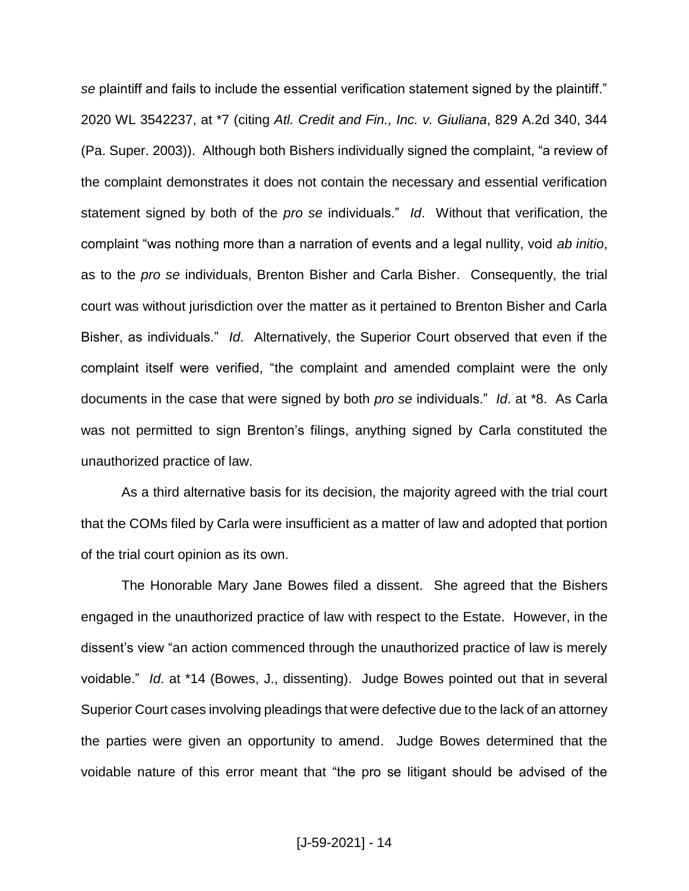*se* plaintiff and fails to include the essential verification statement signed by the plaintiff." 2020 WL 3542237, at *7 (citing *Atl. Credit and Fin., Inc. v. Giuliana*, 829 A.2d 340, 344 (Pa. Super. 2003)). Although both Bishers individually signed the complaint, "a review of the complaint demonstrates it does not contain the necessary and essential verification statement signed by both of the *pro se* individuals." *Id*. Without that verification, the complaint "was nothing more than a narration of events and a legal nullity, void *ab initio*, as to the *pro se* individuals, Brenton Bisher and Carla Bisher. Consequently, the trial court was without jurisdiction over the matter as it pertained to Brenton Bisher and Carla Bisher, as individuals." *Id*. Alternatively, the Superior Court observed that even if the complaint itself were verified, "the complaint and amended complaint were the only documents in the case that were signed by both *pro se* individuals." *Id*. at *8. As Carla was not permitted to sign Brenton's filings, anything signed by Carla constituted the unauthorized practice of law.

As a third alternative basis for its decision, the majority agreed with the trial court that the COMs filed by Carla were insufficient as a matter of law and adopted that portion of the trial court opinion as its own.

The Honorable Mary Jane Bowes filed a dissent. She agreed that the Bishers engaged in the unauthorized practice of law with respect to the Estate. However, in the dissent's view "an action commenced through the unauthorized practice of law is merely voidable." *Id*. at *14 (Bowes, J., dissenting). Judge Bowes pointed out that in several Superior Court cases involving pleadings that were defective due to the lack of an attorney the parties were given an opportunity to amend. Judge Bowes determined that the voidable nature of this error meant that "the pro se litigant should be advised of the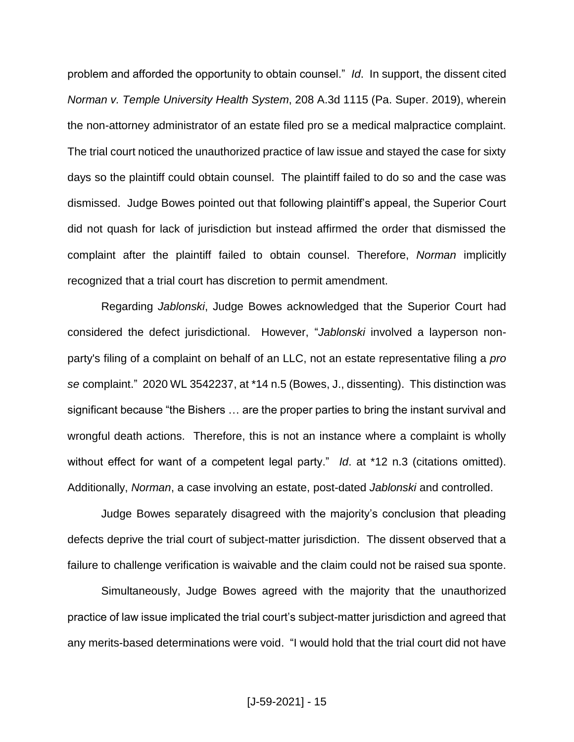problem and afforded the opportunity to obtain counsel." *Id*. In support, the dissent cited *Norman v. Temple University Health System*, 208 A.3d 1115 (Pa. Super. 2019), wherein the non-attorney administrator of an estate filed pro se a medical malpractice complaint. The trial court noticed the unauthorized practice of law issue and stayed the case for sixty days so the plaintiff could obtain counsel. The plaintiff failed to do so and the case was dismissed. Judge Bowes pointed out that following plaintiff's appeal, the Superior Court did not quash for lack of jurisdiction but instead affirmed the order that dismissed the complaint after the plaintiff failed to obtain counsel. Therefore, *Norman* implicitly recognized that a trial court has discretion to permit amendment.

Regarding *Jablonski*, Judge Bowes acknowledged that the Superior Court had considered the defect jurisdictional. However, "*Jablonski* involved a layperson non-party's filing of a complaint on behalf of an LLC, not an estate representative filing a *pro se* complaint." 2020 WL 3542237, at *14 n.5 (Bowes, J., dissenting). This distinction was significant because "the Bishers … are the proper parties to bring the instant survival and wrongful death actions. Therefore, this is not an instance where a complaint is wholly without effect for want of a competent legal party." *Id*. at *12 n.3 (citations omitted). Additionally, *Norman*, a case involving an estate, post-dated *Jablonski* and controlled.

Judge Bowes separately disagreed with the majority's conclusion that pleading defects deprive the trial court of subject-matter jurisdiction. The dissent observed that a failure to challenge verification is waivable and the claim could not be raised sua sponte.

Simultaneously, Judge Bowes agreed with the majority that the unauthorized practice of law issue implicated the trial court's subject-matter jurisdiction and agreed that any merits-based determinations were void. "I would hold that the trial court did not have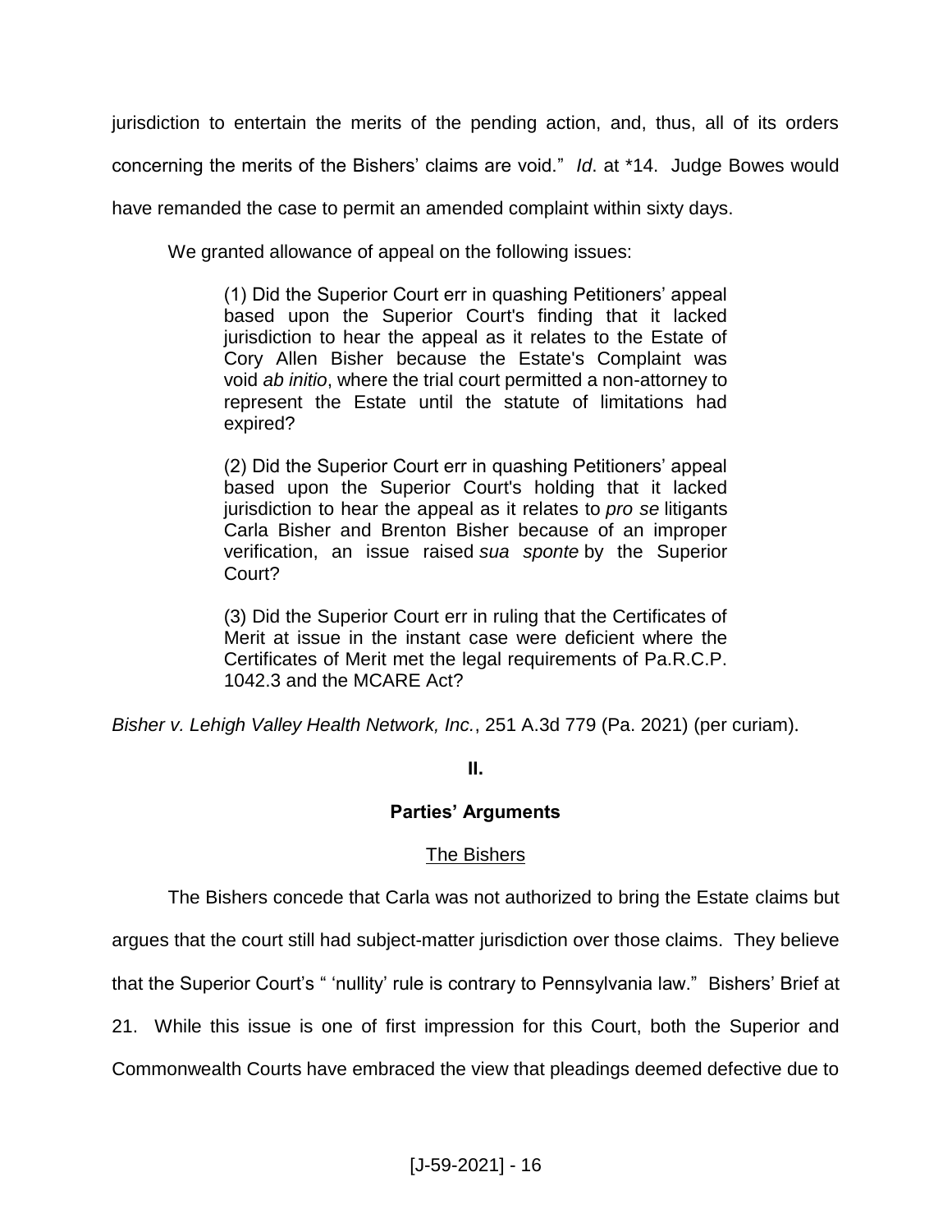jurisdiction to entertain the merits of the pending action, and, thus, all of its orders concerning the merits of the Bishers' claims are void." *Id*. at *14. Judge Bowes would have remanded the case to permit an amended complaint within sixty days.

We granted allowance of appeal on the following issues:

> (1) Did the Superior Court err in quashing Petitioners' appeal based upon the Superior Court's finding that it lacked jurisdiction to hear the appeal as it relates to the Estate of Cory Allen Bisher because the Estate's Complaint was void *ab initio*, where the trial court permitted a non-attorney to represent the Estate until the statute of limitations had expired?
>
> (2) Did the Superior Court err in quashing Petitioners' appeal based upon the Superior Court's holding that it lacked jurisdiction to hear the appeal as it relates to *pro se* litigants Carla Bisher and Brenton Bisher because of an improper verification, an issue raised *sua sponte* by the Superior Court?
>
> (3) Did the Superior Court err in ruling that the Certificates of Merit at issue in the instant case were deficient where the Certificates of Merit met the legal requirements of Pa.R.C.P. 1042.3 and the MCARE Act?

*Bisher v. Lehigh Valley Health Network, Inc.*, 251 A.3d 779 (Pa. 2021) (per curiam).

## II.

## Parties' Arguments

### The Bishers

The Bishers concede that Carla was not authorized to bring the Estate claims but argues that the court still had subject-matter jurisdiction over those claims. They believe that the Superior Court's " 'nullity' rule is contrary to Pennsylvania law." Bishers' Brief at 21. While this issue is one of first impression for this Court, both the Superior and Commonwealth Courts have embraced the view that pleadings deemed defective due to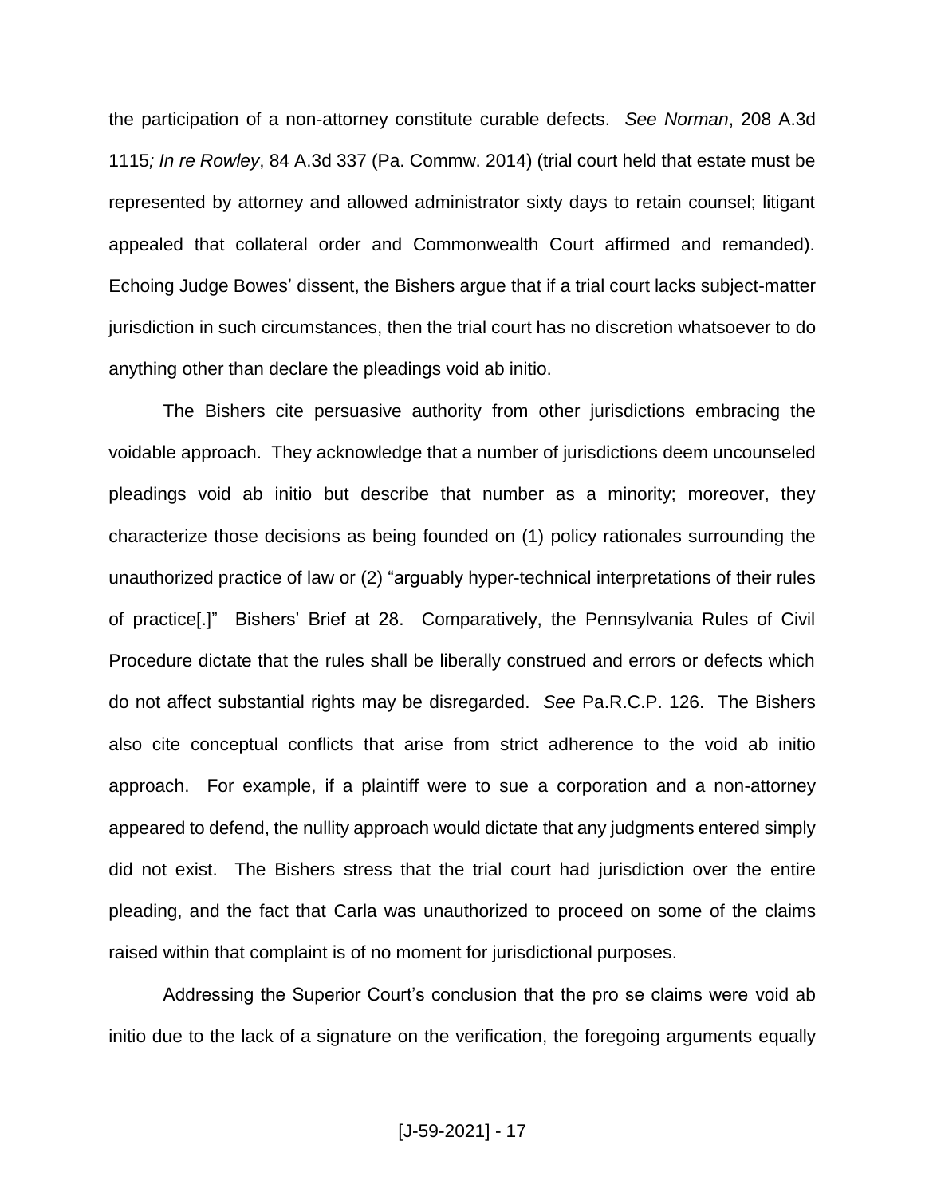the participation of a non-attorney constitute curable defects. *See Norman*, 208 A.3d 1115*; In re Rowley*, 84 A.3d 337 (Pa. Commw. 2014) (trial court held that estate must be represented by attorney and allowed administrator sixty days to retain counsel; litigant appealed that collateral order and Commonwealth Court affirmed and remanded). Echoing Judge Bowes' dissent, the Bishers argue that if a trial court lacks subject-matter jurisdiction in such circumstances, then the trial court has no discretion whatsoever to do anything other than declare the pleadings void ab initio.

The Bishers cite persuasive authority from other jurisdictions embracing the voidable approach. They acknowledge that a number of jurisdictions deem uncounseled pleadings void ab initio but describe that number as a minority; moreover, they characterize those decisions as being founded on (1) policy rationales surrounding the unauthorized practice of law or (2) "arguably hyper-technical interpretations of their rules of practice[.]" Bishers' Brief at 28. Comparatively, the Pennsylvania Rules of Civil Procedure dictate that the rules shall be liberally construed and errors or defects which do not affect substantial rights may be disregarded. *See* Pa.R.C.P. 126. The Bishers also cite conceptual conflicts that arise from strict adherence to the void ab initio approach. For example, if a plaintiff were to sue a corporation and a non-attorney appeared to defend, the nullity approach would dictate that any judgments entered simply did not exist. The Bishers stress that the trial court had jurisdiction over the entire pleading, and the fact that Carla was unauthorized to proceed on some of the claims raised within that complaint is of no moment for jurisdictional purposes.

Addressing the Superior Court's conclusion that the pro se claims were void ab initio due to the lack of a signature on the verification, the foregoing arguments equally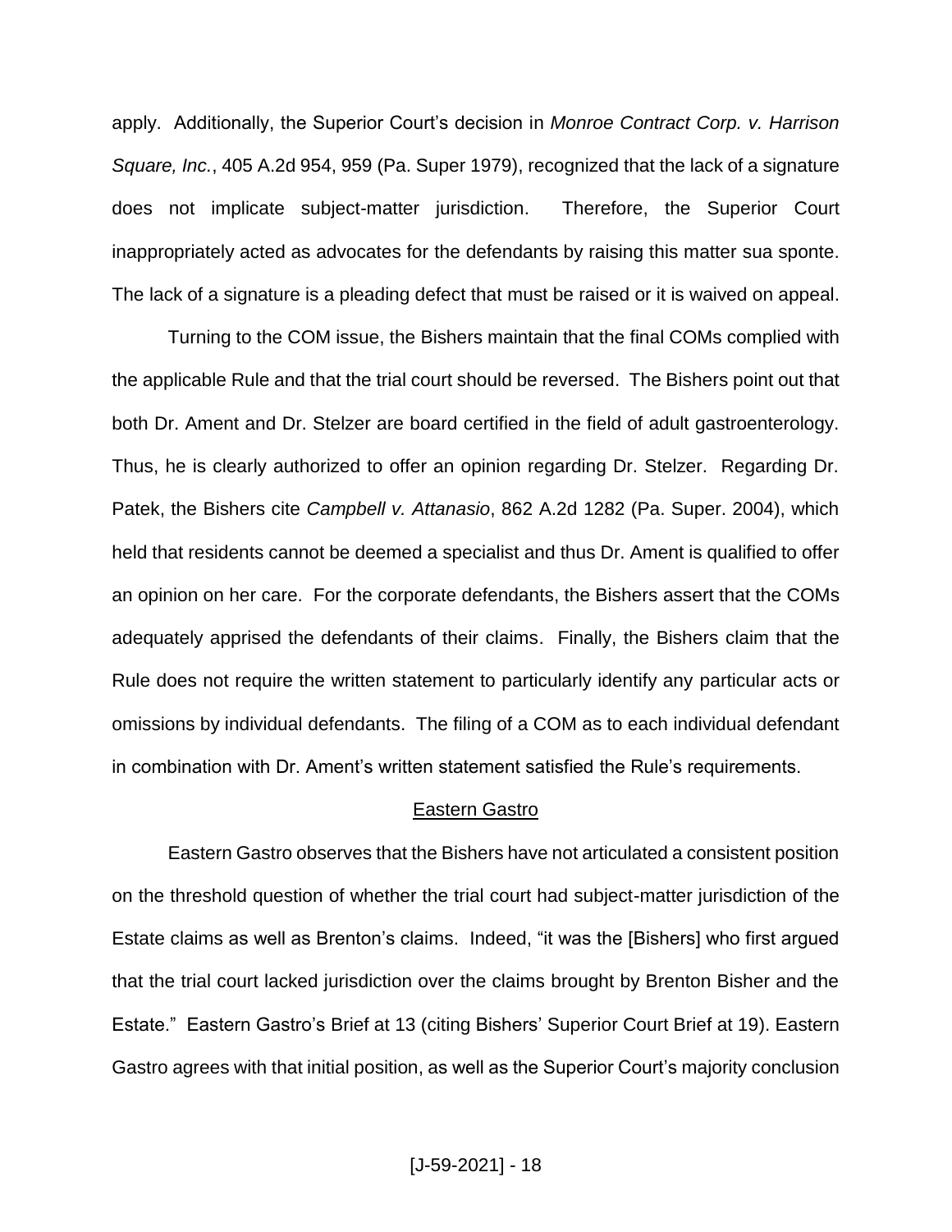apply. Additionally, the Superior Court's decision in *Monroe Contract Corp. v. Harrison Square, Inc.*, 405 A.2d 954, 959 (Pa. Super 1979), recognized that the lack of a signature does not implicate subject-matter jurisdiction. Therefore, the Superior Court inappropriately acted as advocates for the defendants by raising this matter sua sponte. The lack of a signature is a pleading defect that must be raised or it is waived on appeal.

Turning to the COM issue, the Bishers maintain that the final COMs complied with the applicable Rule and that the trial court should be reversed. The Bishers point out that both Dr. Ament and Dr. Stelzer are board certified in the field of adult gastroenterology. Thus, he is clearly authorized to offer an opinion regarding Dr. Stelzer. Regarding Dr. Patek, the Bishers cite *Campbell v. Attanasio*, 862 A.2d 1282 (Pa. Super. 2004), which held that residents cannot be deemed a specialist and thus Dr. Ament is qualified to offer an opinion on her care. For the corporate defendants, the Bishers assert that the COMs adequately apprised the defendants of their claims. Finally, the Bishers claim that the Rule does not require the written statement to particularly identify any particular acts or omissions by individual defendants. The filing of a COM as to each individual defendant in combination with Dr. Ament's written statement satisfied the Rule's requirements.

<u>Eastern Gastro</u>

Eastern Gastro observes that the Bishers have not articulated a consistent position on the threshold question of whether the trial court had subject-matter jurisdiction of the Estate claims as well as Brenton's claims. Indeed, "it was the [Bishers] who first argued that the trial court lacked jurisdiction over the claims brought by Brenton Bisher and the Estate." Eastern Gastro's Brief at 13 (citing Bishers' Superior Court Brief at 19). Eastern Gastro agrees with that initial position, as well as the Superior Court's majority conclusion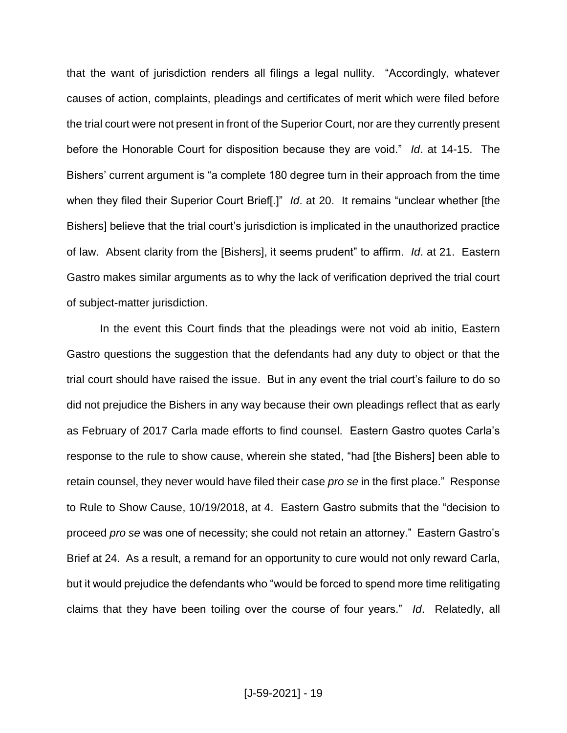that the want of jurisdiction renders all filings a legal nullity. "Accordingly, whatever causes of action, complaints, pleadings and certificates of merit which were filed before the trial court were not present in front of the Superior Court, nor are they currently present before the Honorable Court for disposition because they are void." *Id*. at 14-15. The Bishers' current argument is "a complete 180 degree turn in their approach from the time when they filed their Superior Court Brief[.]" *Id*. at 20. It remains "unclear whether [the Bishers] believe that the trial court's jurisdiction is implicated in the unauthorized practice of law. Absent clarity from the [Bishers], it seems prudent" to affirm. *Id*. at 21. Eastern Gastro makes similar arguments as to why the lack of verification deprived the trial court of subject-matter jurisdiction.

In the event this Court finds that the pleadings were not void ab initio, Eastern Gastro questions the suggestion that the defendants had any duty to object or that the trial court should have raised the issue. But in any event the trial court's failure to do so did not prejudice the Bishers in any way because their own pleadings reflect that as early as February of 2017 Carla made efforts to find counsel. Eastern Gastro quotes Carla's response to the rule to show cause, wherein she stated, "had [the Bishers] been able to retain counsel, they never would have filed their case *pro se* in the first place." Response to Rule to Show Cause, 10/19/2018, at 4. Eastern Gastro submits that the "decision to proceed *pro se* was one of necessity; she could not retain an attorney." Eastern Gastro's Brief at 24. As a result, a remand for an opportunity to cure would not only reward Carla, but it would prejudice the defendants who "would be forced to spend more time relitigating claims that they have been toiling over the course of four years." *Id*. Relatedly, all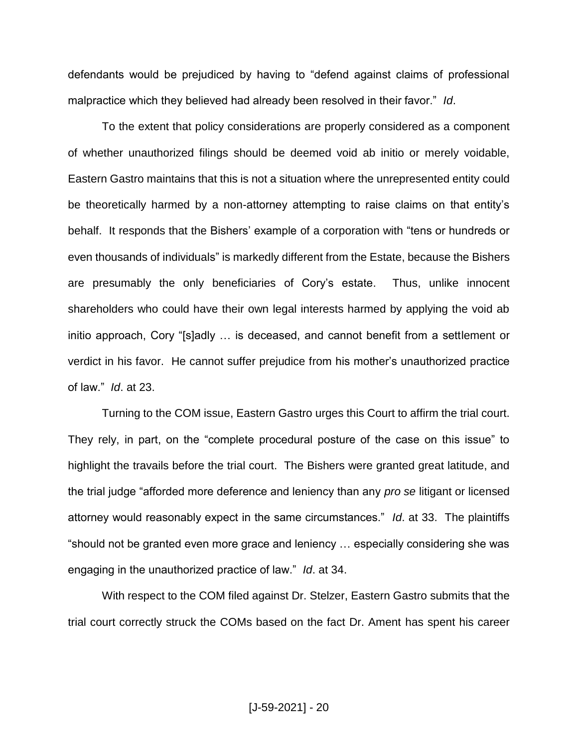defendants would be prejudiced by having to "defend against claims of professional malpractice which they believed had already been resolved in their favor." *Id*.

To the extent that policy considerations are properly considered as a component of whether unauthorized filings should be deemed void ab initio or merely voidable, Eastern Gastro maintains that this is not a situation where the unrepresented entity could be theoretically harmed by a non-attorney attempting to raise claims on that entity's behalf. It responds that the Bishers' example of a corporation with "tens or hundreds or even thousands of individuals" is markedly different from the Estate, because the Bishers are presumably the only beneficiaries of Cory's estate. Thus, unlike innocent shareholders who could have their own legal interests harmed by applying the void ab initio approach, Cory "[s]adly … is deceased, and cannot benefit from a settlement or verdict in his favor. He cannot suffer prejudice from his mother's unauthorized practice of law." *Id*. at 23.

Turning to the COM issue, Eastern Gastro urges this Court to affirm the trial court. They rely, in part, on the "complete procedural posture of the case on this issue" to highlight the travails before the trial court. The Bishers were granted great latitude, and the trial judge "afforded more deference and leniency than any *pro se* litigant or licensed attorney would reasonably expect in the same circumstances." *Id*. at 33. The plaintiffs "should not be granted even more grace and leniency … especially considering she was engaging in the unauthorized practice of law." *Id*. at 34.

With respect to the COM filed against Dr. Stelzer, Eastern Gastro submits that the trial court correctly struck the COMs based on the fact Dr. Ament has spent his career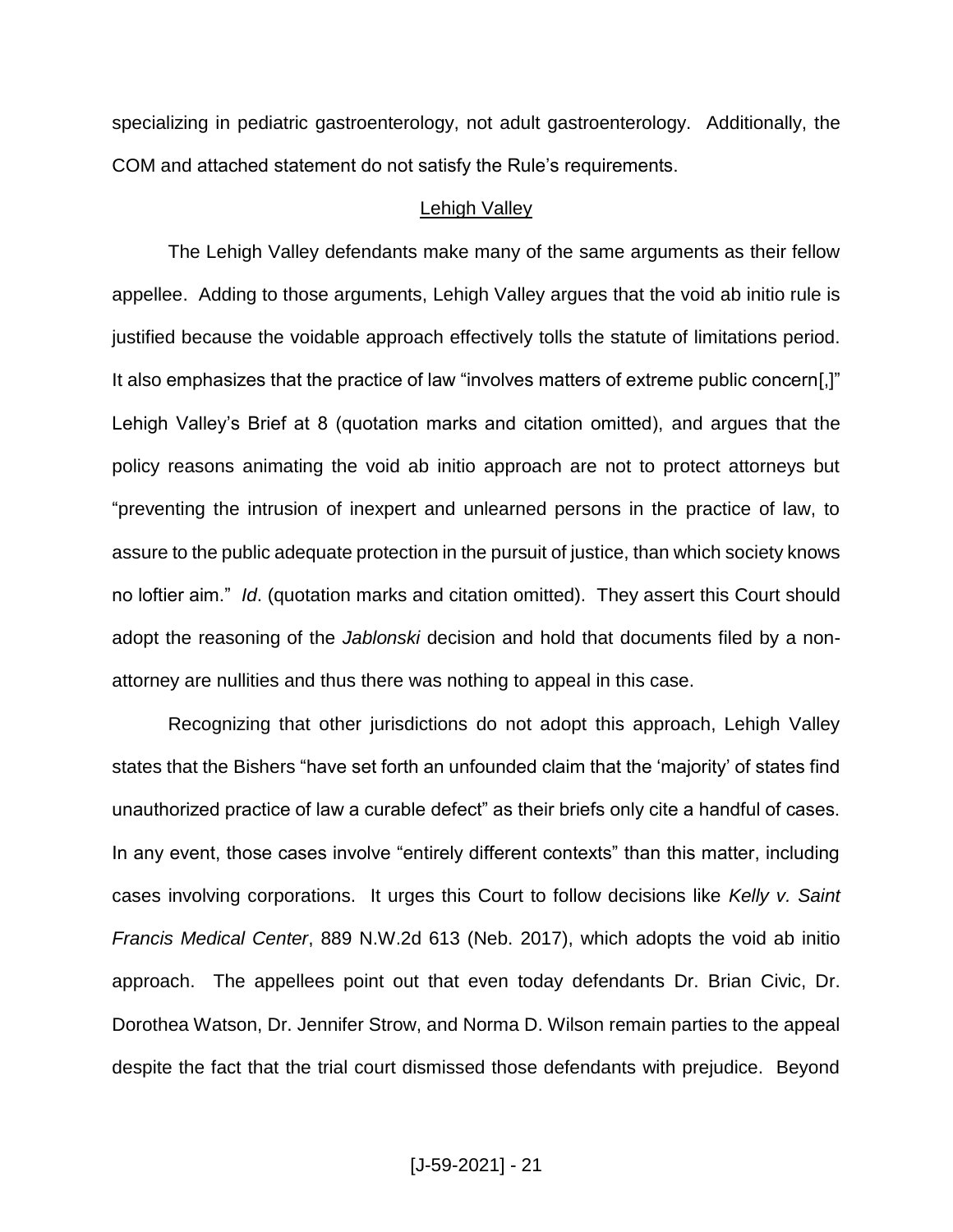specializing in pediatric gastroenterology, not adult gastroenterology. Additionally, the COM and attached statement do not satisfy the Rule's requirements.

Lehigh Valley

The Lehigh Valley defendants make many of the same arguments as their fellow appellee. Adding to those arguments, Lehigh Valley argues that the void ab initio rule is justified because the voidable approach effectively tolls the statute of limitations period. It also emphasizes that the practice of law "involves matters of extreme public concern[,]" Lehigh Valley's Brief at 8 (quotation marks and citation omitted), and argues that the policy reasons animating the void ab initio approach are not to protect attorneys but "preventing the intrusion of inexpert and unlearned persons in the practice of law, to assure to the public adequate protection in the pursuit of justice, than which society knows no loftier aim." *Id*. (quotation marks and citation omitted). They assert this Court should adopt the reasoning of the *Jablonski* decision and hold that documents filed by a non-attorney are nullities and thus there was nothing to appeal in this case.

Recognizing that other jurisdictions do not adopt this approach, Lehigh Valley states that the Bishers "have set forth an unfounded claim that the 'majority' of states find unauthorized practice of law a curable defect" as their briefs only cite a handful of cases. In any event, those cases involve "entirely different contexts" than this matter, including cases involving corporations. It urges this Court to follow decisions like *Kelly v. Saint Francis Medical Center*, 889 N.W.2d 613 (Neb. 2017), which adopts the void ab initio approach. The appellees point out that even today defendants Dr. Brian Civic, Dr. Dorothea Watson, Dr. Jennifer Strow, and Norma D. Wilson remain parties to the appeal despite the fact that the trial court dismissed those defendants with prejudice. Beyond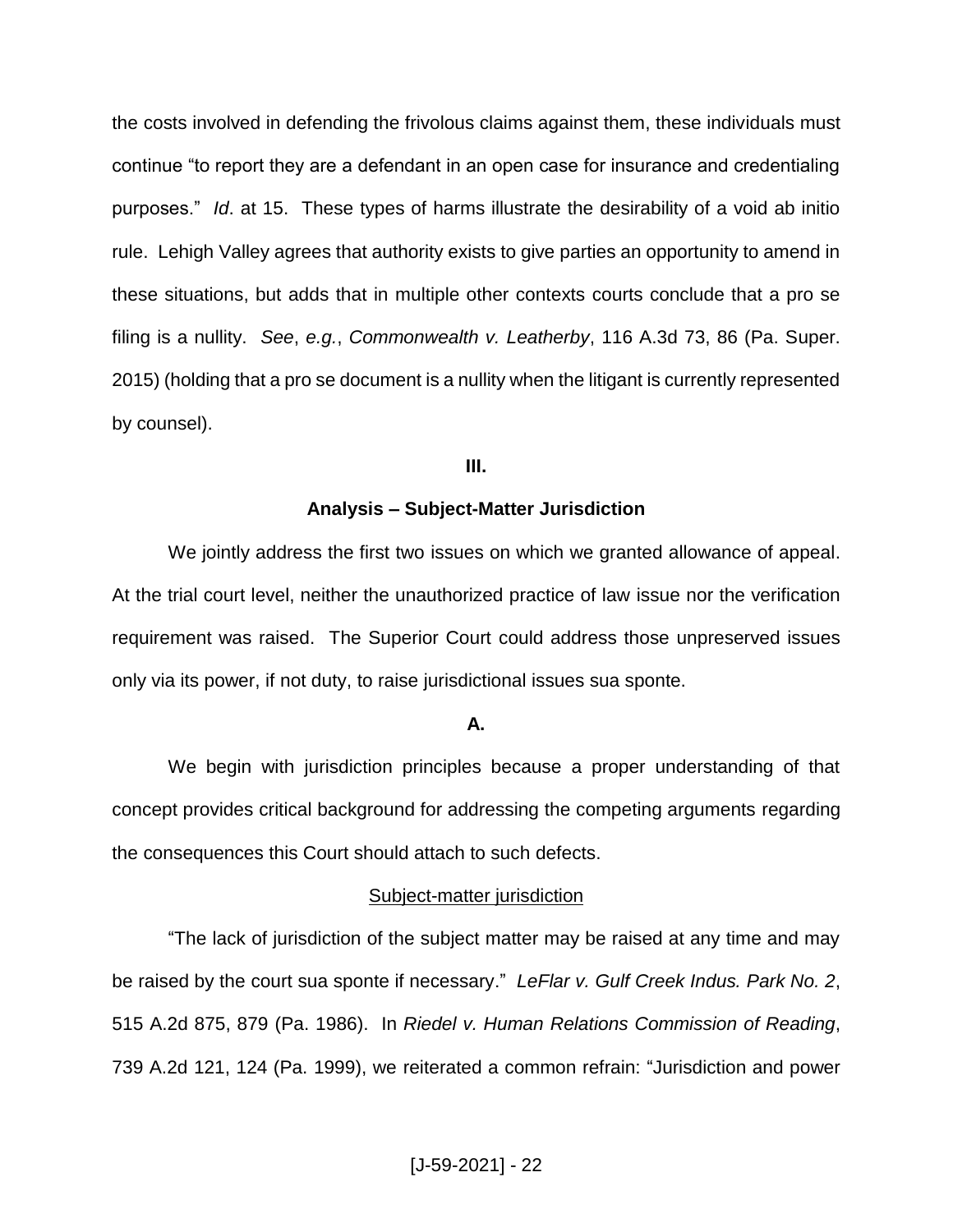the costs involved in defending the frivolous claims against them, these individuals must continue "to report they are a defendant in an open case for insurance and credentialing purposes." *Id*. at 15. These types of harms illustrate the desirability of a void ab initio rule. Lehigh Valley agrees that authority exists to give parties an opportunity to amend in these situations, but adds that in multiple other contexts courts conclude that a pro se filing is a nullity. *See*, *e.g.*, *Commonwealth v. Leatherby*, 116 A.3d 73, 86 (Pa. Super. 2015) (holding that a pro se document is a nullity when the litigant is currently represented by counsel).

### III.

### Analysis – Subject-Matter Jurisdiction

We jointly address the first two issues on which we granted allowance of appeal. At the trial court level, neither the unauthorized practice of law issue nor the verification requirement was raised. The Superior Court could address those unpreserved issues only via its power, if not duty, to raise jurisdictional issues sua sponte.

### A.

We begin with jurisdiction principles because a proper understanding of that concept provides critical background for addressing the competing arguments regarding the consequences this Court should attach to such defects.

Subject-matter jurisdiction

"The lack of jurisdiction of the subject matter may be raised at any time and may be raised by the court sua sponte if necessary." *LeFlar v. Gulf Creek Indus. Park No. 2*, 515 A.2d 875, 879 (Pa. 1986). In *Riedel v. Human Relations Commission of Reading*, 739 A.2d 121, 124 (Pa. 1999), we reiterated a common refrain: "Jurisdiction and power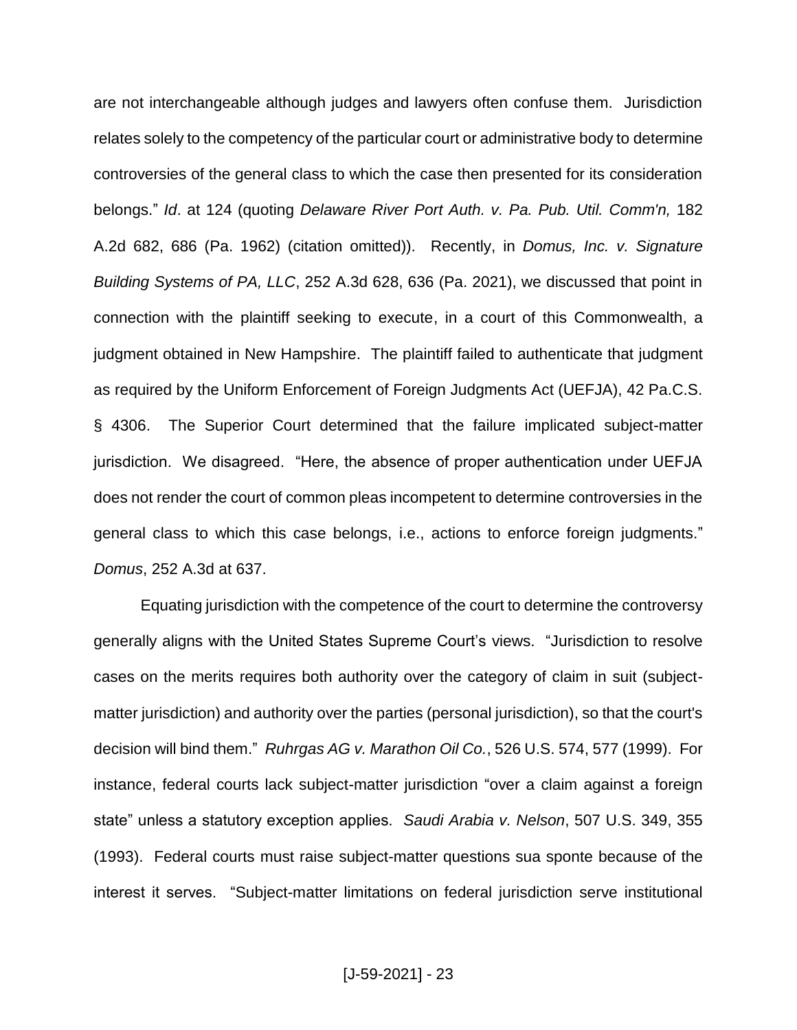are not interchangeable although judges and lawyers often confuse them. Jurisdiction relates solely to the competency of the particular court or administrative body to determine controversies of the general class to which the case then presented for its consideration belongs." *Id*. at 124 (quoting *Delaware River Port Auth. v. Pa. Pub. Util. Comm'n,* 182 A.2d 682, 686 (Pa. 1962) (citation omitted)). Recently, in *Domus, Inc. v. Signature Building Systems of PA, LLC*, 252 A.3d 628, 636 (Pa. 2021), we discussed that point in connection with the plaintiff seeking to execute, in a court of this Commonwealth, a judgment obtained in New Hampshire. The plaintiff failed to authenticate that judgment as required by the Uniform Enforcement of Foreign Judgments Act (UEFJA), 42 Pa.C.S. § 4306. The Superior Court determined that the failure implicated subject-matter jurisdiction. We disagreed. "Here, the absence of proper authentication under UEFJA does not render the court of common pleas incompetent to determine controversies in the general class to which this case belongs, i.e., actions to enforce foreign judgments." *Domus*, 252 A.3d at 637.

Equating jurisdiction with the competence of the court to determine the controversy generally aligns with the United States Supreme Court's views. "Jurisdiction to resolve cases on the merits requires both authority over the category of claim in suit (subject-matter jurisdiction) and authority over the parties (personal jurisdiction), so that the court's decision will bind them." *Ruhrgas AG v. Marathon Oil Co.*, 526 U.S. 574, 577 (1999). For instance, federal courts lack subject-matter jurisdiction "over a claim against a foreign state" unless a statutory exception applies. *Saudi Arabia v. Nelson*, 507 U.S. 349, 355 (1993). Federal courts must raise subject-matter questions sua sponte because of the interest it serves. "Subject-matter limitations on federal jurisdiction serve institutional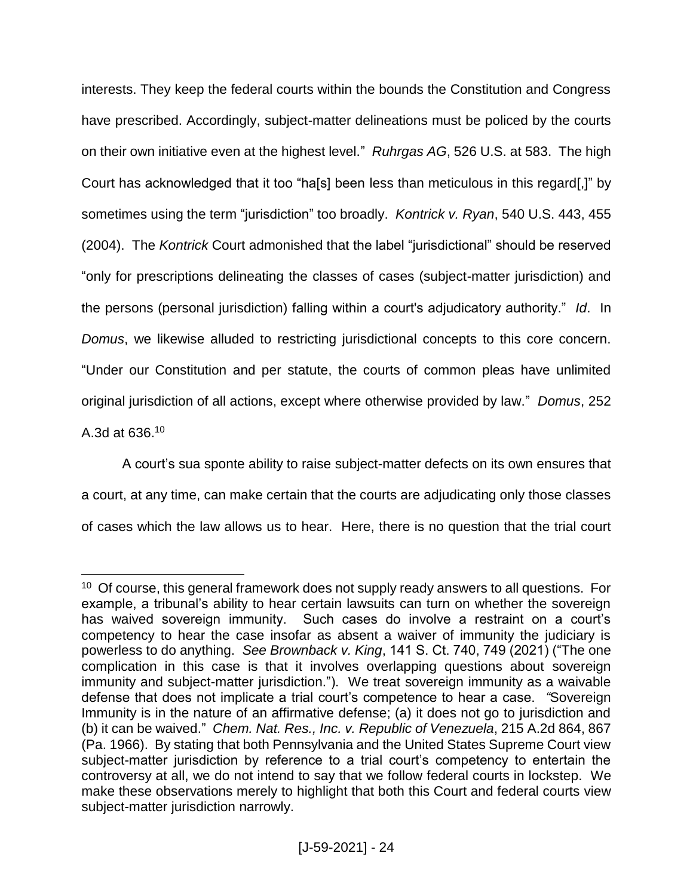interests. They keep the federal courts within the bounds the Constitution and Congress have prescribed. Accordingly, subject-matter delineations must be policed by the courts on their own initiative even at the highest level." *Ruhrgas AG*, 526 U.S. at 583. The high Court has acknowledged that it too "ha[s] been less than meticulous in this regard[,]" by sometimes using the term "jurisdiction" too broadly. *Kontrick v. Ryan*, 540 U.S. 443, 455 (2004). The *Kontrick* Court admonished that the label "jurisdictional" should be reserved "only for prescriptions delineating the classes of cases (subject-matter jurisdiction) and the persons (personal jurisdiction) falling within a court's adjudicatory authority." *Id*. In *Domus*, we likewise alluded to restricting jurisdictional concepts to this core concern. "Under our Constitution and per statute, the courts of common pleas have unlimited original jurisdiction of all actions, except where otherwise provided by law." *Domus*, 252 A.3d at 636.[10]

A court's sua sponte ability to raise subject-matter defects on its own ensures that a court, at any time, can make certain that the courts are adjudicating only those classes of cases which the law allows us to hear. Here, there is no question that the trial court

---

[10] Of course, this general framework does not supply ready answers to all questions. For example, a tribunal's ability to hear certain lawsuits can turn on whether the sovereign has waived sovereign immunity. Such cases do involve a restraint on a court's competency to hear the case insofar as absent a waiver of immunity the judiciary is powerless to do anything. *See Brownback v. King*, 141 S. Ct. 740, 749 (2021) ("The one complication in this case is that it involves overlapping questions about sovereign immunity and subject-matter jurisdiction."). We treat sovereign immunity as a waivable defense that does not implicate a trial court's competence to hear a case. "Sovereign Immunity is in the nature of an affirmative defense; (a) it does not go to jurisdiction and (b) it can be waived." *Chem. Nat. Res., Inc. v. Republic of Venezuela*, 215 A.2d 864, 867 (Pa. 1966). By stating that both Pennsylvania and the United States Supreme Court view subject-matter jurisdiction by reference to a trial court's competency to entertain the controversy at all, we do not intend to say that we follow federal courts in lockstep. We make these observations merely to highlight that both this Court and federal courts view subject-matter jurisdiction narrowly.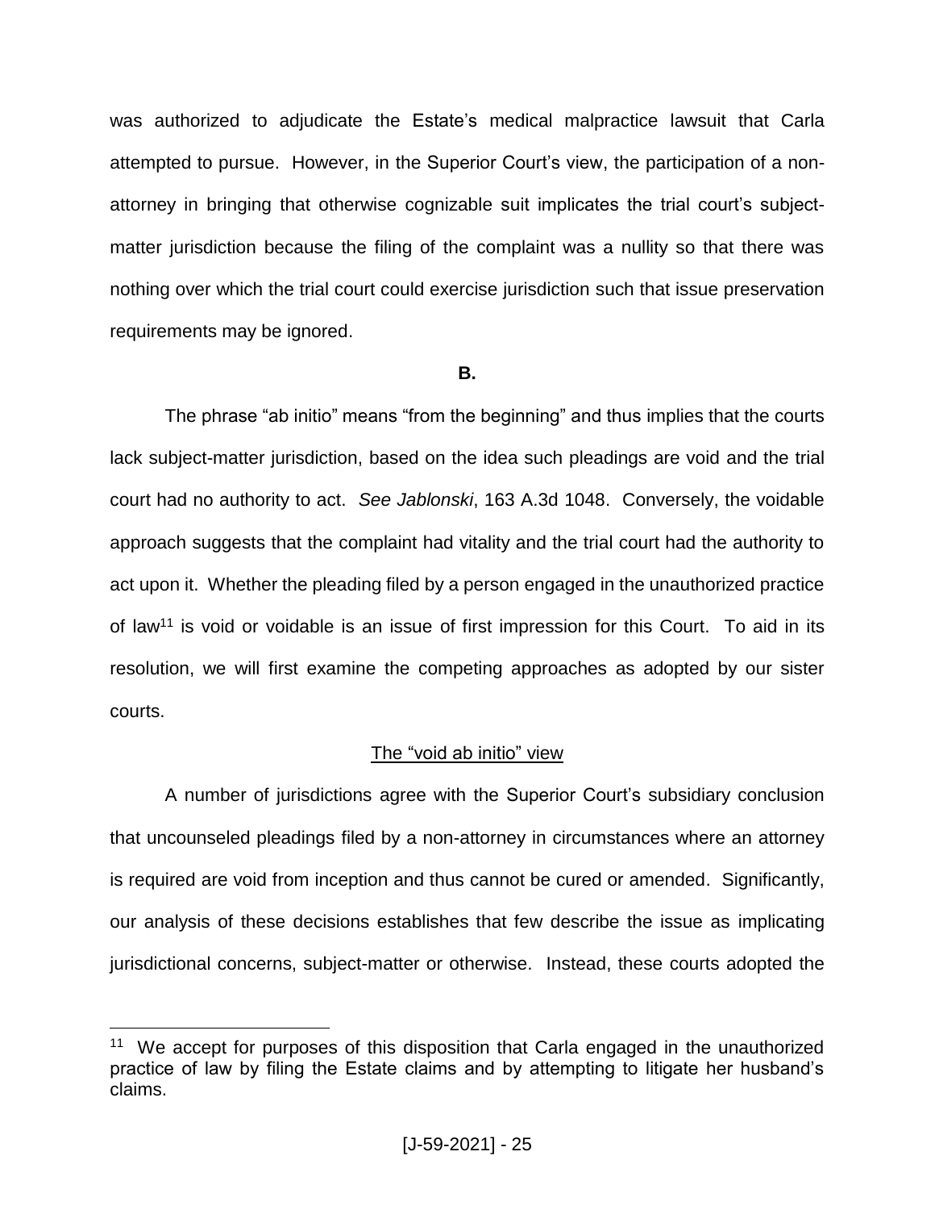was authorized to adjudicate the Estate's medical malpractice lawsuit that Carla attempted to pursue. However, in the Superior Court's view, the participation of a non-attorney in bringing that otherwise cognizable suit implicates the trial court's subject-matter jurisdiction because the filing of the complaint was a nullity so that there was nothing over which the trial court could exercise jurisdiction such that issue preservation requirements may be ignored.

**B.**

The phrase "ab initio" means "from the beginning" and thus implies that the courts lack subject-matter jurisdiction, based on the idea such pleadings are void and the trial court had no authority to act. *See Jablonski*, 163 A.3d 1048. Conversely, the voidable approach suggests that the complaint had vitality and the trial court had the authority to act upon it. Whether the pleading filed by a person engaged in the unauthorized practice of law[11] is void or voidable is an issue of first impression for this Court. To aid in its resolution, we will first examine the competing approaches as adopted by our sister courts.

<u>The "void ab initio" view</u>

A number of jurisdictions agree with the Superior Court's subsidiary conclusion that uncounseled pleadings filed by a non-attorney in circumstances where an attorney is required are void from inception and thus cannot be cured or amended. Significantly, our analysis of these decisions establishes that few describe the issue as implicating jurisdictional concerns, subject-matter or otherwise. Instead, these courts adopted the

---

[11] We accept for purposes of this disposition that Carla engaged in the unauthorized practice of law by filing the Estate claims and by attempting to litigate her husband's claims.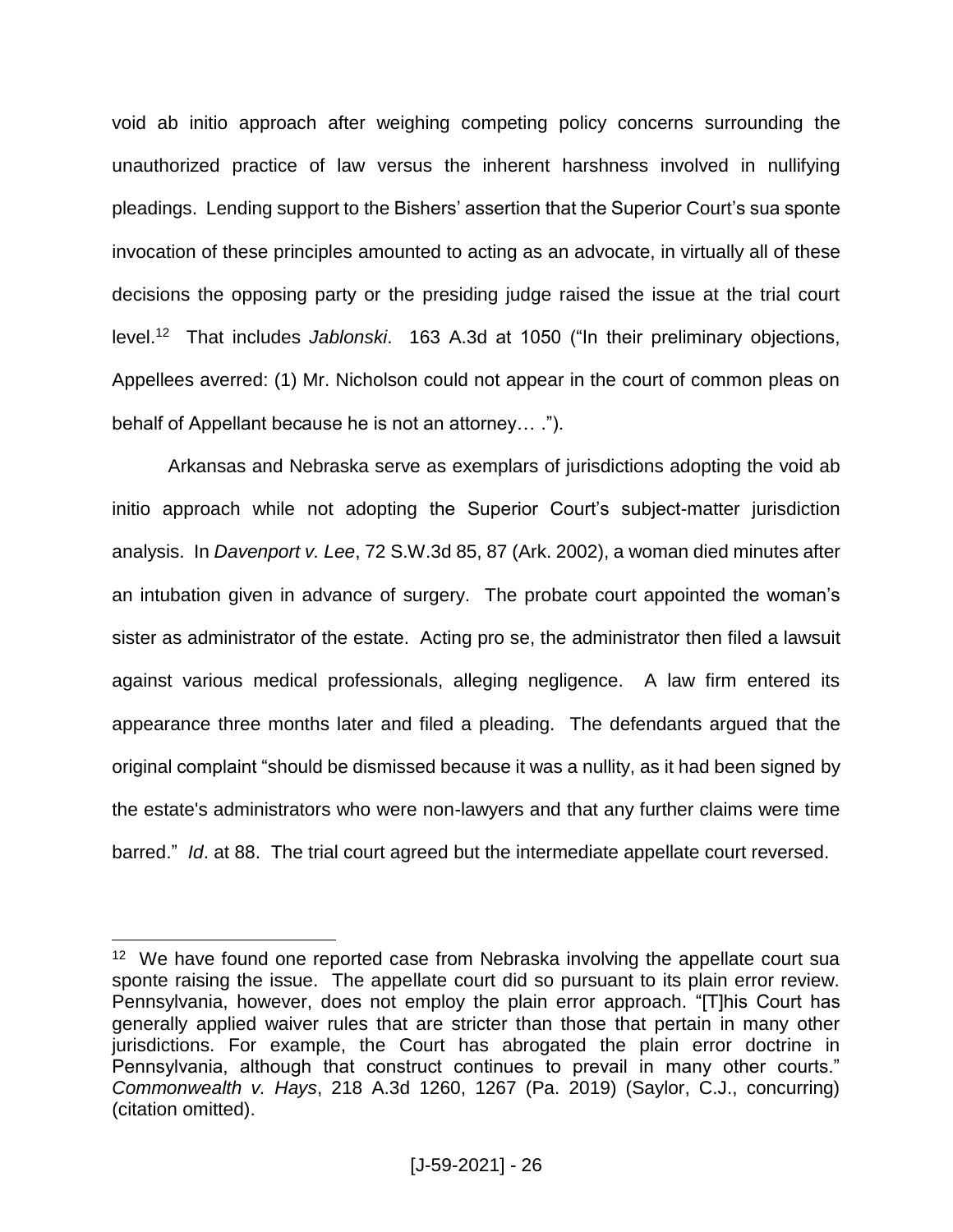void ab initio approach after weighing competing policy concerns surrounding the unauthorized practice of law versus the inherent harshness involved in nullifying pleadings. Lending support to the Bishers' assertion that the Superior Court's sua sponte invocation of these principles amounted to acting as an advocate, in virtually all of these decisions the opposing party or the presiding judge raised the issue at the trial court level.[12] That includes *Jablonski*. 163 A.3d at 1050 ("In their preliminary objections, Appellees averred: (1) Mr. Nicholson could not appear in the court of common pleas on behalf of Appellant because he is not an attorney… .").

Arkansas and Nebraska serve as exemplars of jurisdictions adopting the void ab initio approach while not adopting the Superior Court's subject-matter jurisdiction analysis. In *Davenport v. Lee*, 72 S.W.3d 85, 87 (Ark. 2002), a woman died minutes after an intubation given in advance of surgery. The probate court appointed the woman's sister as administrator of the estate. Acting pro se, the administrator then filed a lawsuit against various medical professionals, alleging negligence. A law firm entered its appearance three months later and filed a pleading. The defendants argued that the original complaint "should be dismissed because it was a nullity, as it had been signed by the estate's administrators who were non-lawyers and that any further claims were time barred." *Id*. at 88. The trial court agreed but the intermediate appellate court reversed.

---

[12] We have found one reported case from Nebraska involving the appellate court sua sponte raising the issue. The appellate court did so pursuant to its plain error review. Pennsylvania, however, does not employ the plain error approach. "[T]his Court has generally applied waiver rules that are stricter than those that pertain in many other jurisdictions. For example, the Court has abrogated the plain error doctrine in Pennsylvania, although that construct continues to prevail in many other courts." *Commonwealth v. Hays*, 218 A.3d 1260, 1267 (Pa. 2019) (Saylor, C.J., concurring) (citation omitted).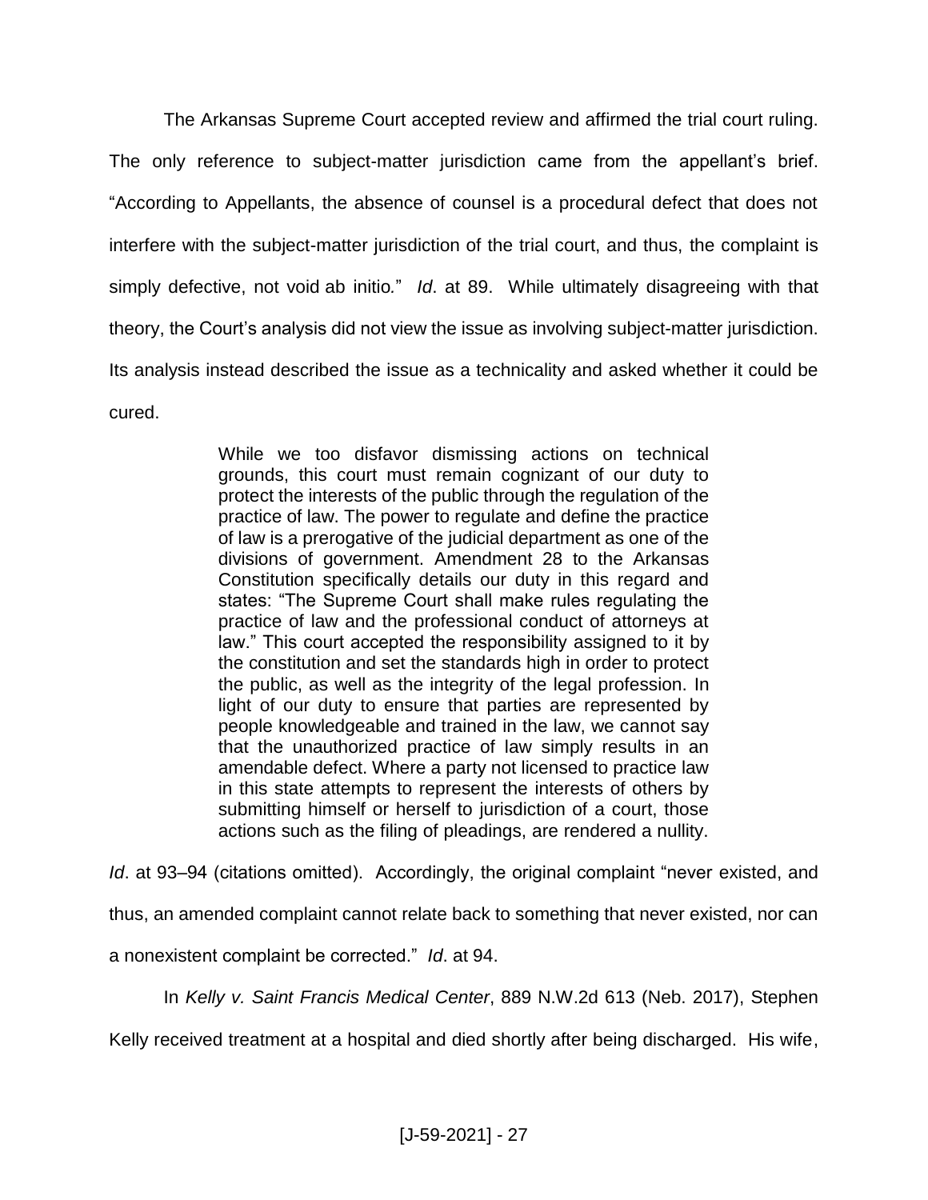The Arkansas Supreme Court accepted review and affirmed the trial court ruling. The only reference to subject-matter jurisdiction came from the appellant's brief. "According to Appellants, the absence of counsel is a procedural defect that does not interfere with the subject-matter jurisdiction of the trial court, and thus, the complaint is simply defective, not void ab initio." *Id*. at 89. While ultimately disagreeing with that theory, the Court's analysis did not view the issue as involving subject-matter jurisdiction. Its analysis instead described the issue as a technicality and asked whether it could be cured.

> While we too disfavor dismissing actions on technical grounds, this court must remain cognizant of our duty to protect the interests of the public through the regulation of the practice of law. The power to regulate and define the practice of law is a prerogative of the judicial department as one of the divisions of government. Amendment 28 to the Arkansas Constitution specifically details our duty in this regard and states: "The Supreme Court shall make rules regulating the practice of law and the professional conduct of attorneys at law." This court accepted the responsibility assigned to it by the constitution and set the standards high in order to protect the public, as well as the integrity of the legal profession. In light of our duty to ensure that parties are represented by people knowledgeable and trained in the law, we cannot say that the unauthorized practice of law simply results in an amendable defect. Where a party not licensed to practice law in this state attempts to represent the interests of others by submitting himself or herself to jurisdiction of a court, those actions such as the filing of pleadings, are rendered a nullity.

*Id*. at 93–94 (citations omitted). Accordingly, the original complaint "never existed, and thus, an amended complaint cannot relate back to something that never existed, nor can a nonexistent complaint be corrected." *Id*. at 94.

In *Kelly v. Saint Francis Medical Center*, 889 N.W.2d 613 (Neb. 2017), Stephen Kelly received treatment at a hospital and died shortly after being discharged. His wife,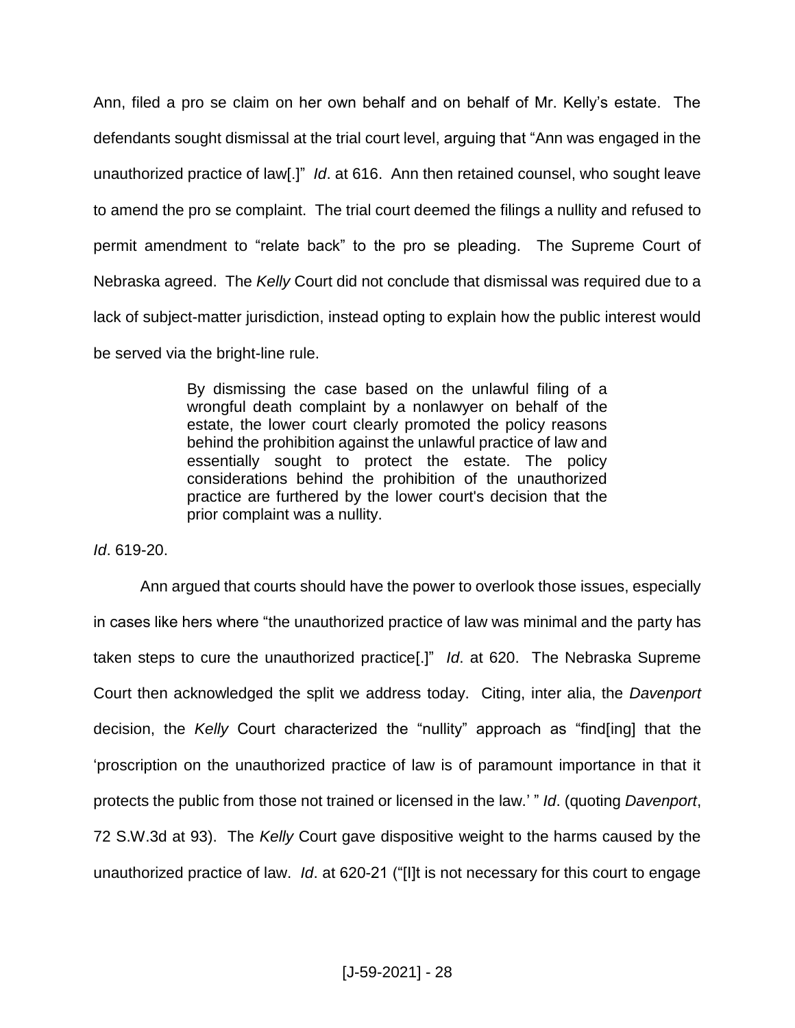Ann, filed a pro se claim on her own behalf and on behalf of Mr. Kelly's estate. The defendants sought dismissal at the trial court level, arguing that "Ann was engaged in the unauthorized practice of law[.]" *Id*. at 616. Ann then retained counsel, who sought leave to amend the pro se complaint. The trial court deemed the filings a nullity and refused to permit amendment to "relate back" to the pro se pleading. The Supreme Court of Nebraska agreed. The *Kelly* Court did not conclude that dismissal was required due to a lack of subject-matter jurisdiction, instead opting to explain how the public interest would be served via the bright-line rule.

> By dismissing the case based on the unlawful filing of a wrongful death complaint by a nonlawyer on behalf of the estate, the lower court clearly promoted the policy reasons behind the prohibition against the unlawful practice of law and essentially sought to protect the estate. The policy considerations behind the prohibition of the unauthorized practice are furthered by the lower court's decision that the prior complaint was a nullity.

*Id*. 619-20.

Ann argued that courts should have the power to overlook those issues, especially in cases like hers where "the unauthorized practice of law was minimal and the party has taken steps to cure the unauthorized practice[.]" *Id*. at 620. The Nebraska Supreme Court then acknowledged the split we address today. Citing, inter alia, the *Davenport* decision, the *Kelly* Court characterized the "nullity" approach as "find[ing] that the 'proscription on the unauthorized practice of law is of paramount importance in that it protects the public from those not trained or licensed in the law.' " *Id*. (quoting *Davenport*, 72 S.W.3d at 93). The *Kelly* Court gave dispositive weight to the harms caused by the unauthorized practice of law. *Id*. at 620-21 ("[I]t is not necessary for this court to engage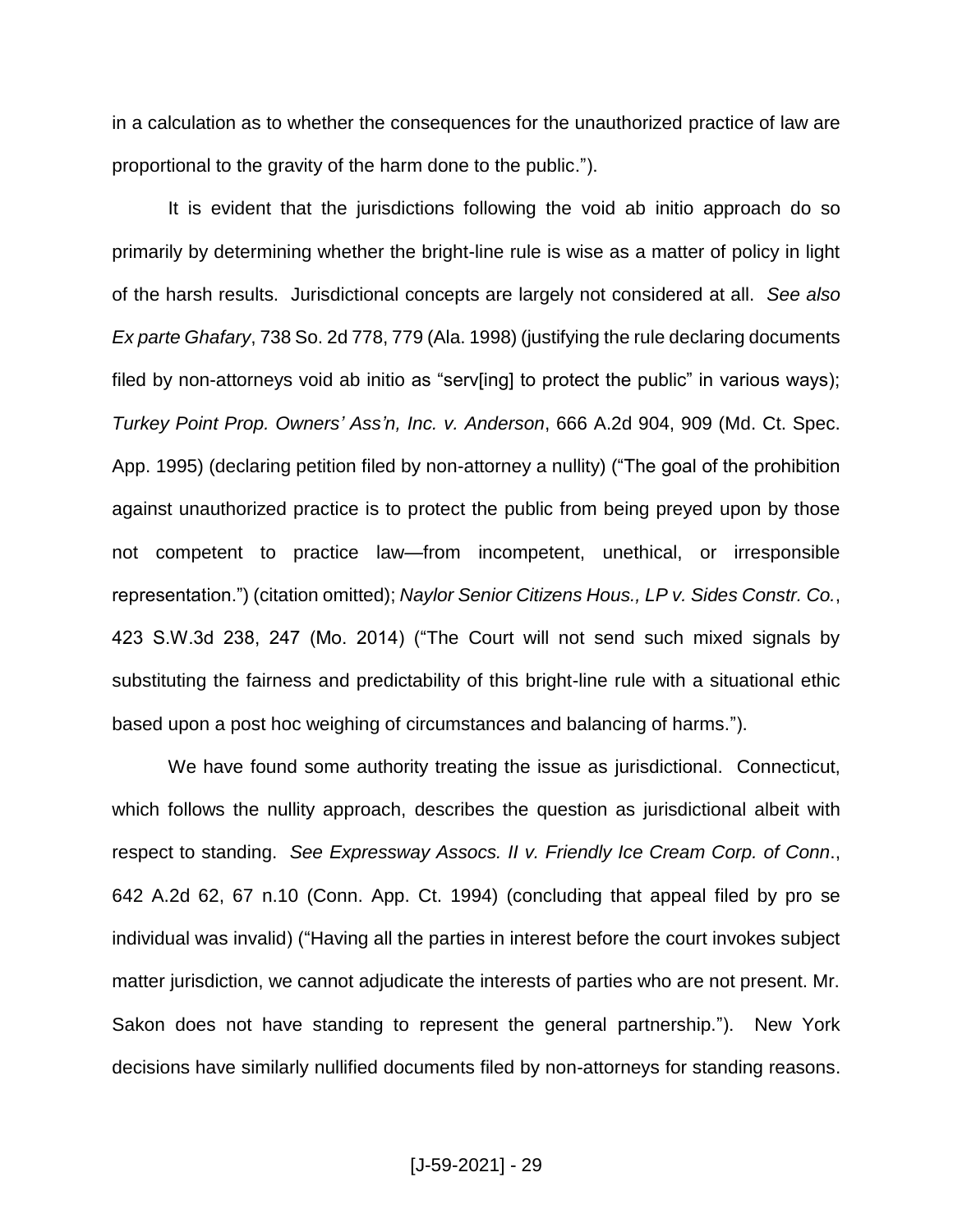in a calculation as to whether the consequences for the unauthorized practice of law are proportional to the gravity of the harm done to the public.").

It is evident that the jurisdictions following the void ab initio approach do so primarily by determining whether the bright-line rule is wise as a matter of policy in light of the harsh results. Jurisdictional concepts are largely not considered at all. *See also Ex parte Ghafary*, 738 So. 2d 778, 779 (Ala. 1998) (justifying the rule declaring documents filed by non-attorneys void ab initio as "serv[ing] to protect the public" in various ways); *Turkey Point Prop. Owners' Ass'n, Inc. v. Anderson*, 666 A.2d 904, 909 (Md. Ct. Spec. App. 1995) (declaring petition filed by non-attorney a nullity) ("The goal of the prohibition against unauthorized practice is to protect the public from being preyed upon by those not competent to practice law—from incompetent, unethical, or irresponsible representation.") (citation omitted); *Naylor Senior Citizens Hous., LP v. Sides Constr. Co.*, 423 S.W.3d 238, 247 (Mo. 2014) ("The Court will not send such mixed signals by substituting the fairness and predictability of this bright-line rule with a situational ethic based upon a post hoc weighing of circumstances and balancing of harms.").

We have found some authority treating the issue as jurisdictional. Connecticut, which follows the nullity approach, describes the question as jurisdictional albeit with respect to standing. *See Expressway Assocs. II v. Friendly Ice Cream Corp. of Conn.*, 642 A.2d 62, 67 n.10 (Conn. App. Ct. 1994) (concluding that appeal filed by pro se individual was invalid) ("Having all the parties in interest before the court invokes subject matter jurisdiction, we cannot adjudicate the interests of parties who are not present. Mr. Sakon does not have standing to represent the general partnership."). New York decisions have similarly nullified documents filed by non-attorneys for standing reasons.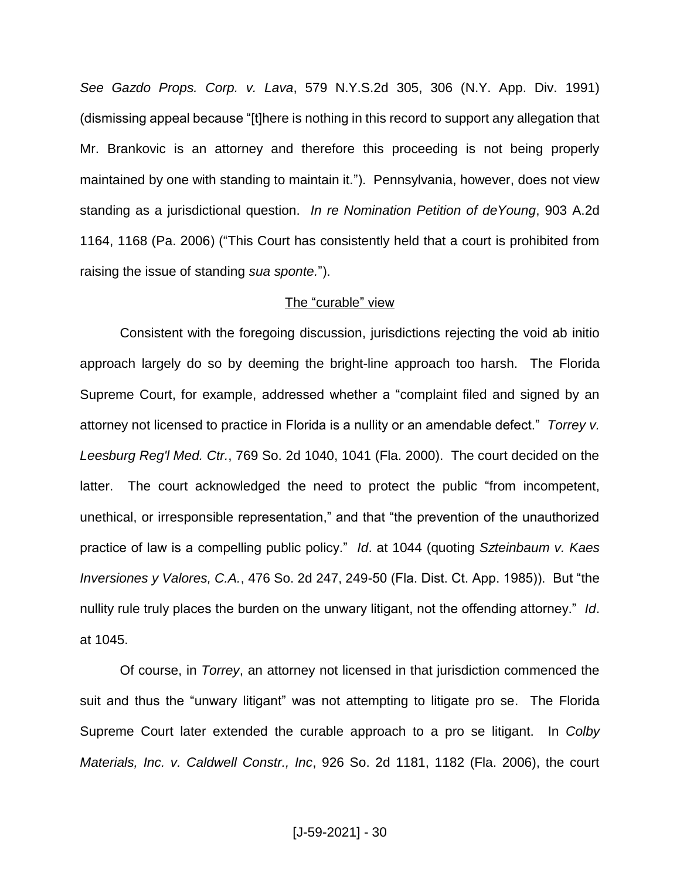*See Gazdo Props. Corp. v. Lava*, 579 N.Y.S.2d 305, 306 (N.Y. App. Div. 1991) (dismissing appeal because "[t]here is nothing in this record to support any allegation that Mr. Brankovic is an attorney and therefore this proceeding is not being properly maintained by one with standing to maintain it."). Pennsylvania, however, does not view standing as a jurisdictional question. *In re Nomination Petition of deYoung*, 903 A.2d 1164, 1168 (Pa. 2006) ("This Court has consistently held that a court is prohibited from raising the issue of standing *sua sponte.*").

<u>The "curable" view</u>

Consistent with the foregoing discussion, jurisdictions rejecting the void ab initio approach largely do so by deeming the bright-line approach too harsh. The Florida Supreme Court, for example, addressed whether a "complaint filed and signed by an attorney not licensed to practice in Florida is a nullity or an amendable defect." *Torrey v. Leesburg Reg'l Med. Ctr.*, 769 So. 2d 1040, 1041 (Fla. 2000). The court decided on the latter. The court acknowledged the need to protect the public "from incompetent, unethical, or irresponsible representation," and that "the prevention of the unauthorized practice of law is a compelling public policy." *Id*. at 1044 (quoting *Szteinbaum v. Kaes Inversiones y Valores, C.A.*, 476 So. 2d 247, 249-50 (Fla. Dist. Ct. App. 1985)). But "the nullity rule truly places the burden on the unwary litigant, not the offending attorney." *Id*. at 1045.

Of course, in *Torrey*, an attorney not licensed in that jurisdiction commenced the suit and thus the "unwary litigant" was not attempting to litigate pro se. The Florida Supreme Court later extended the curable approach to a pro se litigant. In *Colby Materials, Inc. v. Caldwell Constr., Inc*, 926 So. 2d 1181, 1182 (Fla. 2006), the court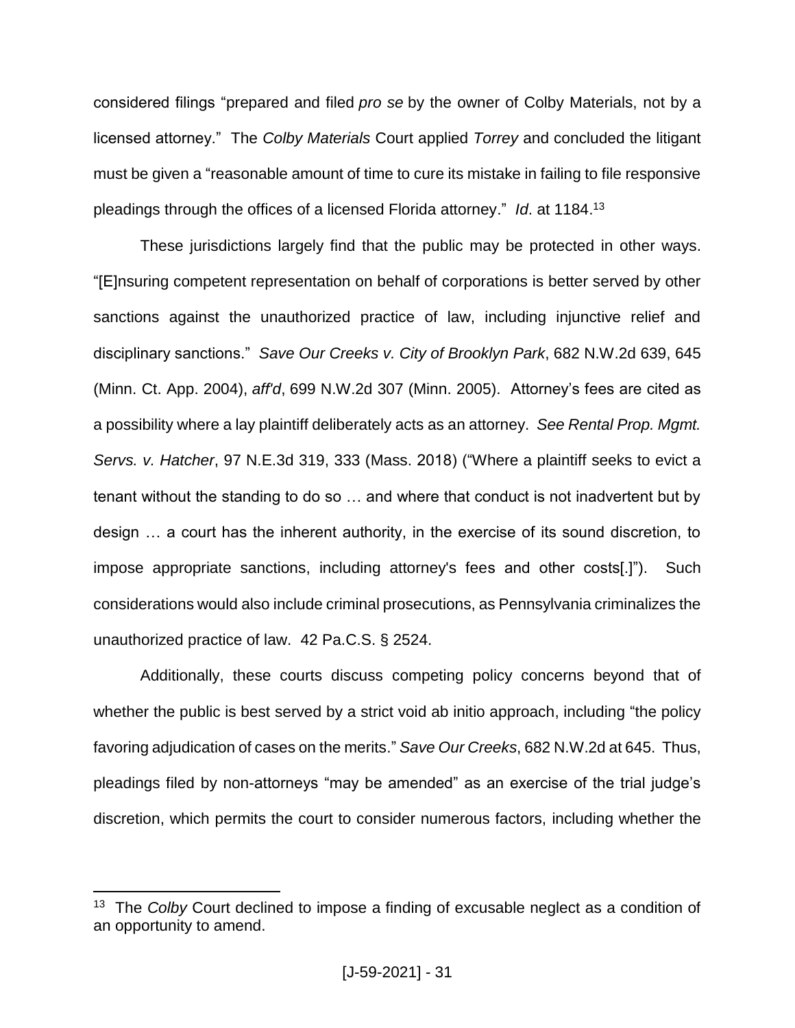considered filings "prepared and filed *pro se* by the owner of Colby Materials, not by a licensed attorney." The *Colby Materials* Court applied *Torrey* and concluded the litigant must be given a "reasonable amount of time to cure its mistake in failing to file responsive pleadings through the offices of a licensed Florida attorney." *Id*. at 1184.[13]

These jurisdictions largely find that the public may be protected in other ways. "[E]nsuring competent representation on behalf of corporations is better served by other sanctions against the unauthorized practice of law, including injunctive relief and disciplinary sanctions." *Save Our Creeks v. City of Brooklyn Park*, 682 N.W.2d 639, 645 (Minn. Ct. App. 2004), *aff'd*, 699 N.W.2d 307 (Minn. 2005). Attorney's fees are cited as a possibility where a lay plaintiff deliberately acts as an attorney. *See Rental Prop. Mgmt. Servs. v. Hatcher*, 97 N.E.3d 319, 333 (Mass. 2018) ("Where a plaintiff seeks to evict a tenant without the standing to do so … and where that conduct is not inadvertent but by design … a court has the inherent authority, in the exercise of its sound discretion, to impose appropriate sanctions, including attorney's fees and other costs[.]"). Such considerations would also include criminal prosecutions, as Pennsylvania criminalizes the unauthorized practice of law. 42 Pa.C.S. § 2524.

Additionally, these courts discuss competing policy concerns beyond that of whether the public is best served by a strict void ab initio approach, including "the policy favoring adjudication of cases on the merits." *Save Our Creeks*, 682 N.W.2d at 645. Thus, pleadings filed by non-attorneys "may be amended" as an exercise of the trial judge's discretion, which permits the court to consider numerous factors, including whether the

---

[13] The *Colby* Court declined to impose a finding of excusable neglect as a condition of an opportunity to amend.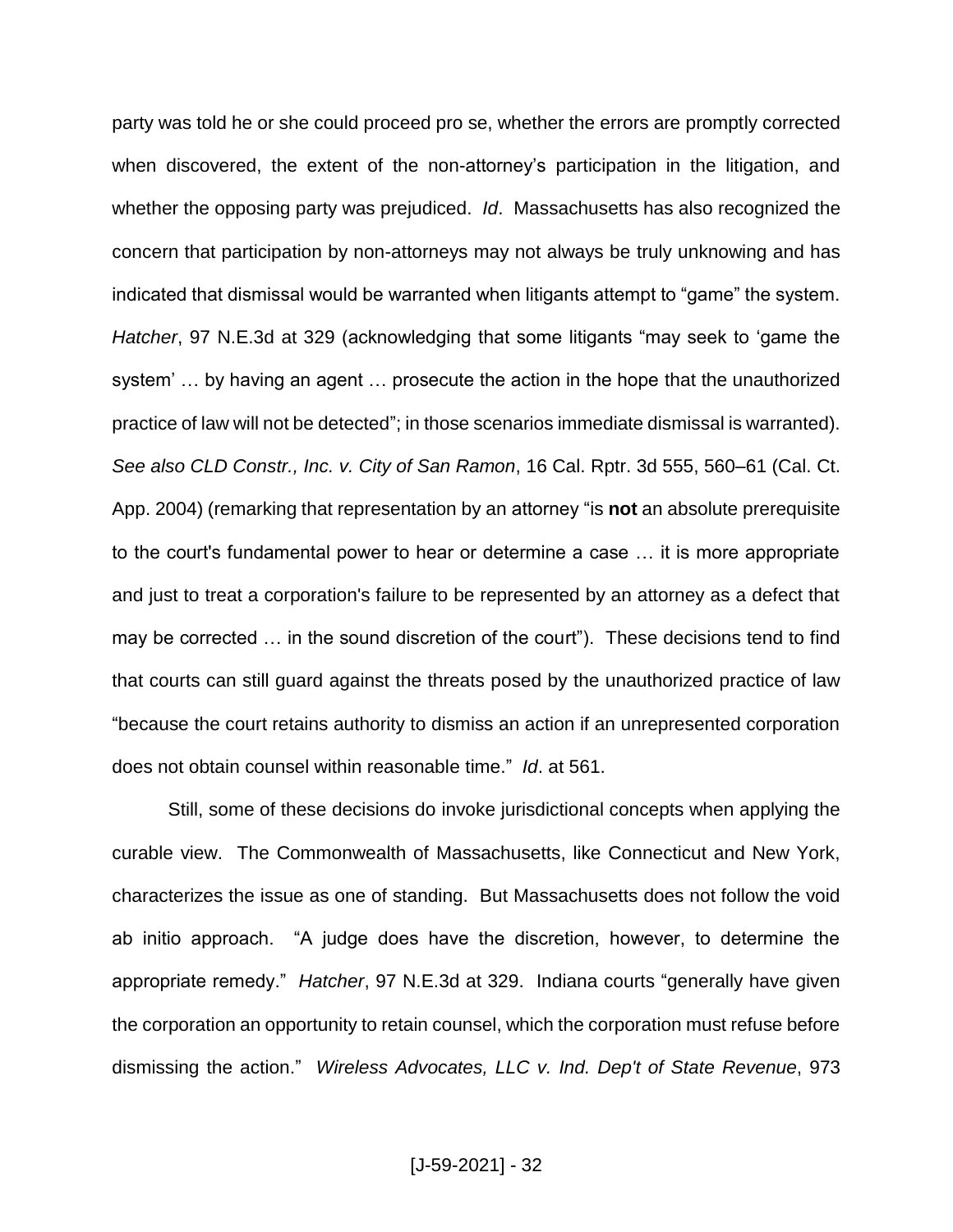party was told he or she could proceed pro se, whether the errors are promptly corrected when discovered, the extent of the non-attorney's participation in the litigation, and whether the opposing party was prejudiced. *Id*. Massachusetts has also recognized the concern that participation by non-attorneys may not always be truly unknowing and has indicated that dismissal would be warranted when litigants attempt to "game" the system. *Hatcher*, 97 N.E.3d at 329 (acknowledging that some litigants "may seek to 'game the system' … by having an agent … prosecute the action in the hope that the unauthorized practice of law will not be detected"; in those scenarios immediate dismissal is warranted). *See also CLD Constr., Inc. v. City of San Ramon*, 16 Cal. Rptr. 3d 555, 560–61 (Cal. Ct. App. 2004) (remarking that representation by an attorney "is **not** an absolute prerequisite to the court's fundamental power to hear or determine a case … it is more appropriate and just to treat a corporation's failure to be represented by an attorney as a defect that may be corrected … in the sound discretion of the court"). These decisions tend to find that courts can still guard against the threats posed by the unauthorized practice of law "because the court retains authority to dismiss an action if an unrepresented corporation does not obtain counsel within reasonable time." *Id*. at 561.

Still, some of these decisions do invoke jurisdictional concepts when applying the curable view. The Commonwealth of Massachusetts, like Connecticut and New York, characterizes the issue as one of standing. But Massachusetts does not follow the void ab initio approach. "A judge does have the discretion, however, to determine the appropriate remedy." *Hatcher*, 97 N.E.3d at 329. Indiana courts "generally have given the corporation an opportunity to retain counsel, which the corporation must refuse before dismissing the action." *Wireless Advocates, LLC v. Ind. Dep't of State Revenue*, 973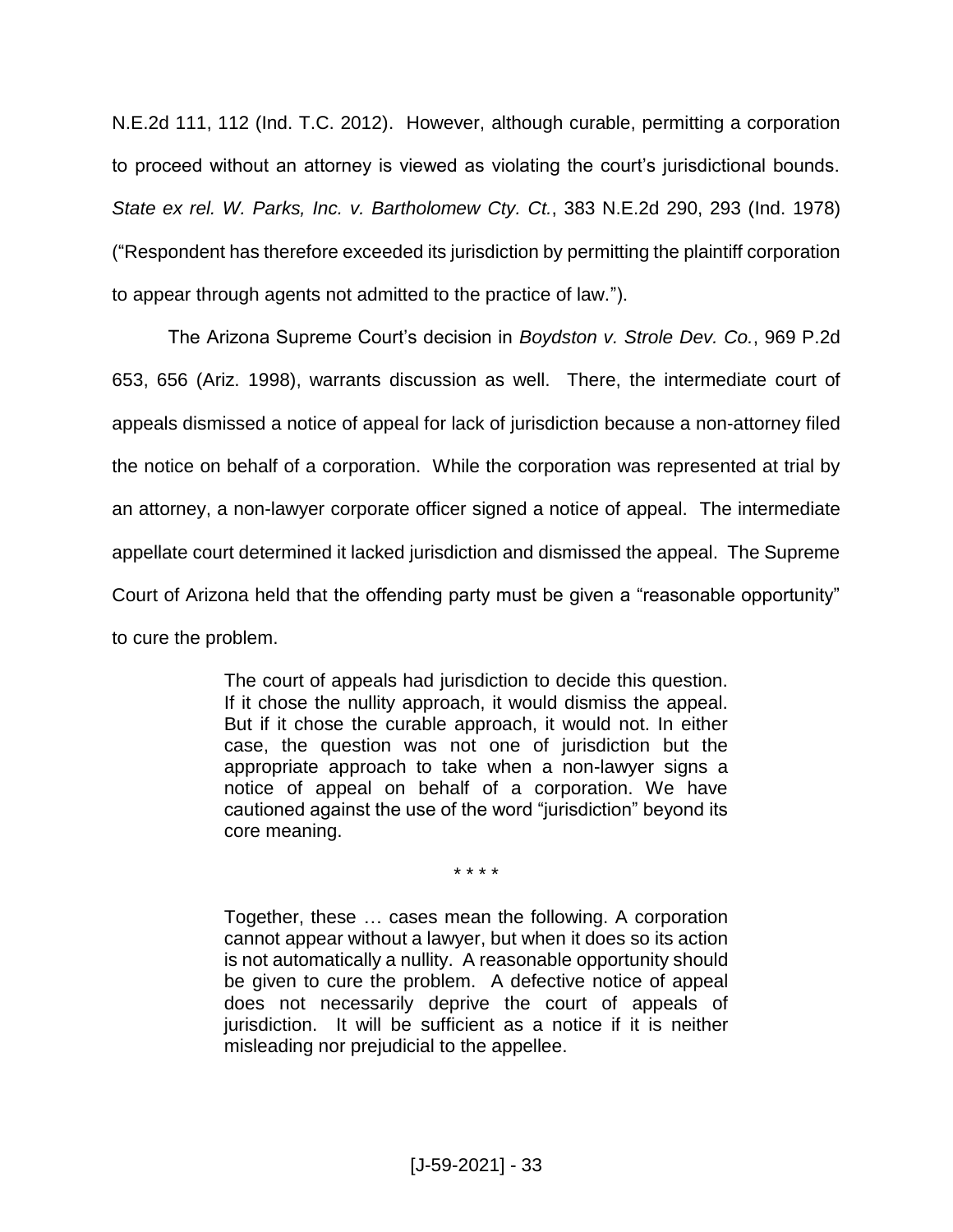N.E.2d 111, 112 (Ind. T.C. 2012). However, although curable, permitting a corporation to proceed without an attorney is viewed as violating the court's jurisdictional bounds. *State ex rel. W. Parks, Inc. v. Bartholomew Cty. Ct.*, 383 N.E.2d 290, 293 (Ind. 1978) ("Respondent has therefore exceeded its jurisdiction by permitting the plaintiff corporation to appear through agents not admitted to the practice of law.").

The Arizona Supreme Court's decision in *Boydston v. Strole Dev. Co.*, 969 P.2d 653, 656 (Ariz. 1998), warrants discussion as well. There, the intermediate court of appeals dismissed a notice of appeal for lack of jurisdiction because a non-attorney filed the notice on behalf of a corporation. While the corporation was represented at trial by an attorney, a non-lawyer corporate officer signed a notice of appeal. The intermediate appellate court determined it lacked jurisdiction and dismissed the appeal. The Supreme Court of Arizona held that the offending party must be given a "reasonable opportunity" to cure the problem.

> The court of appeals had jurisdiction to decide this question. If it chose the nullity approach, it would dismiss the appeal. But if it chose the curable approach, it would not. In either case, the question was not one of jurisdiction but the appropriate approach to take when a non-lawyer signs a notice of appeal on behalf of a corporation. We have cautioned against the use of the word "jurisdiction" beyond its core meaning.
>
> \* \* \* \*
>
> Together, these … cases mean the following. A corporation cannot appear without a lawyer, but when it does so its action is not automatically a nullity. A reasonable opportunity should be given to cure the problem. A defective notice of appeal does not necessarily deprive the court of appeals of jurisdiction. It will be sufficient as a notice if it is neither misleading nor prejudicial to the appellee.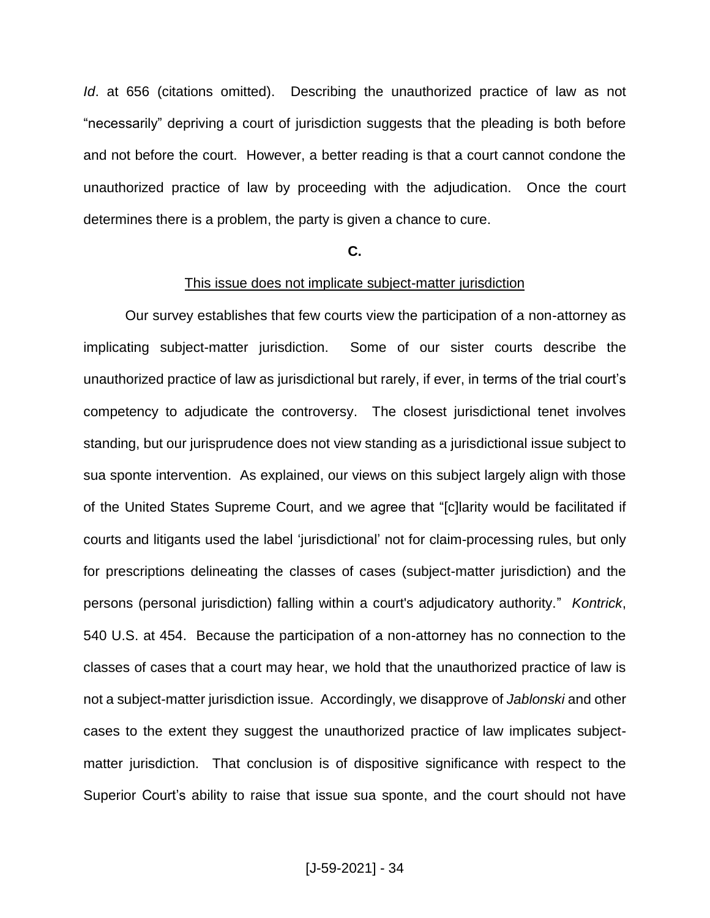*Id*. at 656 (citations omitted). Describing the unauthorized practice of law as not "necessarily" depriving a court of jurisdiction suggests that the pleading is both before and not before the court. However, a better reading is that a court cannot condone the unauthorized practice of law by proceeding with the adjudication. Once the court determines there is a problem, the party is given a chance to cure.

**C.**

<u>This issue does not implicate subject-matter jurisdiction</u>

Our survey establishes that few courts view the participation of a non-attorney as implicating subject-matter jurisdiction. Some of our sister courts describe the unauthorized practice of law as jurisdictional but rarely, if ever, in terms of the trial court's competency to adjudicate the controversy. The closest jurisdictional tenet involves standing, but our jurisprudence does not view standing as a jurisdictional issue subject to sua sponte intervention. As explained, our views on this subject largely align with those of the United States Supreme Court, and we agree that "[c]larity would be facilitated if courts and litigants used the label 'jurisdictional' not for claim-processing rules, but only for prescriptions delineating the classes of cases (subject-matter jurisdiction) and the persons (personal jurisdiction) falling within a court's adjudicatory authority." *Kontrick*, 540 U.S. at 454. Because the participation of a non-attorney has no connection to the classes of cases that a court may hear, we hold that the unauthorized practice of law is not a subject-matter jurisdiction issue. Accordingly, we disapprove of *Jablonski* and other cases to the extent they suggest the unauthorized practice of law implicates subject-matter jurisdiction. That conclusion is of dispositive significance with respect to the Superior Court's ability to raise that issue sua sponte, and the court should not have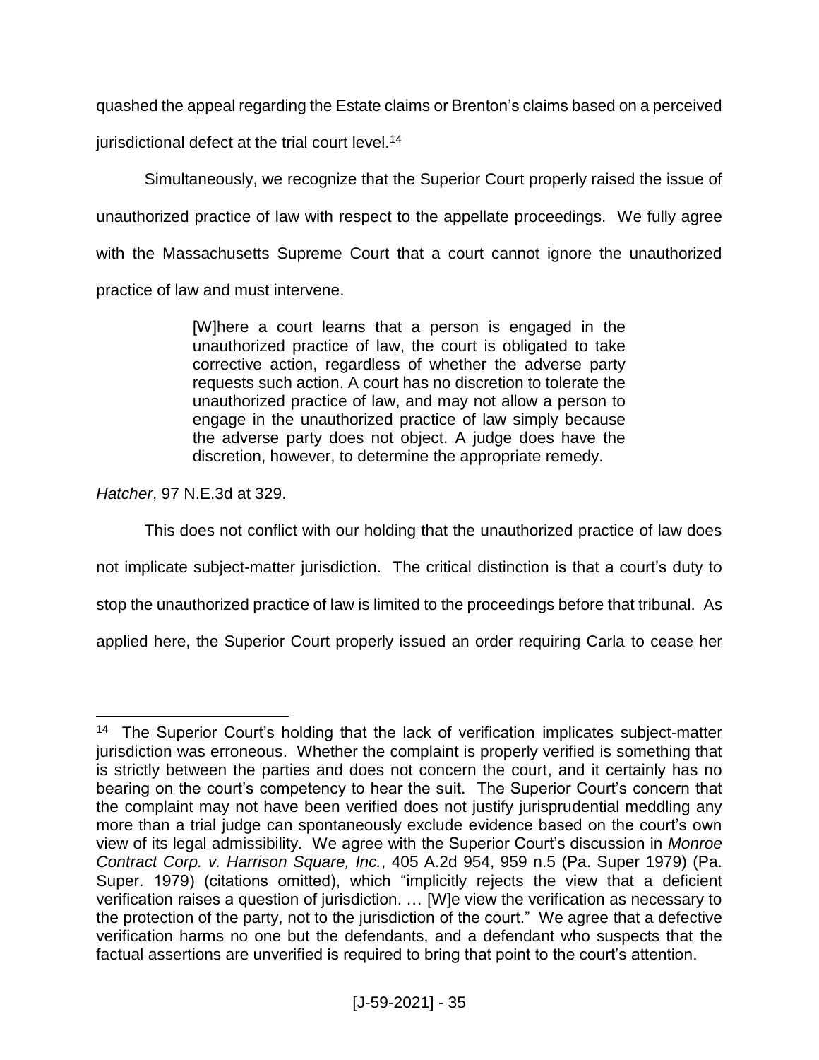quashed the appeal regarding the Estate claims or Brenton's claims based on a perceived jurisdictional defect at the trial court level.[14]

Simultaneously, we recognize that the Superior Court properly raised the issue of unauthorized practice of law with respect to the appellate proceedings. We fully agree with the Massachusetts Supreme Court that a court cannot ignore the unauthorized practice of law and must intervene.

> [W]here a court learns that a person is engaged in the unauthorized practice of law, the court is obligated to take corrective action, regardless of whether the adverse party requests such action. A court has no discretion to tolerate the unauthorized practice of law, and may not allow a person to engage in the unauthorized practice of law simply because the adverse party does not object. A judge does have the discretion, however, to determine the appropriate remedy.

*Hatcher*, 97 N.E.3d at 329.

This does not conflict with our holding that the unauthorized practice of law does not implicate subject-matter jurisdiction. The critical distinction is that a court's duty to stop the unauthorized practice of law is limited to the proceedings before that tribunal. As applied here, the Superior Court properly issued an order requiring Carla to cease her

---

[14] The Superior Court's holding that the lack of verification implicates subject-matter jurisdiction was erroneous. Whether the complaint is properly verified is something that is strictly between the parties and does not concern the court, and it certainly has no bearing on the court's competency to hear the suit. The Superior Court's concern that the complaint may not have been verified does not justify jurisprudential meddling any more than a trial judge can spontaneously exclude evidence based on the court's own view of its legal admissibility. We agree with the Superior Court's discussion in *Monroe Contract Corp. v. Harrison Square, Inc.*, 405 A.2d 954, 959 n.5 (Pa. Super 1979) (Pa. Super. 1979) (citations omitted), which "implicitly rejects the view that a deficient verification raises a question of jurisdiction. … [W]e view the verification as necessary to the protection of the party, not to the jurisdiction of the court." We agree that a defective verification harms no one but the defendants, and a defendant who suspects that the factual assertions are unverified is required to bring that point to the court's attention.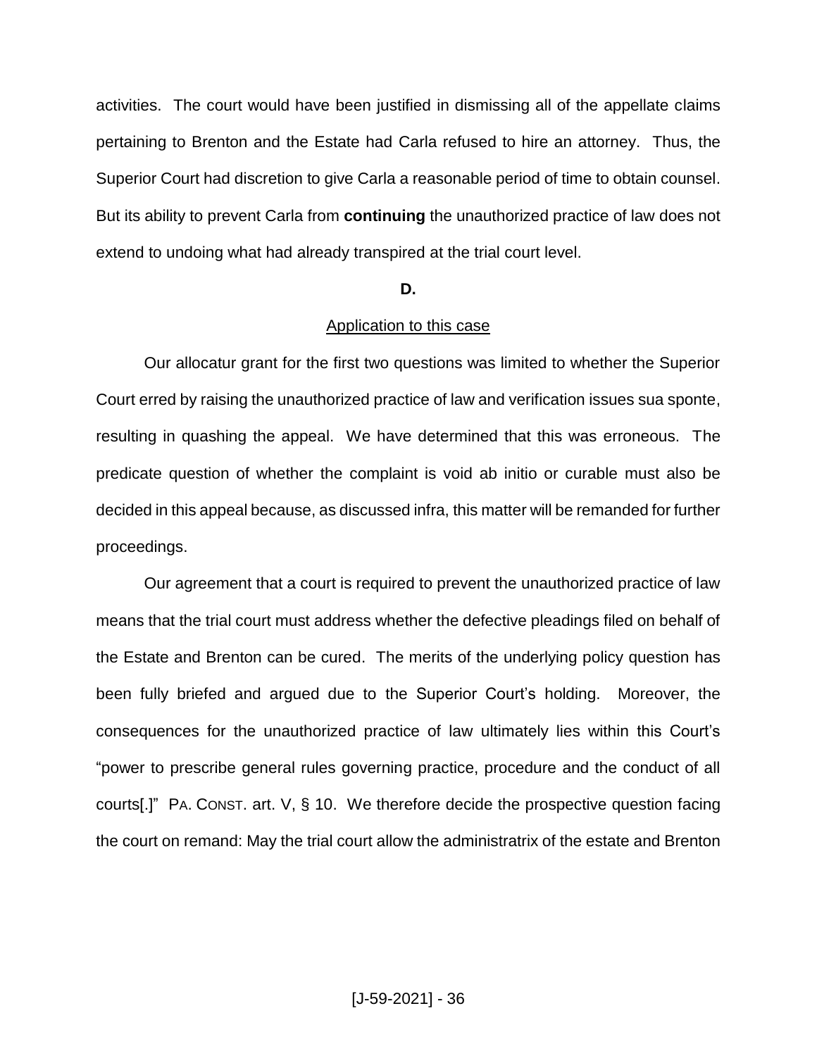activities. The court would have been justified in dismissing all of the appellate claims pertaining to Brenton and the Estate had Carla refused to hire an attorney. Thus, the Superior Court had discretion to give Carla a reasonable period of time to obtain counsel. But its ability to prevent Carla from **continuing** the unauthorized practice of law does not extend to undoing what had already transpired at the trial court level.

**D.**

Application to this case

Our allocatur grant for the first two questions was limited to whether the Superior Court erred by raising the unauthorized practice of law and verification issues sua sponte, resulting in quashing the appeal. We have determined that this was erroneous. The predicate question of whether the complaint is void ab initio or curable must also be decided in this appeal because, as discussed infra, this matter will be remanded for further proceedings.

Our agreement that a court is required to prevent the unauthorized practice of law means that the trial court must address whether the defective pleadings filed on behalf of the Estate and Brenton can be cured. The merits of the underlying policy question has been fully briefed and argued due to the Superior Court's holding. Moreover, the consequences for the unauthorized practice of law ultimately lies within this Court's "power to prescribe general rules governing practice, procedure and the conduct of all courts[.]" PA. CONST. art. V, § 10. We therefore decide the prospective question facing the court on remand: May the trial court allow the administratrix of the estate and Brenton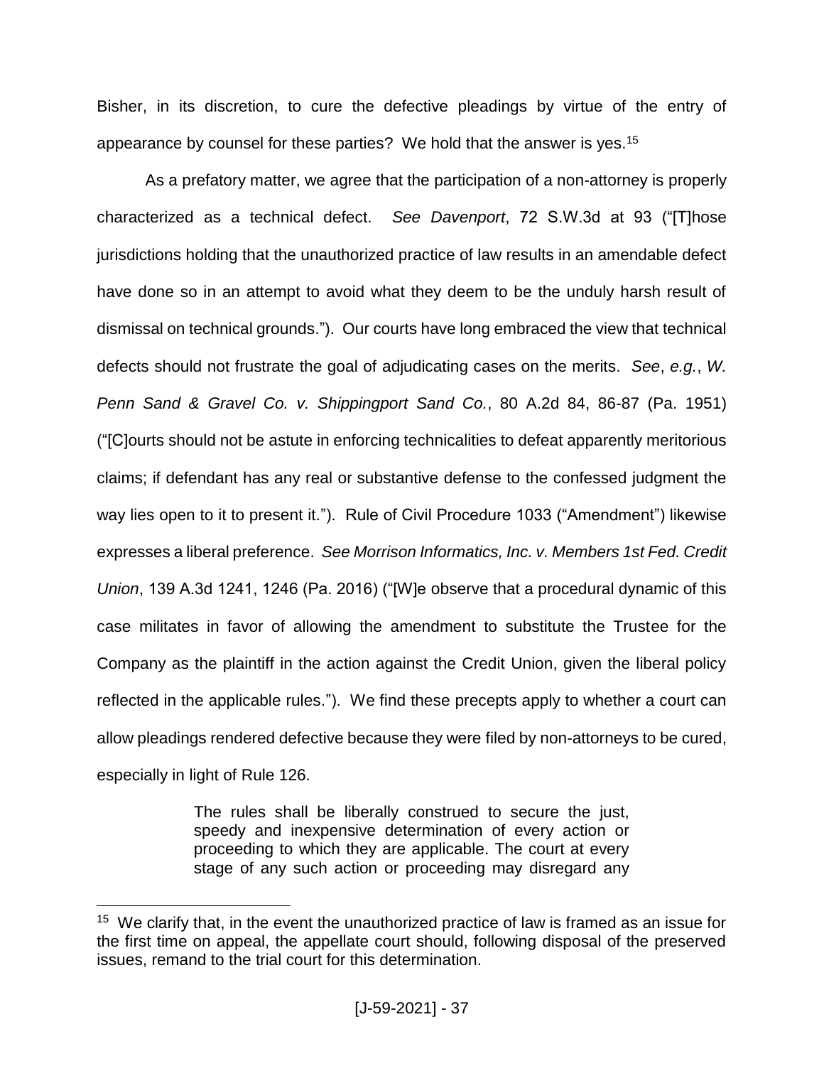Bisher, in its discretion, to cure the defective pleadings by virtue of the entry of appearance by counsel for these parties? We hold that the answer is yes.[15]

As a prefatory matter, we agree that the participation of a non-attorney is properly characterized as a technical defect. *See Davenport*, 72 S.W.3d at 93 ("[T]hose jurisdictions holding that the unauthorized practice of law results in an amendable defect have done so in an attempt to avoid what they deem to be the unduly harsh result of dismissal on technical grounds."). Our courts have long embraced the view that technical defects should not frustrate the goal of adjudicating cases on the merits. *See*, *e.g.*, *W. Penn Sand & Gravel Co. v. Shippingport Sand Co.*, 80 A.2d 84, 86-87 (Pa. 1951) ("[C]ourts should not be astute in enforcing technicalities to defeat apparently meritorious claims; if defendant has any real or substantive defense to the confessed judgment the way lies open to it to present it."). Rule of Civil Procedure 1033 ("Amendment") likewise expresses a liberal preference. *See Morrison Informatics, Inc. v. Members 1st Fed. Credit Union*, 139 A.3d 1241, 1246 (Pa. 2016) ("[W]e observe that a procedural dynamic of this case militates in favor of allowing the amendment to substitute the Trustee for the Company as the plaintiff in the action against the Credit Union, given the liberal policy reflected in the applicable rules."). We find these precepts apply to whether a court can allow pleadings rendered defective because they were filed by non-attorneys to be cured, especially in light of Rule 126.

> The rules shall be liberally construed to secure the just, speedy and inexpensive determination of every action or proceeding to which they are applicable. The court at every stage of any such action or proceeding may disregard any

---

[15] We clarify that, in the event the unauthorized practice of law is framed as an issue for the first time on appeal, the appellate court should, following disposal of the preserved issues, remand to the trial court for this determination.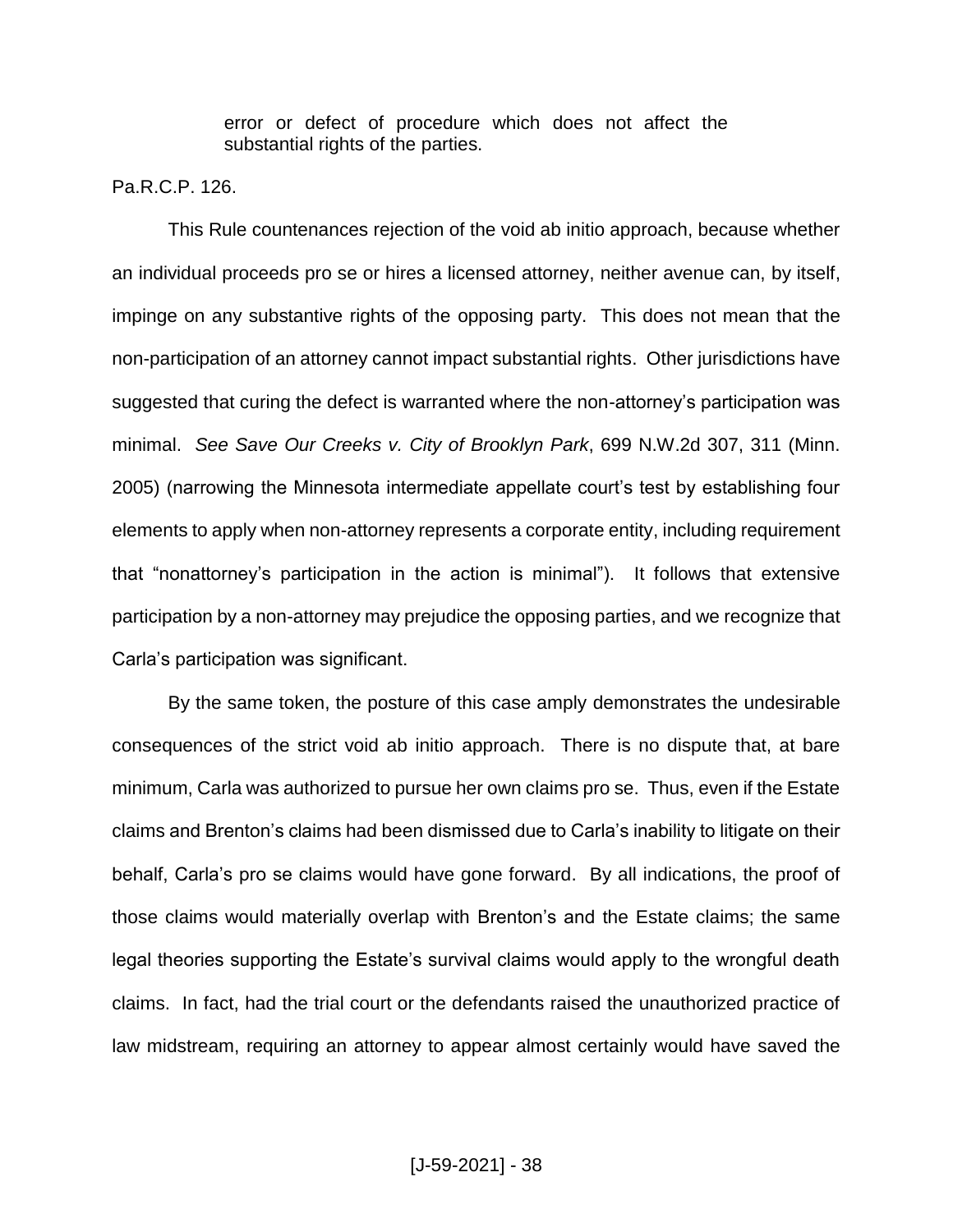> error or defect of procedure which does not affect the substantial rights of the parties.

Pa.R.C.P. 126.

This Rule countenances rejection of the void ab initio approach, because whether an individual proceeds pro se or hires a licensed attorney, neither avenue can, by itself, impinge on any substantive rights of the opposing party. This does not mean that the non-participation of an attorney cannot impact substantial rights. Other jurisdictions have suggested that curing the defect is warranted where the non-attorney's participation was minimal. *See Save Our Creeks v. City of Brooklyn Park*, 699 N.W.2d 307, 311 (Minn. 2005) (narrowing the Minnesota intermediate appellate court's test by establishing four elements to apply when non-attorney represents a corporate entity, including requirement that "nonattorney's participation in the action is minimal"). It follows that extensive participation by a non-attorney may prejudice the opposing parties, and we recognize that Carla's participation was significant.

By the same token, the posture of this case amply demonstrates the undesirable consequences of the strict void ab initio approach. There is no dispute that, at bare minimum, Carla was authorized to pursue her own claims pro se. Thus, even if the Estate claims and Brenton's claims had been dismissed due to Carla's inability to litigate on their behalf, Carla's pro se claims would have gone forward. By all indications, the proof of those claims would materially overlap with Brenton's and the Estate claims; the same legal theories supporting the Estate's survival claims would apply to the wrongful death claims. In fact, had the trial court or the defendants raised the unauthorized practice of law midstream, requiring an attorney to appear almost certainly would have saved the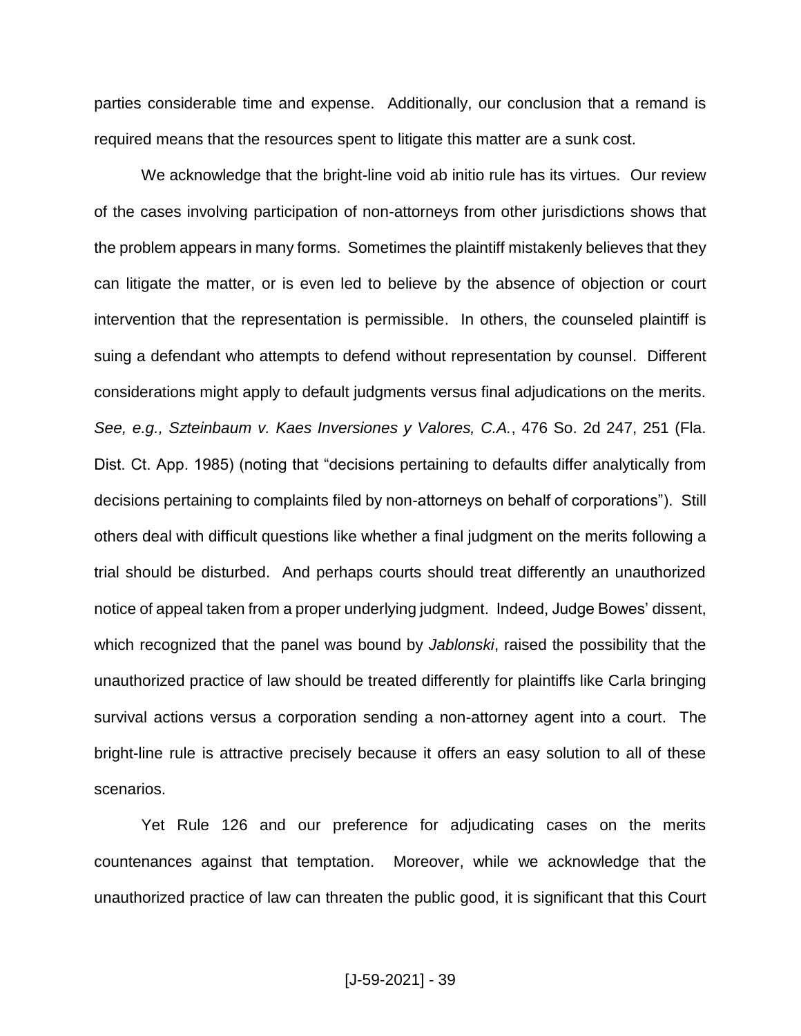parties considerable time and expense. Additionally, our conclusion that a remand is required means that the resources spent to litigate this matter are a sunk cost.

We acknowledge that the bright-line void ab initio rule has its virtues. Our review of the cases involving participation of non-attorneys from other jurisdictions shows that the problem appears in many forms. Sometimes the plaintiff mistakenly believes that they can litigate the matter, or is even led to believe by the absence of objection or court intervention that the representation is permissible. In others, the counseled plaintiff is suing a defendant who attempts to defend without representation by counsel. Different considerations might apply to default judgments versus final adjudications on the merits. *See, e.g., Szteinbaum v. Kaes Inversiones y Valores, C.A.*, 476 So. 2d 247, 251 (Fla. Dist. Ct. App. 1985) (noting that "decisions pertaining to defaults differ analytically from decisions pertaining to complaints filed by non-attorneys on behalf of corporations"). Still others deal with difficult questions like whether a final judgment on the merits following a trial should be disturbed. And perhaps courts should treat differently an unauthorized notice of appeal taken from a proper underlying judgment. Indeed, Judge Bowes' dissent, which recognized that the panel was bound by *Jablonski*, raised the possibility that the unauthorized practice of law should be treated differently for plaintiffs like Carla bringing survival actions versus a corporation sending a non-attorney agent into a court. The bright-line rule is attractive precisely because it offers an easy solution to all of these scenarios.

Yet Rule 126 and our preference for adjudicating cases on the merits countenances against that temptation. Moreover, while we acknowledge that the unauthorized practice of law can threaten the public good, it is significant that this Court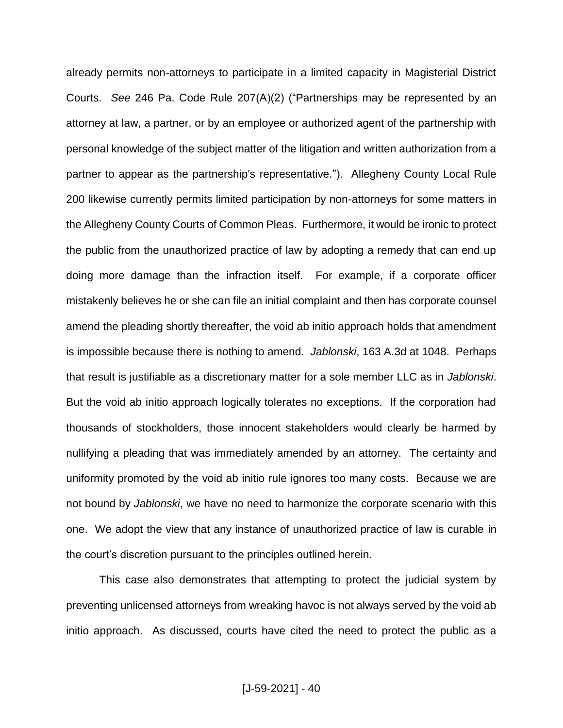already permits non-attorneys to participate in a limited capacity in Magisterial District Courts. *See* 246 Pa. Code Rule 207(A)(2) ("Partnerships may be represented by an attorney at law, a partner, or by an employee or authorized agent of the partnership with personal knowledge of the subject matter of the litigation and written authorization from a partner to appear as the partnership's representative."). Allegheny County Local Rule 200 likewise currently permits limited participation by non-attorneys for some matters in the Allegheny County Courts of Common Pleas. Furthermore, it would be ironic to protect the public from the unauthorized practice of law by adopting a remedy that can end up doing more damage than the infraction itself. For example, if a corporate officer mistakenly believes he or she can file an initial complaint and then has corporate counsel amend the pleading shortly thereafter, the void ab initio approach holds that amendment is impossible because there is nothing to amend. *Jablonski*, 163 A.3d at 1048. Perhaps that result is justifiable as a discretionary matter for a sole member LLC as in *Jablonski*. But the void ab initio approach logically tolerates no exceptions. If the corporation had thousands of stockholders, those innocent stakeholders would clearly be harmed by nullifying a pleading that was immediately amended by an attorney. The certainty and uniformity promoted by the void ab initio rule ignores too many costs. Because we are not bound by *Jablonski*, we have no need to harmonize the corporate scenario with this one. We adopt the view that any instance of unauthorized practice of law is curable in the court's discretion pursuant to the principles outlined herein.

This case also demonstrates that attempting to protect the judicial system by preventing unlicensed attorneys from wreaking havoc is not always served by the void ab initio approach. As discussed, courts have cited the need to protect the public as a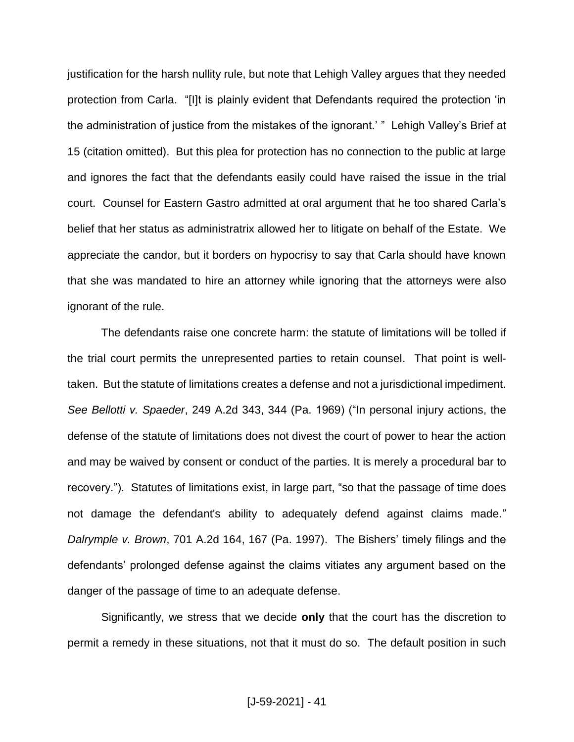justification for the harsh nullity rule, but note that Lehigh Valley argues that they needed protection from Carla. "[I]t is plainly evident that Defendants required the protection 'in the administration of justice from the mistakes of the ignorant.' " Lehigh Valley's Brief at 15 (citation omitted). But this plea for protection has no connection to the public at large and ignores the fact that the defendants easily could have raised the issue in the trial court. Counsel for Eastern Gastro admitted at oral argument that he too shared Carla's belief that her status as administratrix allowed her to litigate on behalf of the Estate. We appreciate the candor, but it borders on hypocrisy to say that Carla should have known that she was mandated to hire an attorney while ignoring that the attorneys were also ignorant of the rule.

The defendants raise one concrete harm: the statute of limitations will be tolled if the trial court permits the unrepresented parties to retain counsel. That point is well-taken. But the statute of limitations creates a defense and not a jurisdictional impediment. *See Bellotti v. Spaeder*, 249 A.2d 343, 344 (Pa. 1969) ("In personal injury actions, the defense of the statute of limitations does not divest the court of power to hear the action and may be waived by consent or conduct of the parties. It is merely a procedural bar to recovery."). Statutes of limitations exist, in large part, "so that the passage of time does not damage the defendant's ability to adequately defend against claims made." *Dalrymple v. Brown*, 701 A.2d 164, 167 (Pa. 1997). The Bishers' timely filings and the defendants' prolonged defense against the claims vitiates any argument based on the danger of the passage of time to an adequate defense.

Significantly, we stress that we decide **only** that the court has the discretion to permit a remedy in these situations, not that it must do so. The default position in such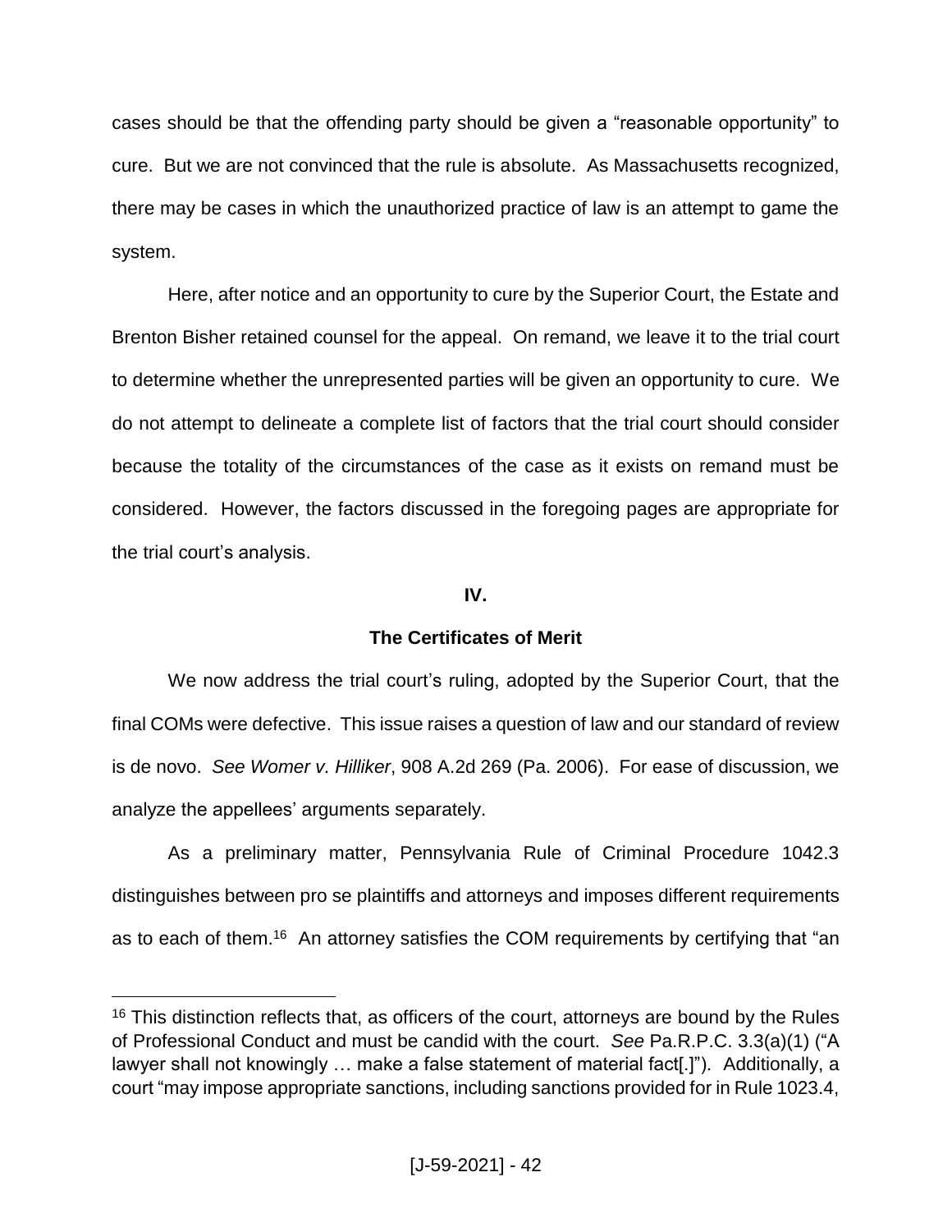cases should be that the offending party should be given a "reasonable opportunity" to cure. But we are not convinced that the rule is absolute. As Massachusetts recognized, there may be cases in which the unauthorized practice of law is an attempt to game the system.

Here, after notice and an opportunity to cure by the Superior Court, the Estate and Brenton Bisher retained counsel for the appeal. On remand, we leave it to the trial court to determine whether the unrepresented parties will be given an opportunity to cure. We do not attempt to delineate a complete list of factors that the trial court should consider because the totality of the circumstances of the case as it exists on remand must be considered. However, the factors discussed in the foregoing pages are appropriate for the trial court's analysis.

## IV.

## The Certificates of Merit

We now address the trial court's ruling, adopted by the Superior Court, that the final COMs were defective. This issue raises a question of law and our standard of review is de novo. *See Womer v. Hilliker*, 908 A.2d 269 (Pa. 2006). For ease of discussion, we analyze the appellees' arguments separately.

As a preliminary matter, Pennsylvania Rule of Criminal Procedure 1042.3 distinguishes between pro se plaintiffs and attorneys and imposes different requirements as to each of them.[16] An attorney satisfies the COM requirements by certifying that "an

---

[16] This distinction reflects that, as officers of the court, attorneys are bound by the Rules of Professional Conduct and must be candid with the court. *See* Pa.R.P.C. 3.3(a)(1) ("A lawyer shall not knowingly … make a false statement of material fact[.]"). Additionally, a court "may impose appropriate sanctions, including sanctions provided for in Rule 1023.4,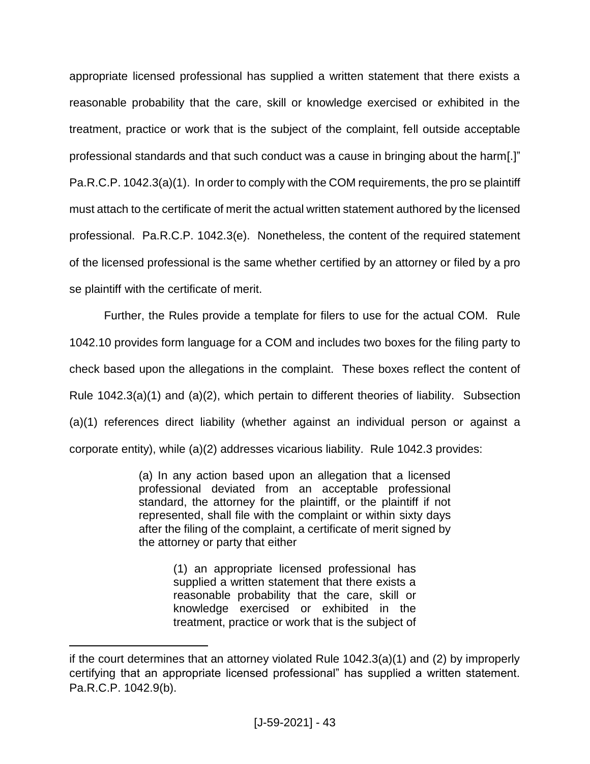appropriate licensed professional has supplied a written statement that there exists a reasonable probability that the care, skill or knowledge exercised or exhibited in the treatment, practice or work that is the subject of the complaint, fell outside acceptable professional standards and that such conduct was a cause in bringing about the harm[.]" Pa.R.C.P. 1042.3(a)(1). In order to comply with the COM requirements, the pro se plaintiff must attach to the certificate of merit the actual written statement authored by the licensed professional. Pa.R.C.P. 1042.3(e). Nonetheless, the content of the required statement of the licensed professional is the same whether certified by an attorney or filed by a pro se plaintiff with the certificate of merit.

Further, the Rules provide a template for filers to use for the actual COM. Rule 1042.10 provides form language for a COM and includes two boxes for the filing party to check based upon the allegations in the complaint. These boxes reflect the content of Rule 1042.3(a)(1) and (a)(2), which pertain to different theories of liability. Subsection (a)(1) references direct liability (whether against an individual person or against a corporate entity), while (a)(2) addresses vicarious liability. Rule 1042.3 provides:

> (a) In any action based upon an allegation that a licensed professional deviated from an acceptable professional standard, the attorney for the plaintiff, or the plaintiff if not represented, shall file with the complaint or within sixty days after the filing of the complaint, a certificate of merit signed by the attorney or party that either
>
> > (1) an appropriate licensed professional has supplied a written statement that there exists a reasonable probability that the care, skill or knowledge exercised or exhibited in the treatment, practice or work that is the subject of

---

if the court determines that an attorney violated Rule 1042.3(a)(1) and (2) by improperly certifying that an appropriate licensed professional" has supplied a written statement. Pa.R.C.P. 1042.9(b).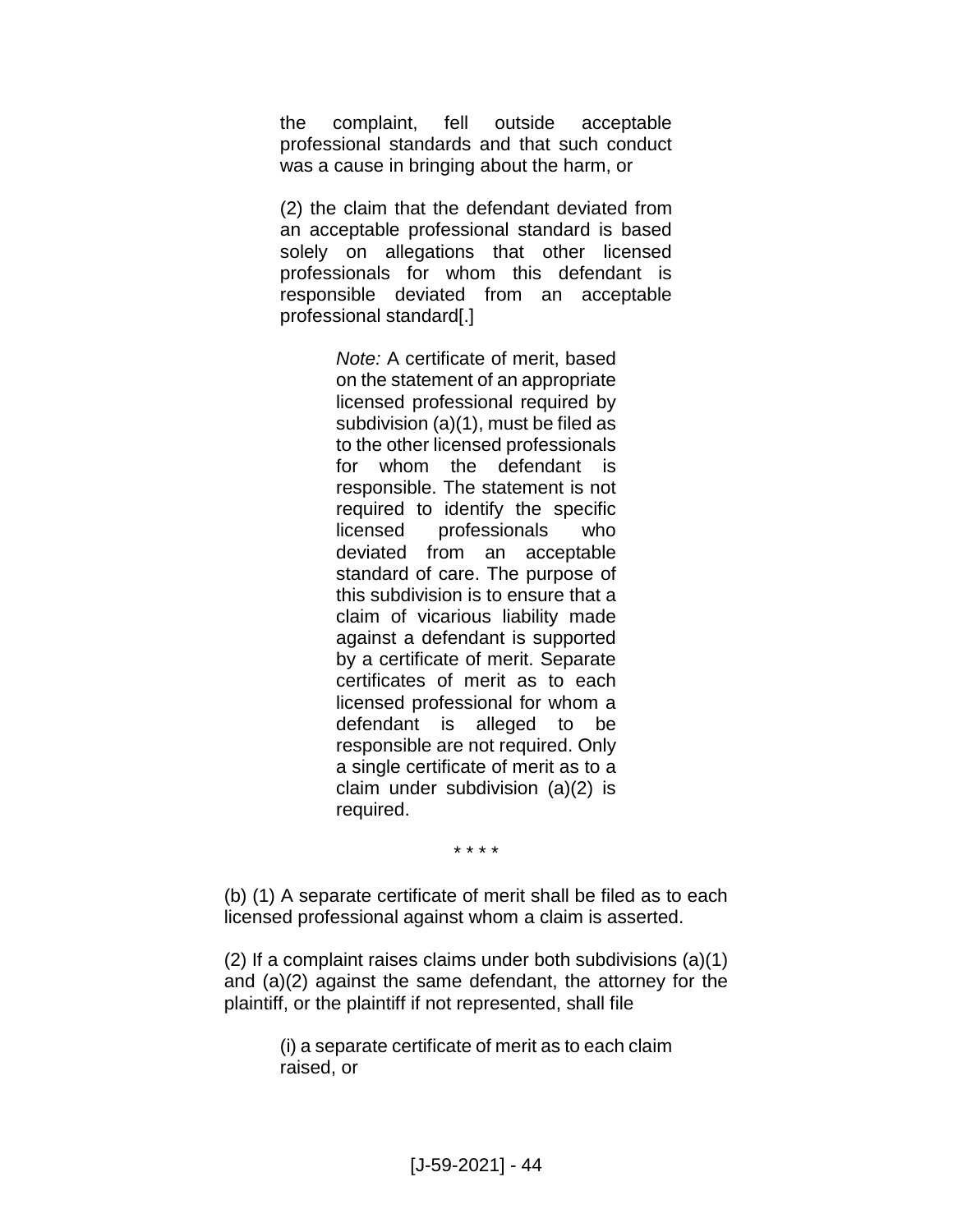> the complaint, fell outside acceptable professional standards and that such conduct was a cause in bringing about the harm, or
>
> (2) the claim that the defendant deviated from an acceptable professional standard is based solely on allegations that other licensed professionals for whom this defendant is responsible deviated from an acceptable professional standard[.]
>
> > *Note:* A certificate of merit, based on the statement of an appropriate licensed professional required by subdivision (a)(1), must be filed as to the other licensed professionals for whom the defendant is responsible. The statement is not required to identify the specific licensed professionals who deviated from an acceptable standard of care. The purpose of this subdivision is to ensure that a claim of vicarious liability made against a defendant is supported by a certificate of merit. Separate certificates of merit as to each licensed professional for whom a defendant is alleged to be responsible are not required. Only a single certificate of merit as to a claim under subdivision (a)(2) is required.
>
> * * * *

(b) (1) A separate certificate of merit shall be filed as to each licensed professional against whom a claim is asserted.

(2) If a complaint raises claims under both subdivisions (a)(1) and (a)(2) against the same defendant, the attorney for the plaintiff, or the plaintiff if not represented, shall file

> (i) a separate certificate of merit as to each claim raised, or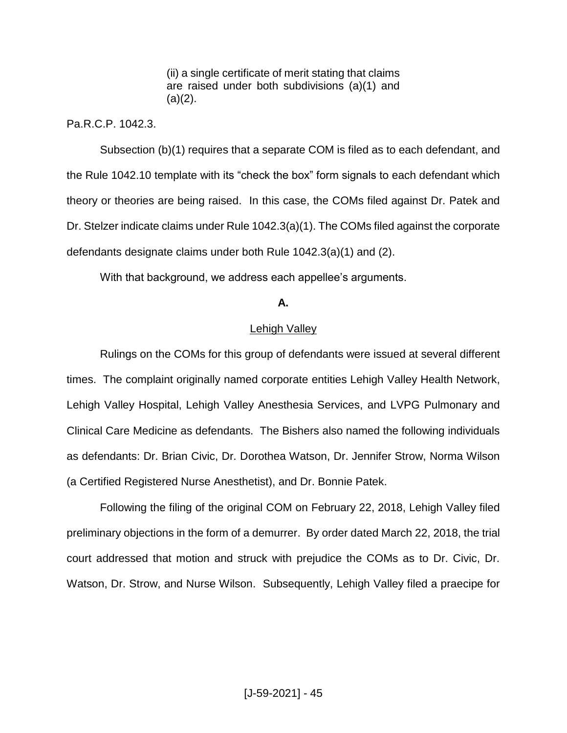> (ii) a single certificate of merit stating that claims are raised under both subdivisions (a)(1) and (a)(2).

Pa.R.C.P. 1042.3.

Subsection (b)(1) requires that a separate COM is filed as to each defendant, and the Rule 1042.10 template with its "check the box" form signals to each defendant which theory or theories are being raised. In this case, the COMs filed against Dr. Patek and Dr. Stelzer indicate claims under Rule 1042.3(a)(1). The COMs filed against the corporate defendants designate claims under both Rule 1042.3(a)(1) and (2).

With that background, we address each appellee's arguments.

**A.**

Lehigh Valley

Rulings on the COMs for this group of defendants were issued at several different times. The complaint originally named corporate entities Lehigh Valley Health Network, Lehigh Valley Hospital, Lehigh Valley Anesthesia Services, and LVPG Pulmonary and Clinical Care Medicine as defendants. The Bishers also named the following individuals as defendants: Dr. Brian Civic, Dr. Dorothea Watson, Dr. Jennifer Strow, Norma Wilson (a Certified Registered Nurse Anesthetist), and Dr. Bonnie Patek.

Following the filing of the original COM on February 22, 2018, Lehigh Valley filed preliminary objections in the form of a demurrer. By order dated March 22, 2018, the trial court addressed that motion and struck with prejudice the COMs as to Dr. Civic, Dr. Watson, Dr. Strow, and Nurse Wilson. Subsequently, Lehigh Valley filed a praecipe for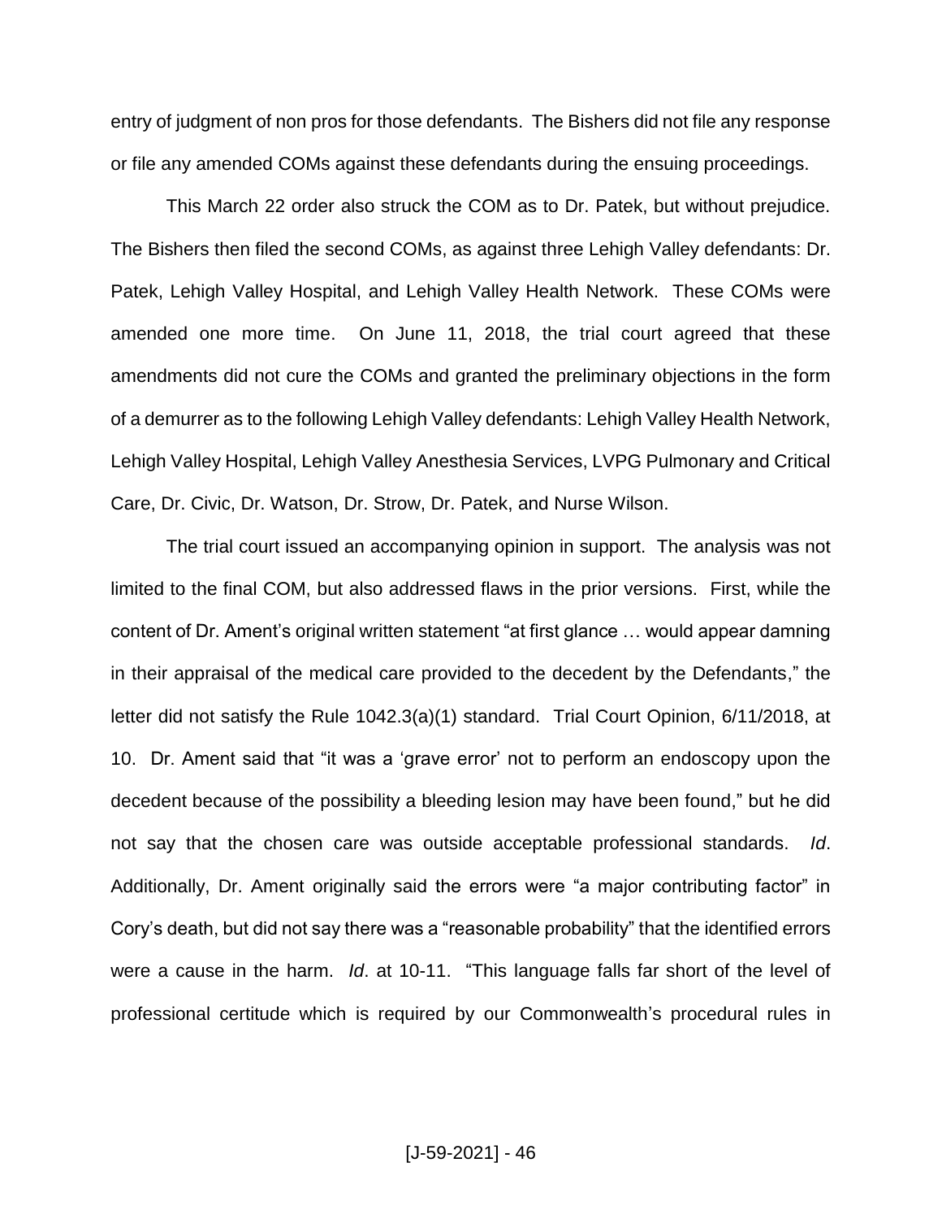entry of judgment of non pros for those defendants. The Bishers did not file any response or file any amended COMs against these defendants during the ensuing proceedings.

This March 22 order also struck the COM as to Dr. Patek, but without prejudice. The Bishers then filed the second COMs, as against three Lehigh Valley defendants: Dr. Patek, Lehigh Valley Hospital, and Lehigh Valley Health Network. These COMs were amended one more time. On June 11, 2018, the trial court agreed that these amendments did not cure the COMs and granted the preliminary objections in the form of a demurrer as to the following Lehigh Valley defendants: Lehigh Valley Health Network, Lehigh Valley Hospital, Lehigh Valley Anesthesia Services, LVPG Pulmonary and Critical Care, Dr. Civic, Dr. Watson, Dr. Strow, Dr. Patek, and Nurse Wilson.

The trial court issued an accompanying opinion in support. The analysis was not limited to the final COM, but also addressed flaws in the prior versions. First, while the content of Dr. Ament's original written statement "at first glance … would appear damning in their appraisal of the medical care provided to the decedent by the Defendants," the letter did not satisfy the Rule 1042.3(a)(1) standard. Trial Court Opinion, 6/11/2018, at 10. Dr. Ament said that "it was a 'grave error' not to perform an endoscopy upon the decedent because of the possibility a bleeding lesion may have been found," but he did not say that the chosen care was outside acceptable professional standards. *Id*. Additionally, Dr. Ament originally said the errors were "a major contributing factor" in Cory's death, but did not say there was a "reasonable probability" that the identified errors were a cause in the harm. *Id*. at 10-11. "This language falls far short of the level of professional certitude which is required by our Commonwealth's procedural rules in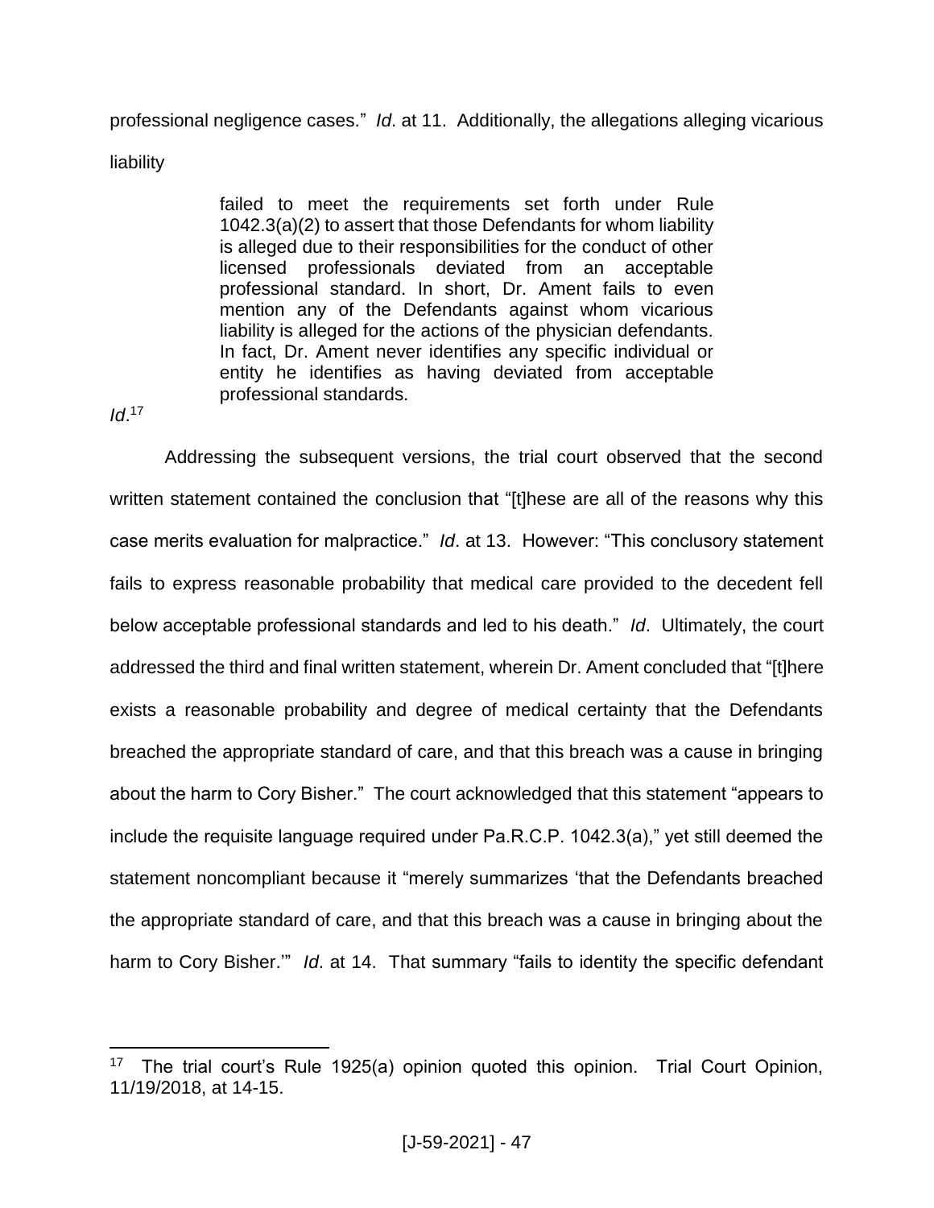professional negligence cases." *Id*. at 11. Additionally, the allegations alleging vicarious liability

> failed to meet the requirements set forth under Rule 1042.3(a)(2) to assert that those Defendants for whom liability is alleged due to their responsibilities for the conduct of other licensed professionals deviated from an acceptable professional standard. In short, Dr. Ament fails to even mention any of the Defendants against whom vicarious liability is alleged for the actions of the physician defendants. In fact, Dr. Ament never identifies any specific individual or entity he identifies as having deviated from acceptable professional standards.

*Id*.[17]

Addressing the subsequent versions, the trial court observed that the second written statement contained the conclusion that "[t]hese are all of the reasons why this case merits evaluation for malpractice." *Id*. at 13. However: "This conclusory statement fails to express reasonable probability that medical care provided to the decedent fell below acceptable professional standards and led to his death." *Id*. Ultimately, the court addressed the third and final written statement, wherein Dr. Ament concluded that "[t]here exists a reasonable probability and degree of medical certainty that the Defendants breached the appropriate standard of care, and that this breach was a cause in bringing about the harm to Cory Bisher." The court acknowledged that this statement "appears to include the requisite language required under Pa.R.C.P. 1042.3(a)," yet still deemed the statement noncompliant because it "merely summarizes 'that the Defendants breached the appropriate standard of care, and that this breach was a cause in bringing about the harm to Cory Bisher.'" *Id*. at 14. That summary "fails to identity the specific defendant

---

[17] The trial court's Rule 1925(a) opinion quoted this opinion. Trial Court Opinion, 11/19/2018, at 14-15.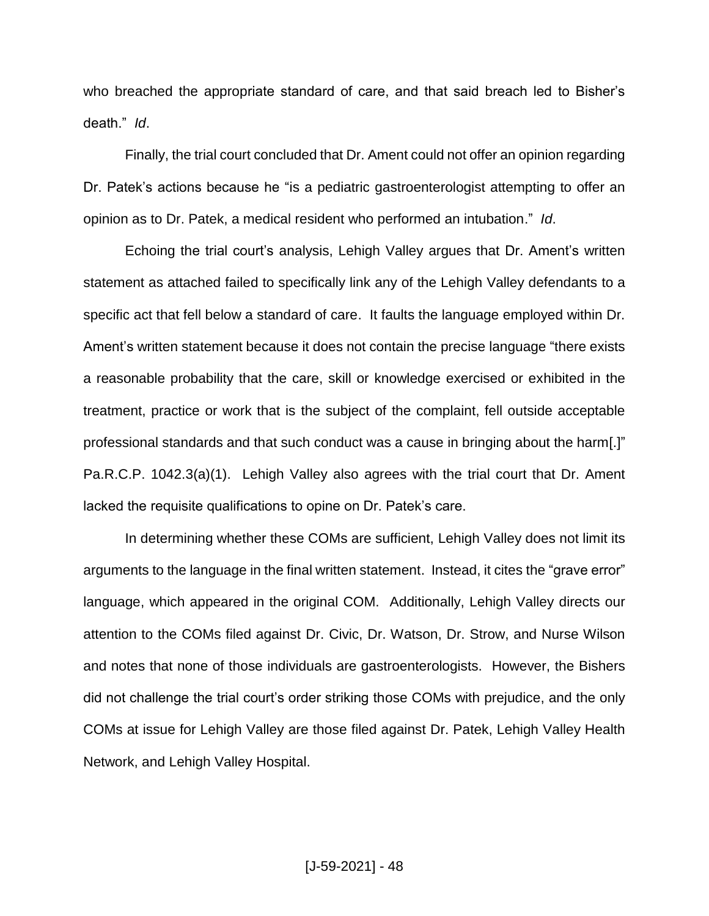who breached the appropriate standard of care, and that said breach led to Bisher's death." *Id*.

Finally, the trial court concluded that Dr. Ament could not offer an opinion regarding Dr. Patek's actions because he "is a pediatric gastroenterologist attempting to offer an opinion as to Dr. Patek, a medical resident who performed an intubation." *Id*.

Echoing the trial court's analysis, Lehigh Valley argues that Dr. Ament's written statement as attached failed to specifically link any of the Lehigh Valley defendants to a specific act that fell below a standard of care. It faults the language employed within Dr. Ament's written statement because it does not contain the precise language "there exists a reasonable probability that the care, skill or knowledge exercised or exhibited in the treatment, practice or work that is the subject of the complaint, fell outside acceptable professional standards and that such conduct was a cause in bringing about the harm[.]" Pa.R.C.P. 1042.3(a)(1). Lehigh Valley also agrees with the trial court that Dr. Ament lacked the requisite qualifications to opine on Dr. Patek's care.

In determining whether these COMs are sufficient, Lehigh Valley does not limit its arguments to the language in the final written statement. Instead, it cites the "grave error" language, which appeared in the original COM. Additionally, Lehigh Valley directs our attention to the COMs filed against Dr. Civic, Dr. Watson, Dr. Strow, and Nurse Wilson and notes that none of those individuals are gastroenterologists. However, the Bishers did not challenge the trial court's order striking those COMs with prejudice, and the only COMs at issue for Lehigh Valley are those filed against Dr. Patek, Lehigh Valley Health Network, and Lehigh Valley Hospital.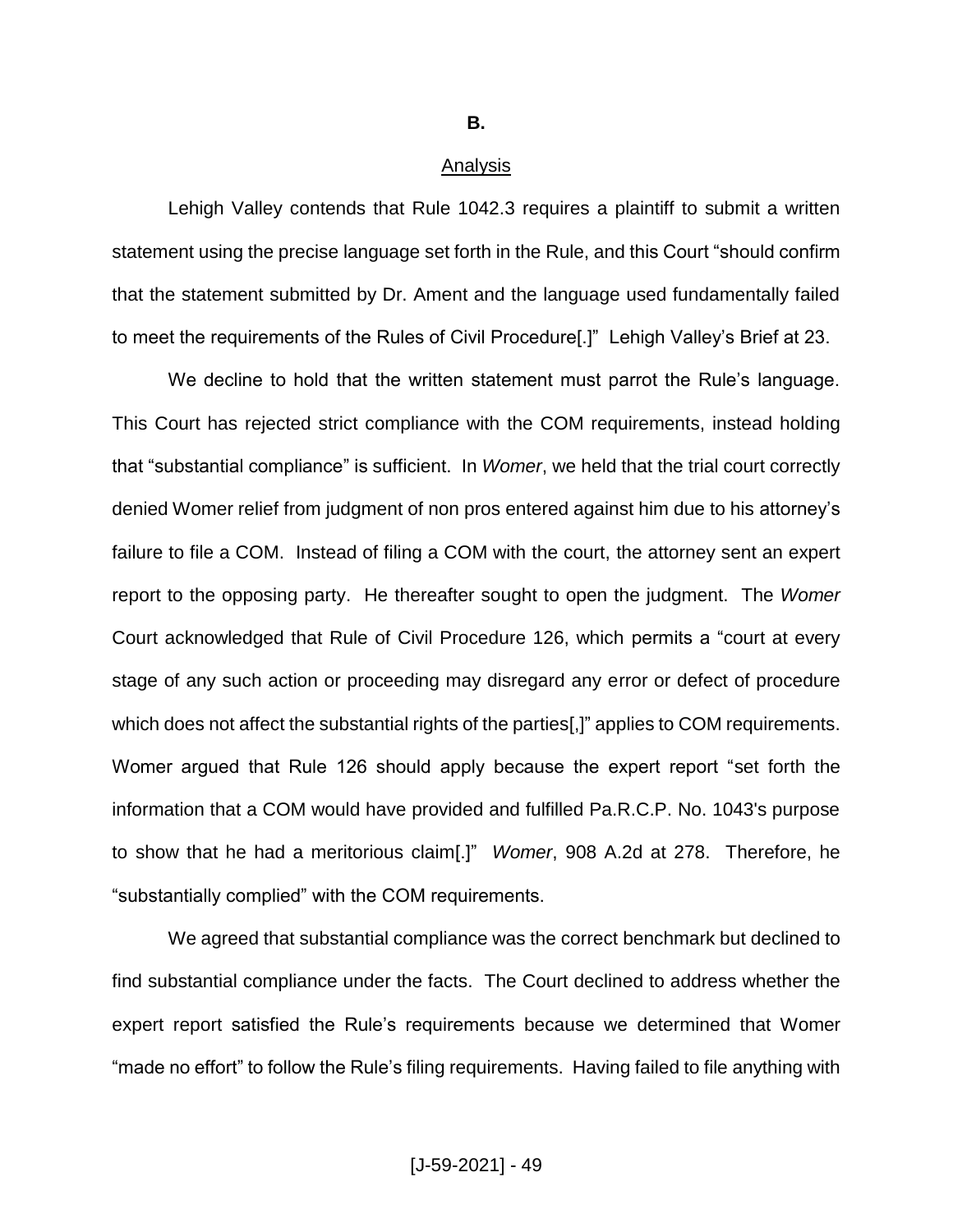**B.**

Analysis

Lehigh Valley contends that Rule 1042.3 requires a plaintiff to submit a written statement using the precise language set forth in the Rule, and this Court "should confirm that the statement submitted by Dr. Ament and the language used fundamentally failed to meet the requirements of the Rules of Civil Procedure[.]" Lehigh Valley's Brief at 23.

We decline to hold that the written statement must parrot the Rule's language. This Court has rejected strict compliance with the COM requirements, instead holding that "substantial compliance" is sufficient. In *Womer*, we held that the trial court correctly denied Womer relief from judgment of non pros entered against him due to his attorney's failure to file a COM. Instead of filing a COM with the court, the attorney sent an expert report to the opposing party. He thereafter sought to open the judgment. The *Womer* Court acknowledged that Rule of Civil Procedure 126, which permits a "court at every stage of any such action or proceeding may disregard any error or defect of procedure which does not affect the substantial rights of the parties[,]" applies to COM requirements. Womer argued that Rule 126 should apply because the expert report "set forth the information that a COM would have provided and fulfilled Pa.R.C.P. No. 1043's purpose to show that he had a meritorious claim[.]" *Womer*, 908 A.2d at 278. Therefore, he "substantially complied" with the COM requirements.

We agreed that substantial compliance was the correct benchmark but declined to find substantial compliance under the facts. The Court declined to address whether the expert report satisfied the Rule's requirements because we determined that Womer "made no effort" to follow the Rule's filing requirements. Having failed to file anything with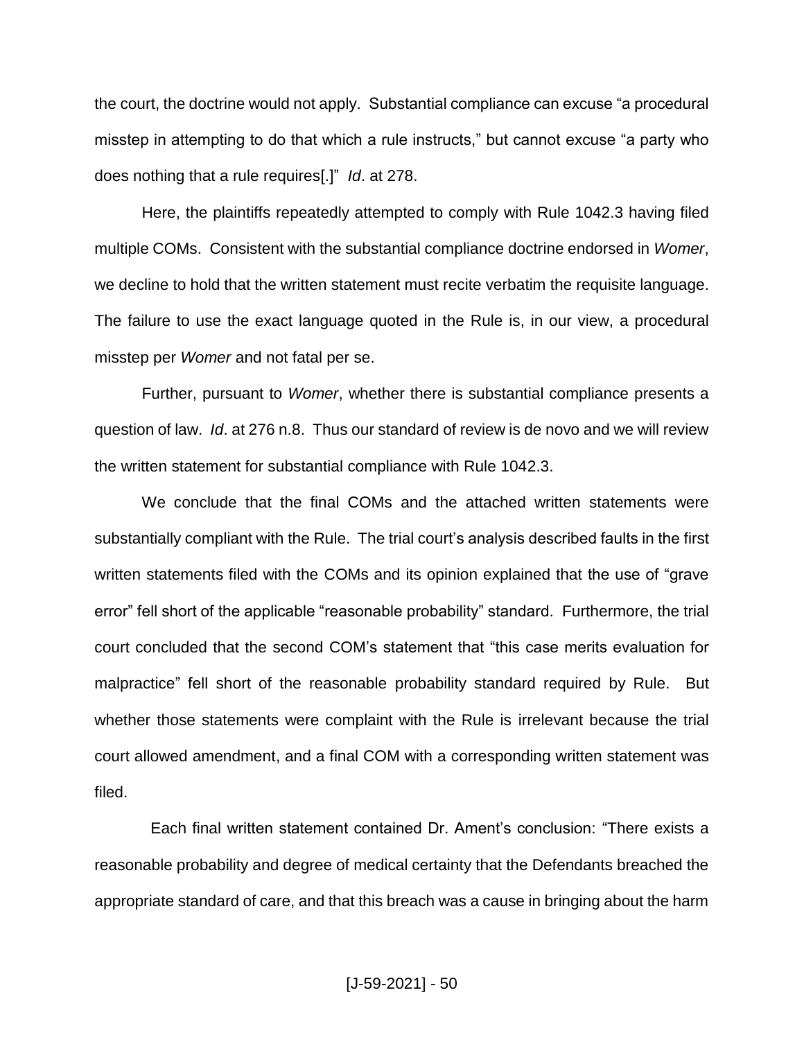the court, the doctrine would not apply. Substantial compliance can excuse "a procedural misstep in attempting to do that which a rule instructs," but cannot excuse "a party who does nothing that a rule requires[.]" *Id*. at 278.

Here, the plaintiffs repeatedly attempted to comply with Rule 1042.3 having filed multiple COMs. Consistent with the substantial compliance doctrine endorsed in *Womer*, we decline to hold that the written statement must recite verbatim the requisite language. The failure to use the exact language quoted in the Rule is, in our view, a procedural misstep per *Womer* and not fatal per se.

Further, pursuant to *Womer*, whether there is substantial compliance presents a question of law. *Id*. at 276 n.8. Thus our standard of review is de novo and we will review the written statement for substantial compliance with Rule 1042.3.

We conclude that the final COMs and the attached written statements were substantially compliant with the Rule. The trial court's analysis described faults in the first written statements filed with the COMs and its opinion explained that the use of "grave error" fell short of the applicable "reasonable probability" standard. Furthermore, the trial court concluded that the second COM's statement that "this case merits evaluation for malpractice" fell short of the reasonable probability standard required by Rule. But whether those statements were complaint with the Rule is irrelevant because the trial court allowed amendment, and a final COM with a corresponding written statement was filed.

Each final written statement contained Dr. Ament's conclusion: "There exists a reasonable probability and degree of medical certainty that the Defendants breached the appropriate standard of care, and that this breach was a cause in bringing about the harm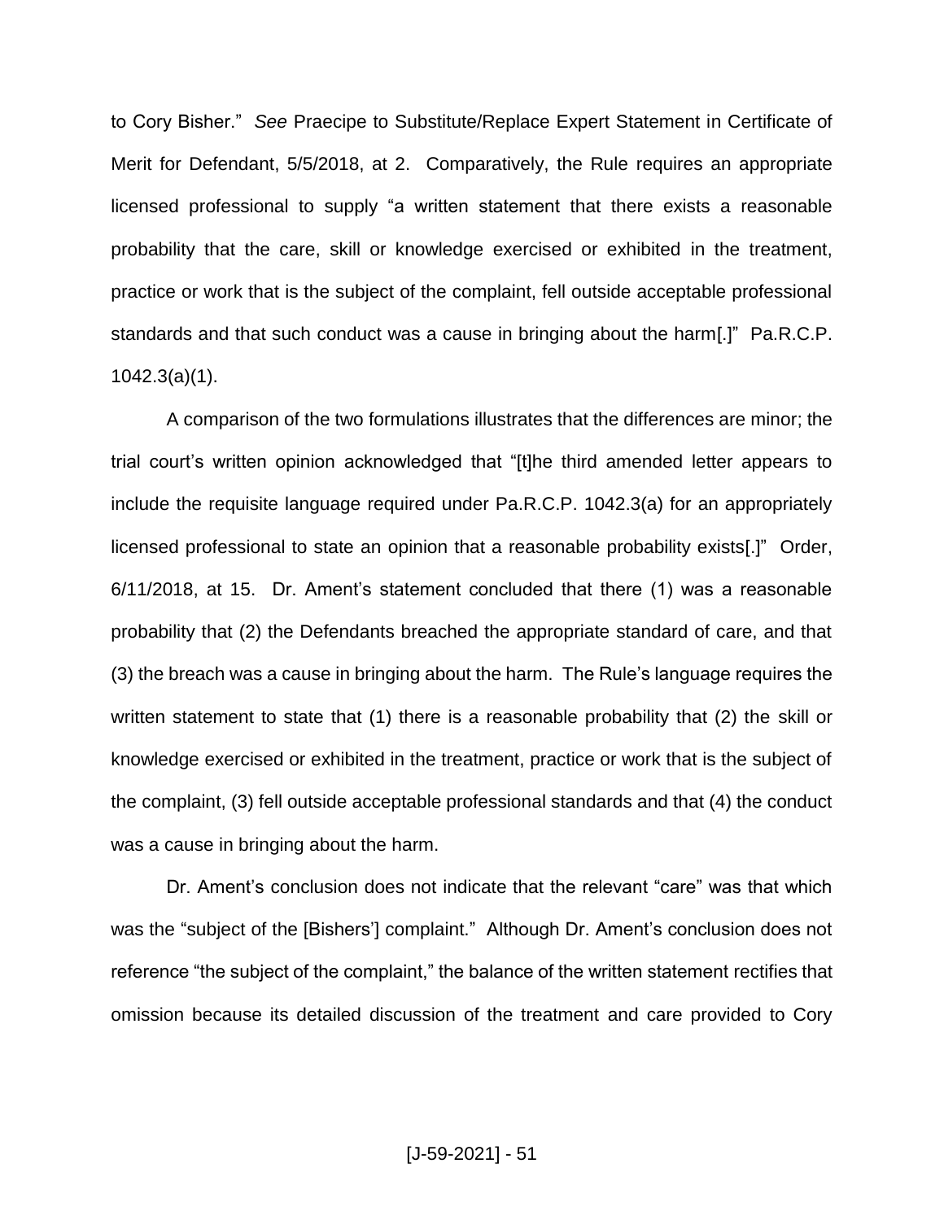to Cory Bisher." *See* Praecipe to Substitute/Replace Expert Statement in Certificate of Merit for Defendant, 5/5/2018, at 2. Comparatively, the Rule requires an appropriate licensed professional to supply "a written statement that there exists a reasonable probability that the care, skill or knowledge exercised or exhibited in the treatment, practice or work that is the subject of the complaint, fell outside acceptable professional standards and that such conduct was a cause in bringing about the harm[.]" Pa.R.C.P. 1042.3(a)(1).

A comparison of the two formulations illustrates that the differences are minor; the trial court's written opinion acknowledged that "[t]he third amended letter appears to include the requisite language required under Pa.R.C.P. 1042.3(a) for an appropriately licensed professional to state an opinion that a reasonable probability exists[.]" Order, 6/11/2018, at 15. Dr. Ament's statement concluded that there (1) was a reasonable probability that (2) the Defendants breached the appropriate standard of care, and that (3) the breach was a cause in bringing about the harm. The Rule's language requires the written statement to state that (1) there is a reasonable probability that (2) the skill or knowledge exercised or exhibited in the treatment, practice or work that is the subject of the complaint, (3) fell outside acceptable professional standards and that (4) the conduct was a cause in bringing about the harm.

Dr. Ament's conclusion does not indicate that the relevant "care" was that which was the "subject of the [Bishers'] complaint." Although Dr. Ament's conclusion does not reference "the subject of the complaint," the balance of the written statement rectifies that omission because its detailed discussion of the treatment and care provided to Cory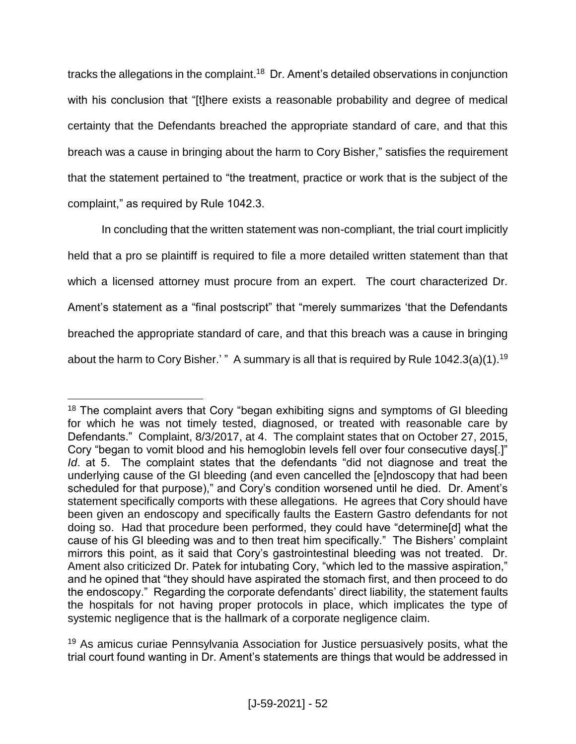tracks the allegations in the complaint.[18] Dr. Ament's detailed observations in conjunction with his conclusion that "[t]here exists a reasonable probability and degree of medical certainty that the Defendants breached the appropriate standard of care, and that this breach was a cause in bringing about the harm to Cory Bisher," satisfies the requirement that the statement pertained to "the treatment, practice or work that is the subject of the complaint," as required by Rule 1042.3.

In concluding that the written statement was non-compliant, the trial court implicitly held that a pro se plaintiff is required to file a more detailed written statement than that which a licensed attorney must procure from an expert. The court characterized Dr. Ament's statement as a "final postscript" that "merely summarizes 'that the Defendants breached the appropriate standard of care, and that this breach was a cause in bringing about the harm to Cory Bisher.' " A summary is all that is required by Rule 1042.3(a)(1).[19]

---

[18] The complaint avers that Cory "began exhibiting signs and symptoms of GI bleeding for which he was not timely tested, diagnosed, or treated with reasonable care by Defendants." Complaint, 8/3/2017, at 4. The complaint states that on October 27, 2015, Cory "began to vomit blood and his hemoglobin levels fell over four consecutive days[.]" *Id*. at 5. The complaint states that the defendants "did not diagnose and treat the underlying cause of the GI bleeding (and even cancelled the [e]ndoscopy that had been scheduled for that purpose)," and Cory's condition worsened until he died. Dr. Ament's statement specifically comports with these allegations. He agrees that Cory should have been given an endoscopy and specifically faults the Eastern Gastro defendants for not doing so. Had that procedure been performed, they could have "determine[d] what the cause of his GI bleeding was and to then treat him specifically." The Bishers' complaint mirrors this point, as it said that Cory's gastrointestinal bleeding was not treated. Dr. Ament also criticized Dr. Patek for intubating Cory, "which led to the massive aspiration," and he opined that "they should have aspirated the stomach first, and then proceed to do the endoscopy." Regarding the corporate defendants' direct liability, the statement faults the hospitals for not having proper protocols in place, which implicates the type of systemic negligence that is the hallmark of a corporate negligence claim.

[19] As amicus curiae Pennsylvania Association for Justice persuasively posits, what the trial court found wanting in Dr. Ament's statements are things that would be addressed in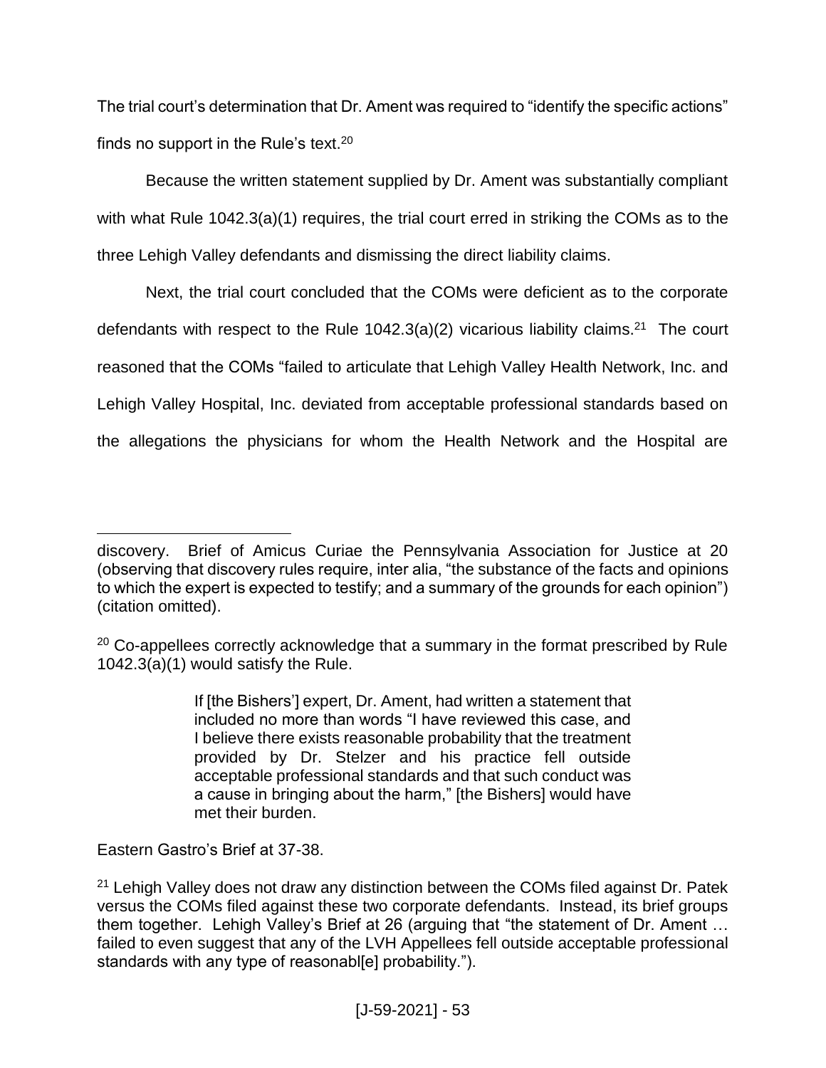The trial court's determination that Dr. Ament was required to "identify the specific actions" finds no support in the Rule's text.[20]

Because the written statement supplied by Dr. Ament was substantially compliant with what Rule 1042.3(a)(1) requires, the trial court erred in striking the COMs as to the three Lehigh Valley defendants and dismissing the direct liability claims.

Next, the trial court concluded that the COMs were deficient as to the corporate defendants with respect to the Rule 1042.3(a)(2) vicarious liability claims.[21] The court reasoned that the COMs "failed to articulate that Lehigh Valley Health Network, Inc. and Lehigh Valley Hospital, Inc. deviated from acceptable professional standards based on the allegations the physicians for whom the Health Network and the Hospital are

---

discovery. Brief of Amicus Curiae the Pennsylvania Association for Justice at 20 (observing that discovery rules require, inter alia, "the substance of the facts and opinions to which the expert is expected to testify; and a summary of the grounds for each opinion") (citation omitted).

[20] Co-appellees correctly acknowledge that a summary in the format prescribed by Rule 1042.3(a)(1) would satisfy the Rule.

> If [the Bishers'] expert, Dr. Ament, had written a statement that included no more than words "I have reviewed this case, and I believe there exists reasonable probability that the treatment provided by Dr. Stelzer and his practice fell outside acceptable professional standards and that such conduct was a cause in bringing about the harm," [the Bishers] would have met their burden.

Eastern Gastro's Brief at 37-38.

[21] Lehigh Valley does not draw any distinction between the COMs filed against Dr. Patek versus the COMs filed against these two corporate defendants. Instead, its brief groups them together. Lehigh Valley's Brief at 26 (arguing that "the statement of Dr. Ament … failed to even suggest that any of the LVH Appellees fell outside acceptable professional standards with any type of reasonabl[e] probability.").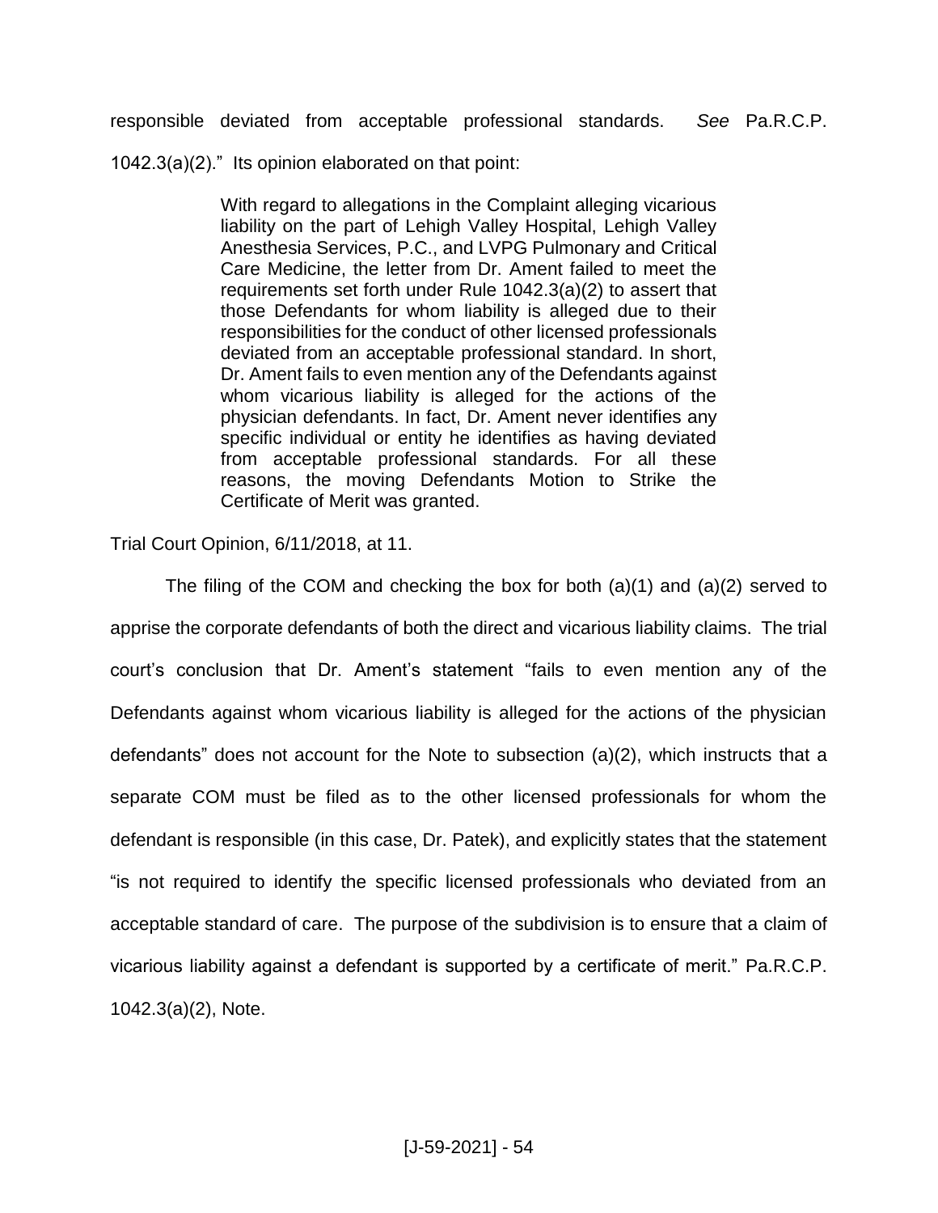responsible deviated from acceptable professional standards. *See* Pa.R.C.P. 1042.3(a)(2)." Its opinion elaborated on that point:

> With regard to allegations in the Complaint alleging vicarious liability on the part of Lehigh Valley Hospital, Lehigh Valley Anesthesia Services, P.C., and LVPG Pulmonary and Critical Care Medicine, the letter from Dr. Ament failed to meet the requirements set forth under Rule 1042.3(a)(2) to assert that those Defendants for whom liability is alleged due to their responsibilities for the conduct of other licensed professionals deviated from an acceptable professional standard. In short, Dr. Ament fails to even mention any of the Defendants against whom vicarious liability is alleged for the actions of the physician defendants. In fact, Dr. Ament never identifies any specific individual or entity he identifies as having deviated from acceptable professional standards. For all these reasons, the moving Defendants Motion to Strike the Certificate of Merit was granted.

Trial Court Opinion, 6/11/2018, at 11.

The filing of the COM and checking the box for both (a)(1) and (a)(2) served to apprise the corporate defendants of both the direct and vicarious liability claims. The trial court's conclusion that Dr. Ament's statement "fails to even mention any of the Defendants against whom vicarious liability is alleged for the actions of the physician defendants" does not account for the Note to subsection (a)(2), which instructs that a separate COM must be filed as to the other licensed professionals for whom the defendant is responsible (in this case, Dr. Patek), and explicitly states that the statement "is not required to identify the specific licensed professionals who deviated from an acceptable standard of care. The purpose of the subdivision is to ensure that a claim of vicarious liability against a defendant is supported by a certificate of merit." Pa.R.C.P. 1042.3(a)(2), Note.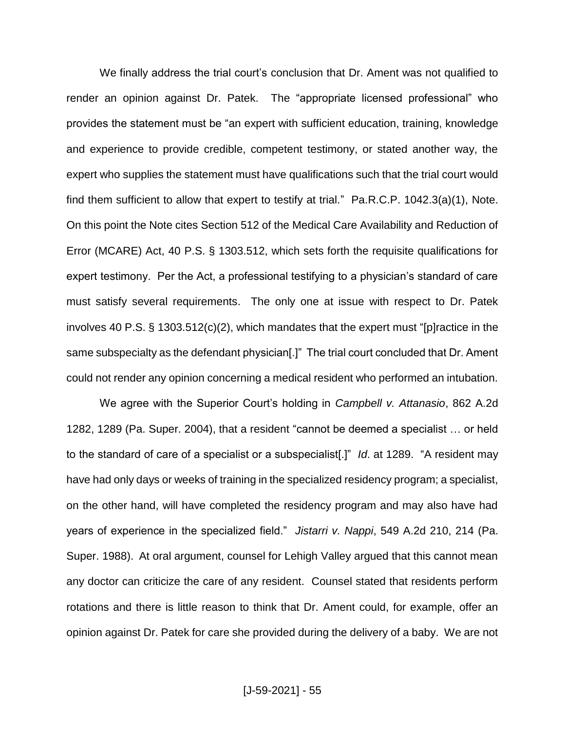We finally address the trial court's conclusion that Dr. Ament was not qualified to render an opinion against Dr. Patek. The "appropriate licensed professional" who provides the statement must be "an expert with sufficient education, training, knowledge and experience to provide credible, competent testimony, or stated another way, the expert who supplies the statement must have qualifications such that the trial court would find them sufficient to allow that expert to testify at trial." Pa.R.C.P. 1042.3(a)(1), Note. On this point the Note cites Section 512 of the Medical Care Availability and Reduction of Error (MCARE) Act, 40 P.S. § 1303.512, which sets forth the requisite qualifications for expert testimony. Per the Act, a professional testifying to a physician's standard of care must satisfy several requirements. The only one at issue with respect to Dr. Patek involves 40 P.S. § 1303.512(c)(2), which mandates that the expert must "[p]ractice in the same subspecialty as the defendant physician[.]" The trial court concluded that Dr. Ament could not render any opinion concerning a medical resident who performed an intubation.

We agree with the Superior Court's holding in *Campbell v. Attanasio*, 862 A.2d 1282, 1289 (Pa. Super. 2004), that a resident "cannot be deemed a specialist … or held to the standard of care of a specialist or a subspecialist[.]" *Id*. at 1289. "A resident may have had only days or weeks of training in the specialized residency program; a specialist, on the other hand, will have completed the residency program and may also have had years of experience in the specialized field." *Jistarri v. Nappi*, 549 A.2d 210, 214 (Pa. Super. 1988). At oral argument, counsel for Lehigh Valley argued that this cannot mean any doctor can criticize the care of any resident. Counsel stated that residents perform rotations and there is little reason to think that Dr. Ament could, for example, offer an opinion against Dr. Patek for care she provided during the delivery of a baby. We are not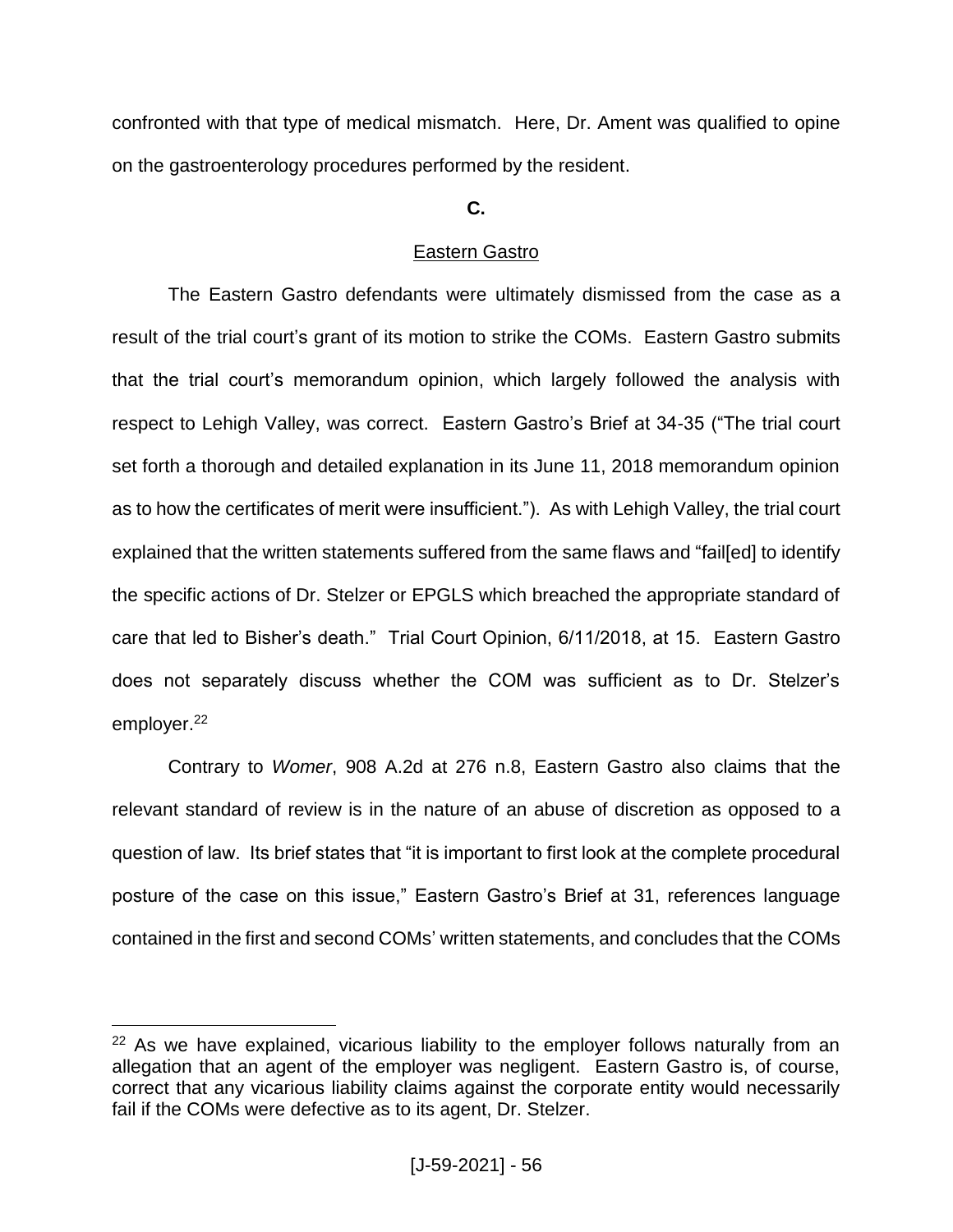confronted with that type of medical mismatch. Here, Dr. Ament was qualified to opine on the gastroenterology procedures performed by the resident.

**C.**

Eastern Gastro

The Eastern Gastro defendants were ultimately dismissed from the case as a result of the trial court's grant of its motion to strike the COMs. Eastern Gastro submits that the trial court's memorandum opinion, which largely followed the analysis with respect to Lehigh Valley, was correct. Eastern Gastro's Brief at 34-35 ("The trial court set forth a thorough and detailed explanation in its June 11, 2018 memorandum opinion as to how the certificates of merit were insufficient."). As with Lehigh Valley, the trial court explained that the written statements suffered from the same flaws and "fail[ed] to identify the specific actions of Dr. Stelzer or EPGLS which breached the appropriate standard of care that led to Bisher's death." Trial Court Opinion, 6/11/2018, at 15. Eastern Gastro does not separately discuss whether the COM was sufficient as to Dr. Stelzer's employer.[22]

Contrary to *Womer*, 908 A.2d at 276 n.8, Eastern Gastro also claims that the relevant standard of review is in the nature of an abuse of discretion as opposed to a question of law. Its brief states that "it is important to first look at the complete procedural posture of the case on this issue," Eastern Gastro's Brief at 31, references language contained in the first and second COMs' written statements, and concludes that the COMs

[22] As we have explained, vicarious liability to the employer follows naturally from an allegation that an agent of the employer was negligent. Eastern Gastro is, of course, correct that any vicarious liability claims against the corporate entity would necessarily fail if the COMs were defective as to its agent, Dr. Stelzer.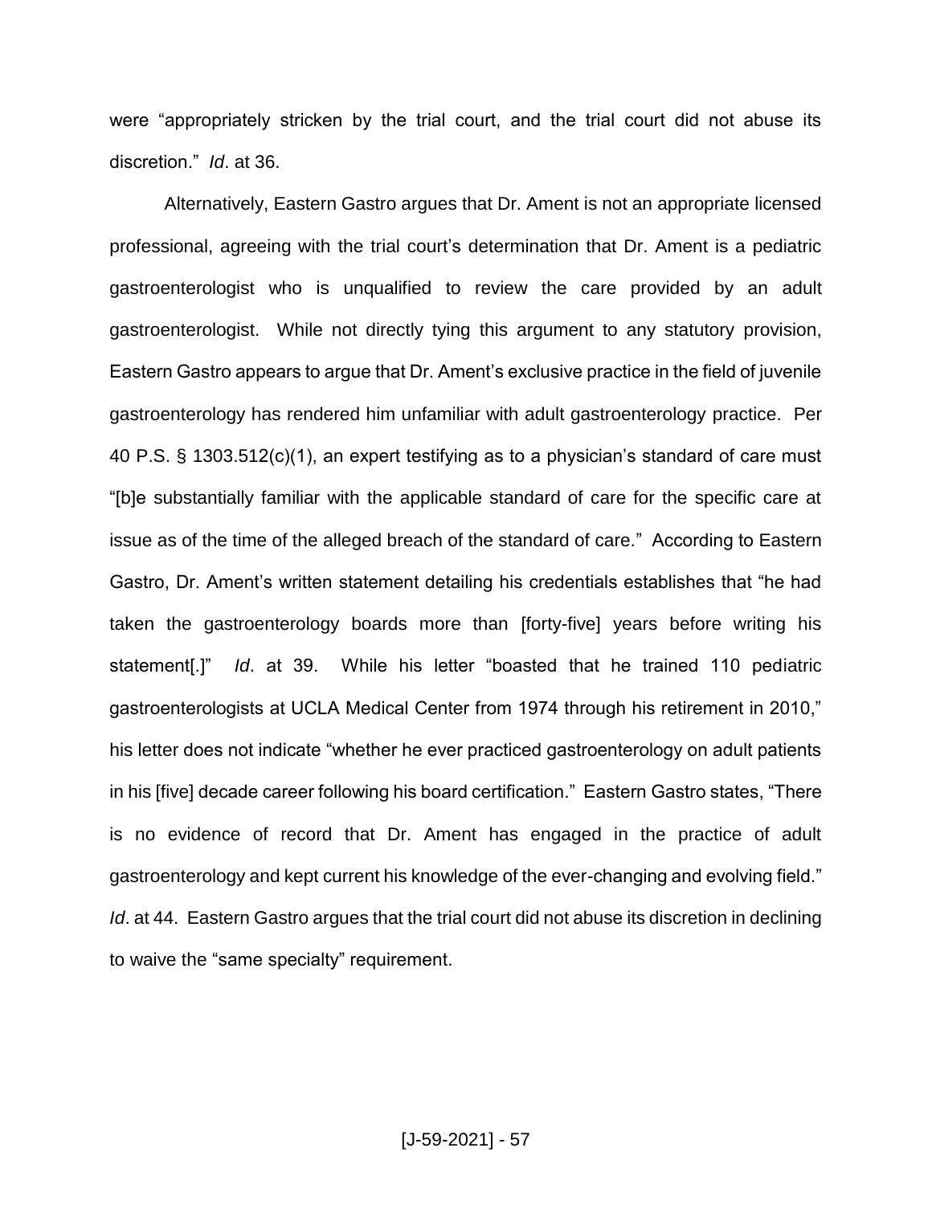were "appropriately stricken by the trial court, and the trial court did not abuse its discretion." *Id*. at 36.

Alternatively, Eastern Gastro argues that Dr. Ament is not an appropriate licensed professional, agreeing with the trial court's determination that Dr. Ament is a pediatric gastroenterologist who is unqualified to review the care provided by an adult gastroenterologist. While not directly tying this argument to any statutory provision, Eastern Gastro appears to argue that Dr. Ament's exclusive practice in the field of juvenile gastroenterology has rendered him unfamiliar with adult gastroenterology practice. Per 40 P.S. § 1303.512(c)(1), an expert testifying as to a physician's standard of care must "[b]e substantially familiar with the applicable standard of care for the specific care at issue as of the time of the alleged breach of the standard of care." According to Eastern Gastro, Dr. Ament's written statement detailing his credentials establishes that "he had taken the gastroenterology boards more than [forty-five] years before writing his statement[.]" *Id*. at 39. While his letter "boasted that he trained 110 pediatric gastroenterologists at UCLA Medical Center from 1974 through his retirement in 2010," his letter does not indicate "whether he ever practiced gastroenterology on adult patients in his [five] decade career following his board certification." Eastern Gastro states, "There is no evidence of record that Dr. Ament has engaged in the practice of adult gastroenterology and kept current his knowledge of the ever-changing and evolving field." *Id*. at 44. Eastern Gastro argues that the trial court did not abuse its discretion in declining to waive the "same specialty" requirement.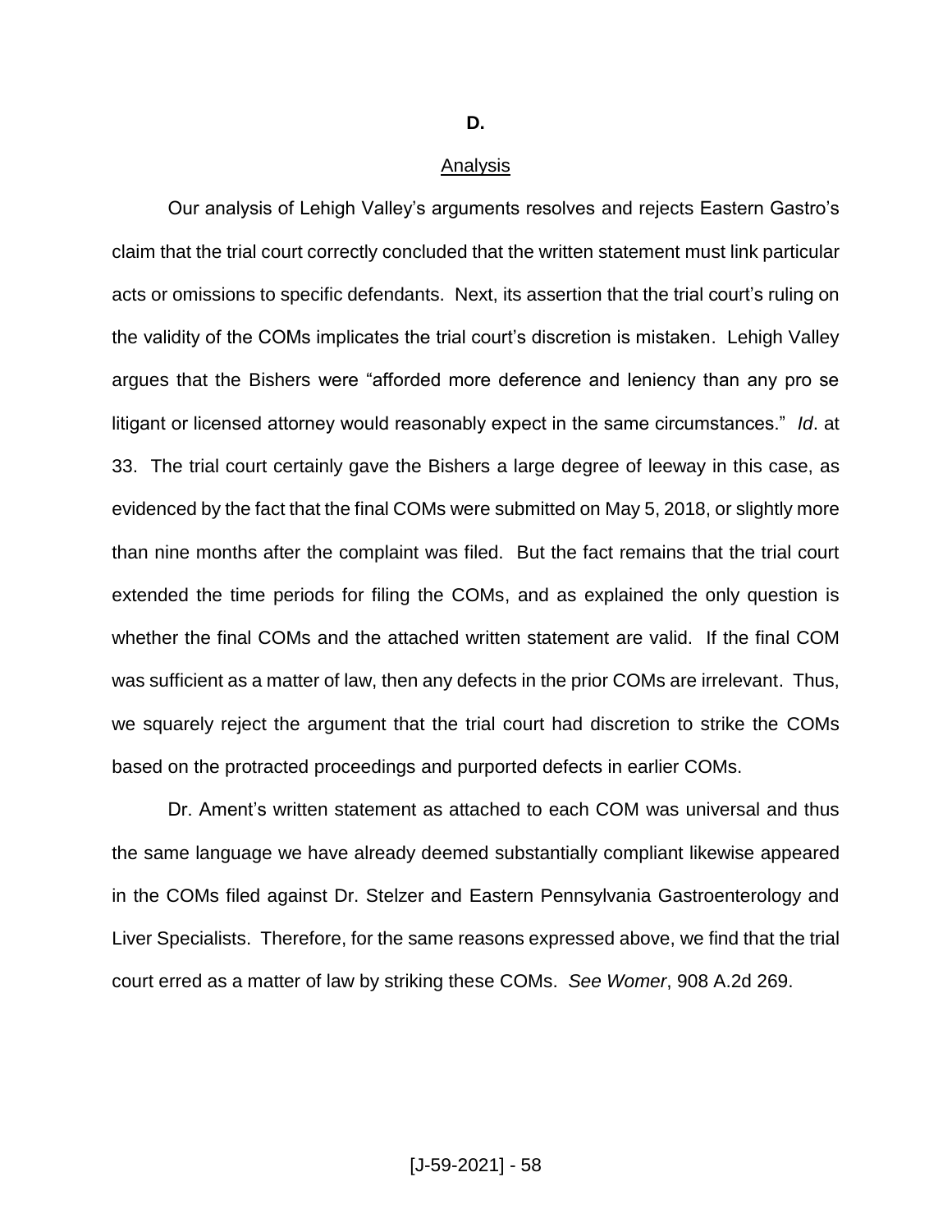**D.**

Analysis

Our analysis of Lehigh Valley's arguments resolves and rejects Eastern Gastro's claim that the trial court correctly concluded that the written statement must link particular acts or omissions to specific defendants. Next, its assertion that the trial court's ruling on the validity of the COMs implicates the trial court's discretion is mistaken. Lehigh Valley argues that the Bishers were "afforded more deference and leniency than any pro se litigant or licensed attorney would reasonably expect in the same circumstances." *Id*. at 33. The trial court certainly gave the Bishers a large degree of leeway in this case, as evidenced by the fact that the final COMs were submitted on May 5, 2018, or slightly more than nine months after the complaint was filed. But the fact remains that the trial court extended the time periods for filing the COMs, and as explained the only question is whether the final COMs and the attached written statement are valid. If the final COM was sufficient as a matter of law, then any defects in the prior COMs are irrelevant. Thus, we squarely reject the argument that the trial court had discretion to strike the COMs based on the protracted proceedings and purported defects in earlier COMs.

Dr. Ament's written statement as attached to each COM was universal and thus the same language we have already deemed substantially compliant likewise appeared in the COMs filed against Dr. Stelzer and Eastern Pennsylvania Gastroenterology and Liver Specialists. Therefore, for the same reasons expressed above, we find that the trial court erred as a matter of law by striking these COMs. *See Womer*, 908 A.2d 269.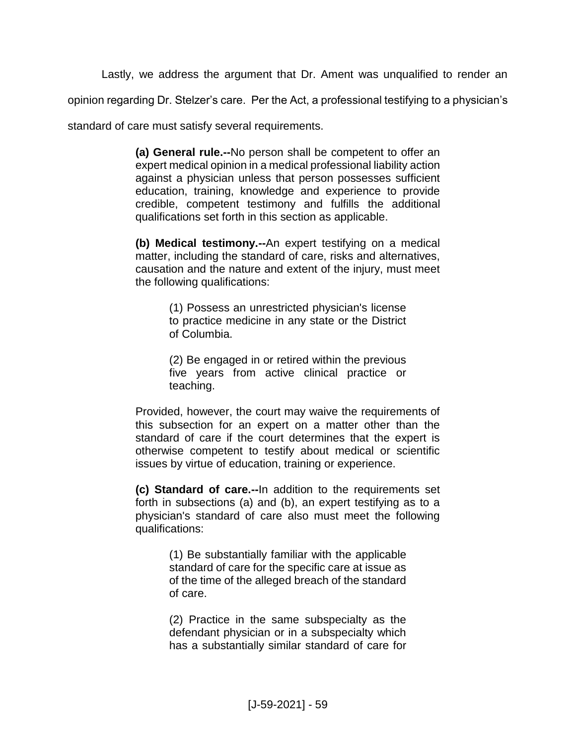Lastly, we address the argument that Dr. Ament was unqualified to render an opinion regarding Dr. Stelzer's care. Per the Act, a professional testifying to a physician's standard of care must satisfy several requirements.

> **(a) General rule.--**No person shall be competent to offer an expert medical opinion in a medical professional liability action against a physician unless that person possesses sufficient education, training, knowledge and experience to provide credible, competent testimony and fulfills the additional qualifications set forth in this section as applicable.
>
> **(b) Medical testimony.--**An expert testifying on a medical matter, including the standard of care, risks and alternatives, causation and the nature and extent of the injury, must meet the following qualifications:
>
> > (1) Possess an unrestricted physician's license to practice medicine in any state or the District of Columbia.
> >
> > (2) Be engaged in or retired within the previous five years from active clinical practice or teaching.
>
> Provided, however, the court may waive the requirements of this subsection for an expert on a matter other than the standard of care if the court determines that the expert is otherwise competent to testify about medical or scientific issues by virtue of education, training or experience.
>
> **(c) Standard of care.--**In addition to the requirements set forth in subsections (a) and (b), an expert testifying as to a physician's standard of care also must meet the following qualifications:
>
> > (1) Be substantially familiar with the applicable standard of care for the specific care at issue as of the time of the alleged breach of the standard of care.
> >
> > (2) Practice in the same subspecialty as the defendant physician or in a subspecialty which has a substantially similar standard of care for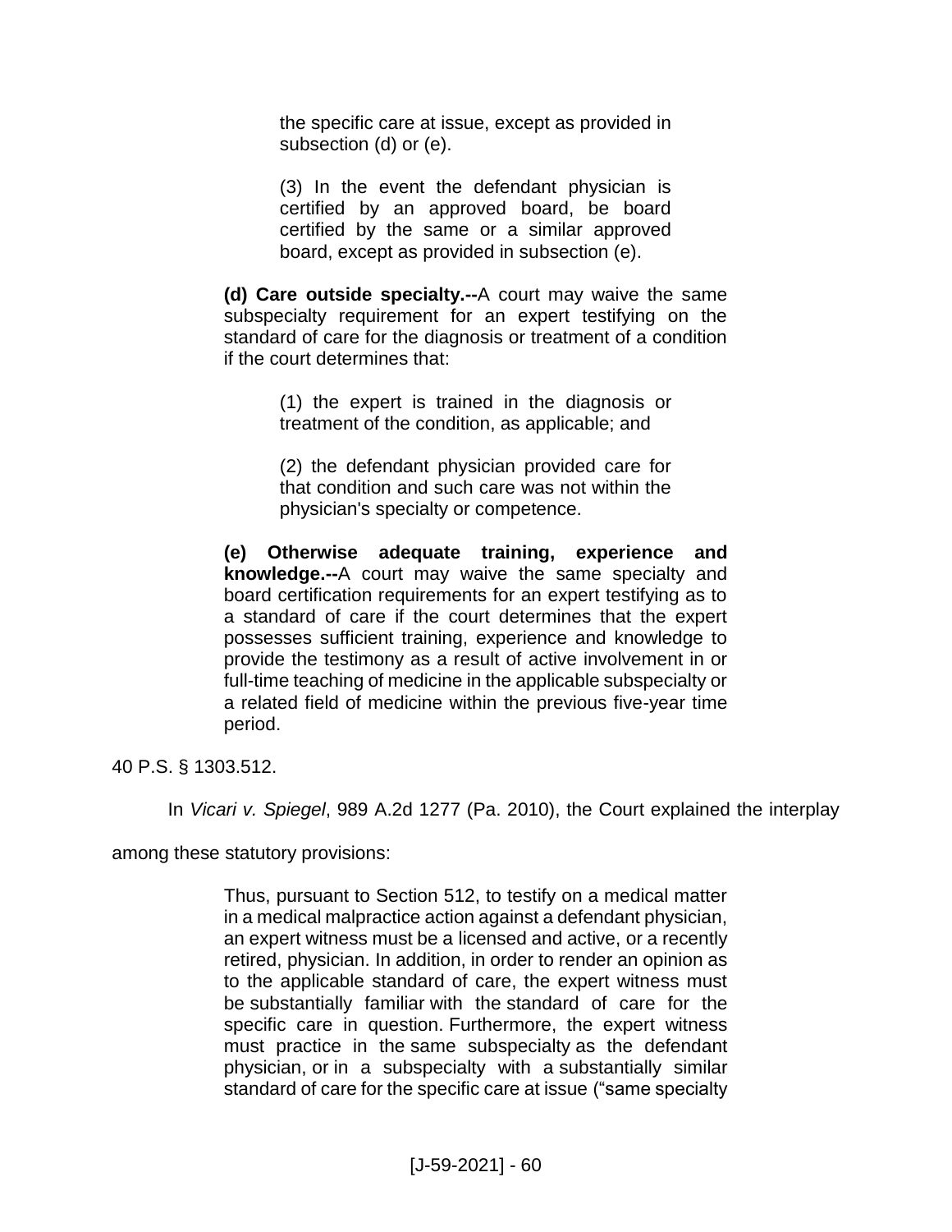> the specific care at issue, except as provided in subsection (d) or (e).
>
> (3) In the event the defendant physician is certified by an approved board, be board certified by the same or a similar approved board, except as provided in subsection (e).
>
> **(d) Care outside specialty.--**A court may waive the same subspecialty requirement for an expert testifying on the standard of care for the diagnosis or treatment of a condition if the court determines that:
>
> (1) the expert is trained in the diagnosis or treatment of the condition, as applicable; and
>
> (2) the defendant physician provided care for that condition and such care was not within the physician's specialty or competence.
>
> **(e) Otherwise adequate training, experience and knowledge.--**A court may waive the same specialty and board certification requirements for an expert testifying as to a standard of care if the court determines that the expert possesses sufficient training, experience and knowledge to provide the testimony as a result of active involvement in or full-time teaching of medicine in the applicable subspecialty or a related field of medicine within the previous five-year time period.

40 P.S. § 1303.512.

In *Vicari v. Spiegel*, 989 A.2d 1277 (Pa. 2010), the Court explained the interplay among these statutory provisions:

> Thus, pursuant to Section 512, to testify on a medical matter in a medical malpractice action against a defendant physician, an expert witness must be a licensed and active, or a recently retired, physician. In addition, in order to render an opinion as to the applicable standard of care, the expert witness must be substantially familiar with the standard of care for the specific care in question. Furthermore, the expert witness must practice in the same subspecialty as the defendant physician, or in a subspecialty with a substantially similar standard of care for the specific care at issue ("same specialty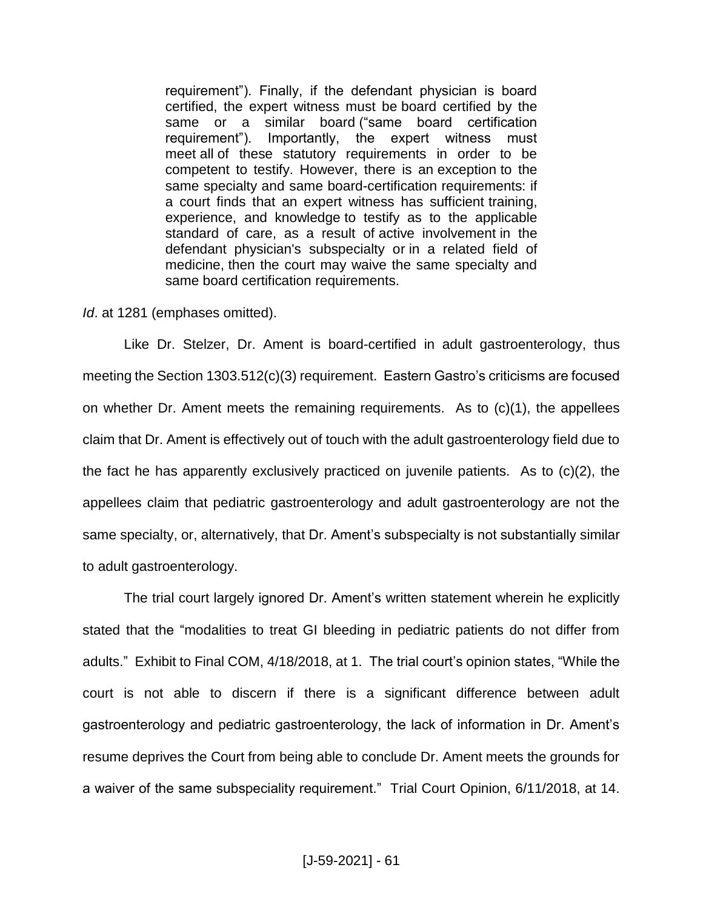> requirement"). Finally, if the defendant physician is board certified, the expert witness must be board certified by the same or a similar board ("same board certification requirement"). Importantly, the expert witness must meet all of these statutory requirements in order to be competent to testify. However, there is an exception to the same specialty and same board-certification requirements: if a court finds that an expert witness has sufficient training, experience, and knowledge to testify as to the applicable standard of care, as a result of active involvement in the defendant physician's subspecialty or in a related field of medicine, then the court may waive the same specialty and same board certification requirements.

*Id*. at 1281 (emphases omitted).

Like Dr. Stelzer, Dr. Ament is board-certified in adult gastroenterology, thus meeting the Section 1303.512(c)(3) requirement. Eastern Gastro's criticisms are focused on whether Dr. Ament meets the remaining requirements. As to (c)(1), the appellees claim that Dr. Ament is effectively out of touch with the adult gastroenterology field due to the fact he has apparently exclusively practiced on juvenile patients. As to (c)(2), the appellees claim that pediatric gastroenterology and adult gastroenterology are not the same specialty, or, alternatively, that Dr. Ament's subspecialty is not substantially similar to adult gastroenterology.

The trial court largely ignored Dr. Ament's written statement wherein he explicitly stated that the "modalities to treat GI bleeding in pediatric patients do not differ from adults." Exhibit to Final COM, 4/18/2018, at 1. The trial court's opinion states, "While the court is not able to discern if there is a significant difference between adult gastroenterology and pediatric gastroenterology, the lack of information in Dr. Ament's resume deprives the Court from being able to conclude Dr. Ament meets the grounds for a waiver of the same subspeciality requirement." Trial Court Opinion, 6/11/2018, at 14.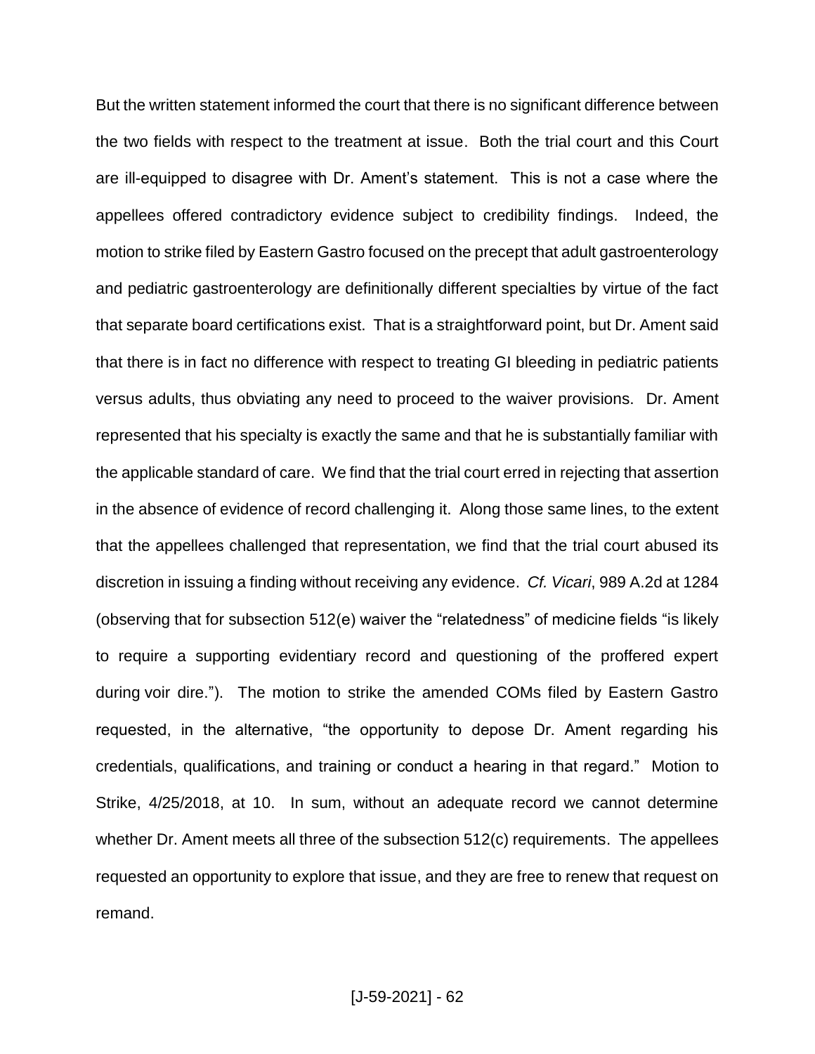But the written statement informed the court that there is no significant difference between the two fields with respect to the treatment at issue. Both the trial court and this Court are ill-equipped to disagree with Dr. Ament's statement. This is not a case where the appellees offered contradictory evidence subject to credibility findings. Indeed, the motion to strike filed by Eastern Gastro focused on the precept that adult gastroenterology and pediatric gastroenterology are definitionally different specialties by virtue of the fact that separate board certifications exist. That is a straightforward point, but Dr. Ament said that there is in fact no difference with respect to treating GI bleeding in pediatric patients versus adults, thus obviating any need to proceed to the waiver provisions. Dr. Ament represented that his specialty is exactly the same and that he is substantially familiar with the applicable standard of care. We find that the trial court erred in rejecting that assertion in the absence of evidence of record challenging it. Along those same lines, to the extent that the appellees challenged that representation, we find that the trial court abused its discretion in issuing a finding without receiving any evidence. *Cf. Vicari*, 989 A.2d at 1284 (observing that for subsection 512(e) waiver the "relatedness" of medicine fields "is likely to require a supporting evidentiary record and questioning of the proffered expert during voir dire."). The motion to strike the amended COMs filed by Eastern Gastro requested, in the alternative, "the opportunity to depose Dr. Ament regarding his credentials, qualifications, and training or conduct a hearing in that regard." Motion to Strike, 4/25/2018, at 10. In sum, without an adequate record we cannot determine whether Dr. Ament meets all three of the subsection 512(c) requirements. The appellees requested an opportunity to explore that issue, and they are free to renew that request on remand.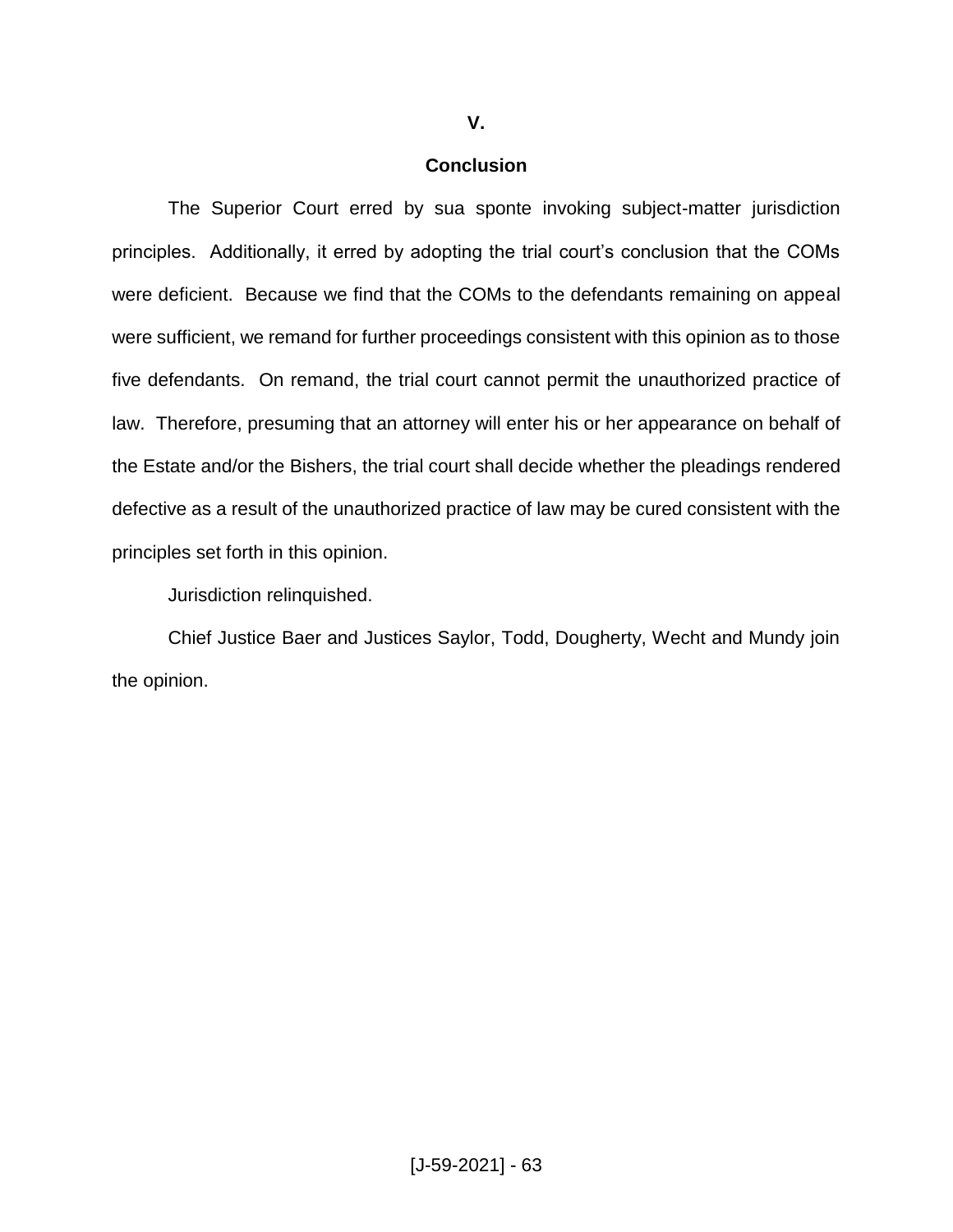## V.

## Conclusion

The Superior Court erred by sua sponte invoking subject-matter jurisdiction principles. Additionally, it erred by adopting the trial court's conclusion that the COMs were deficient. Because we find that the COMs to the defendants remaining on appeal were sufficient, we remand for further proceedings consistent with this opinion as to those five defendants. On remand, the trial court cannot permit the unauthorized practice of law. Therefore, presuming that an attorney will enter his or her appearance on behalf of the Estate and/or the Bishers, the trial court shall decide whether the pleadings rendered defective as a result of the unauthorized practice of law may be cured consistent with the principles set forth in this opinion.

Jurisdiction relinquished.

Chief Justice Baer and Justices Saylor, Todd, Dougherty, Wecht and Mundy join the opinion.